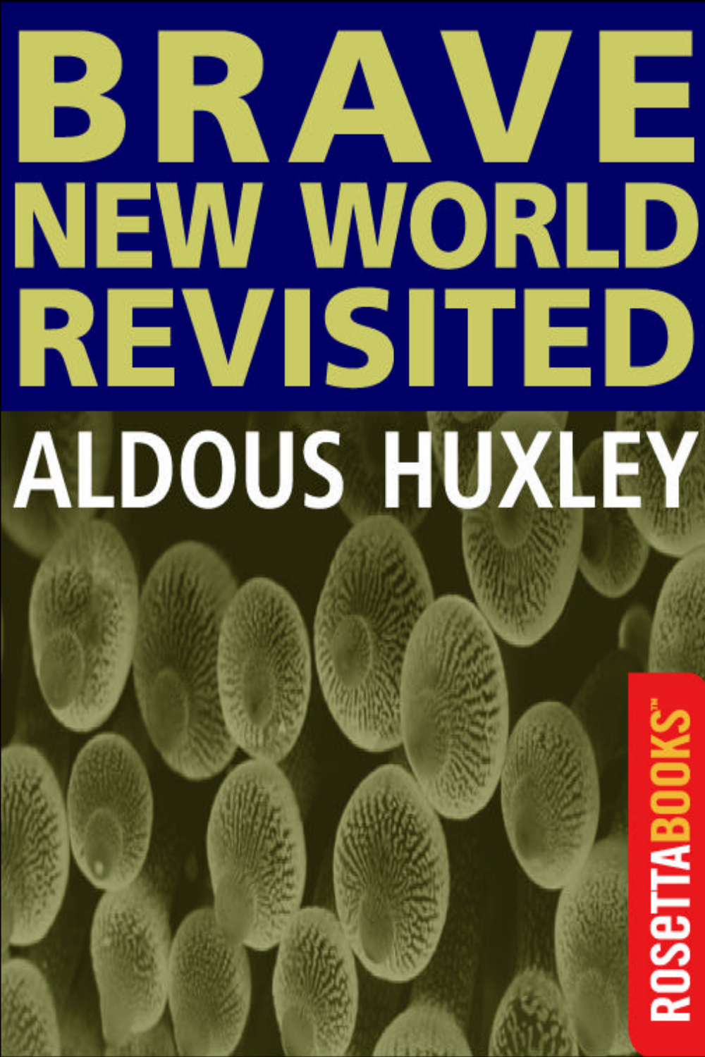# BRAVE NEW WORLD REVISITED

## ALDOUS HUXLEY

ROSETTABOOKS™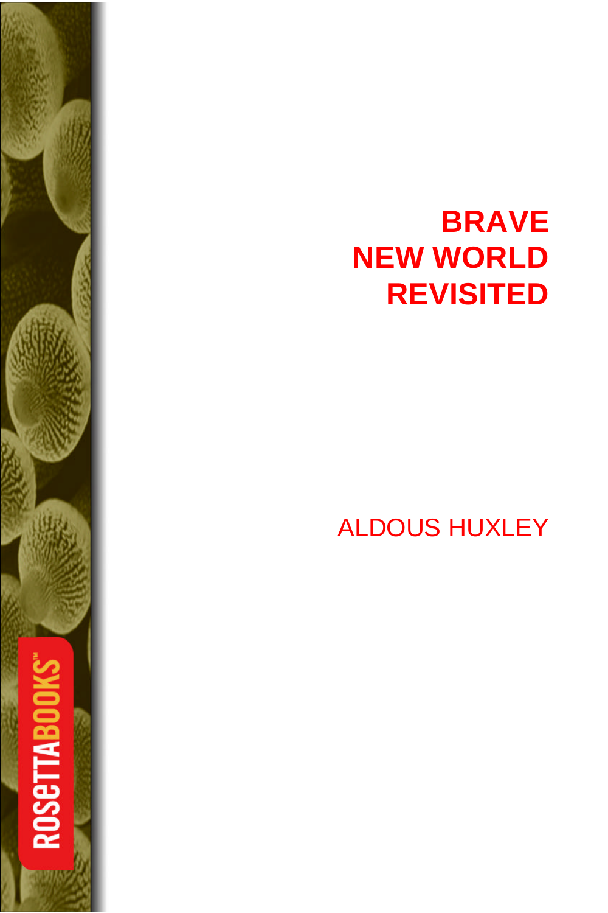# BRAVE NEW WORLD REVISITED

ALDOUS HUXLEY

ROSETTABOOKS™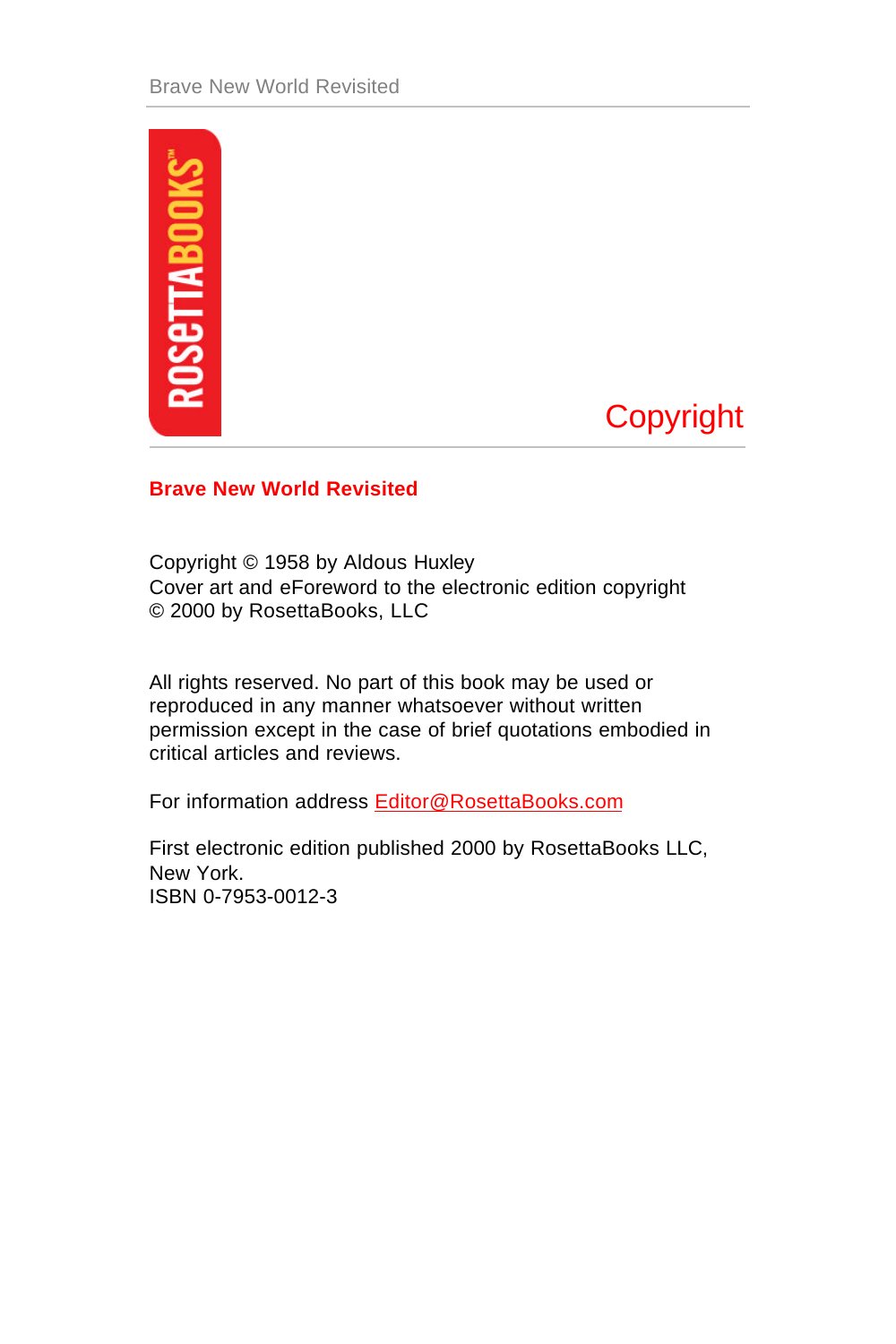# Copyright

**Brave New World Revisited**

Copyright © 1958 by Aldous Huxley
Cover art and eForeword to the electronic edition copyright © 2000 by RosettaBooks, LLC

All rights reserved. No part of this book may be used or reproduced in any manner whatsoever without written permission except in the case of brief quotations embodied in critical articles and reviews.

For information address Editor@RosettaBooks.com

First electronic edition published 2000 by RosettaBooks LLC, New York.
ISBN 0-7953-0012-3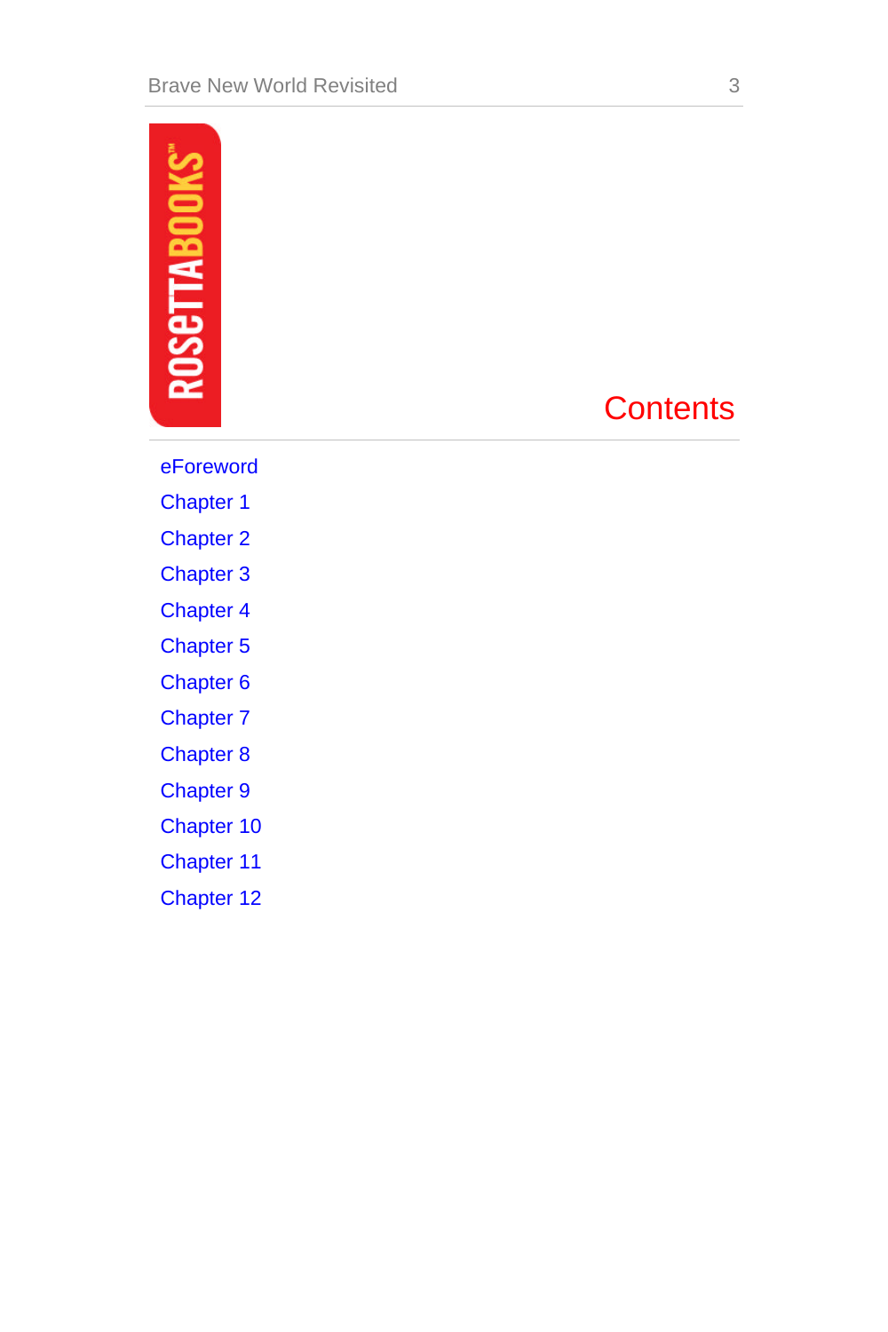# Contents

- eForeword
- Chapter 1
- Chapter 2
- Chapter 3
- Chapter 4
- Chapter 5
- Chapter 6
- Chapter 7
- Chapter 8
- Chapter 9
- Chapter 10
- Chapter 11
- Chapter 12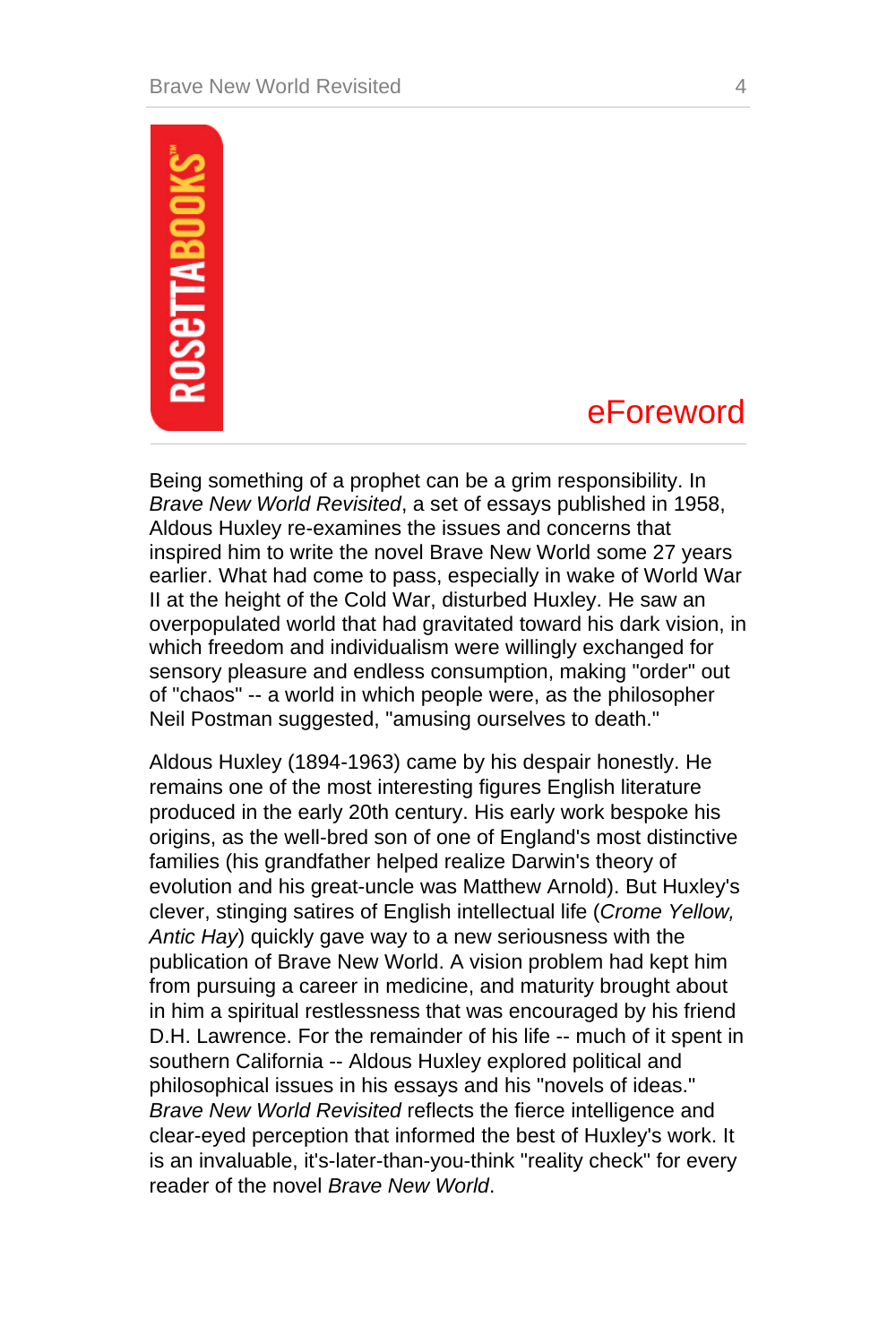# eForeword

Being something of a prophet can be a grim responsibility. In *Brave New World Revisited*, a set of essays published in 1958, Aldous Huxley re-examines the issues and concerns that inspired him to write the novel Brave New World some 27 years earlier. What had come to pass, especially in wake of World War II at the height of the Cold War, disturbed Huxley. He saw an overpopulated world that had gravitated toward his dark vision, in which freedom and individualism were willingly exchanged for sensory pleasure and endless consumption, making "order" out of "chaos" -- a world in which people were, as the philosopher Neil Postman suggested, "amusing ourselves to death."

Aldous Huxley (1894-1963) came by his despair honestly. He remains one of the most interesting figures English literature produced in the early 20th century. His early work bespoke his origins, as the well-bred son of one of England's most distinctive families (his grandfather helped realize Darwin's theory of evolution and his great-uncle was Matthew Arnold). But Huxley's clever, stinging satires of English intellectual life (*Crome Yellow, Antic Hay*) quickly gave way to a new seriousness with the publication of Brave New World. A vision problem had kept him from pursuing a career in medicine, and maturity brought about in him a spiritual restlessness that was encouraged by his friend D.H. Lawrence. For the remainder of his life -- much of it spent in southern California -- Aldous Huxley explored political and philosophical issues in his essays and his "novels of ideas." *Brave New World Revisited* reflects the fierce intelligence and clear-eyed perception that informed the best of Huxley's work. It is an invaluable, it's-later-than-you-think "reality check" for every reader of the novel *Brave New World*.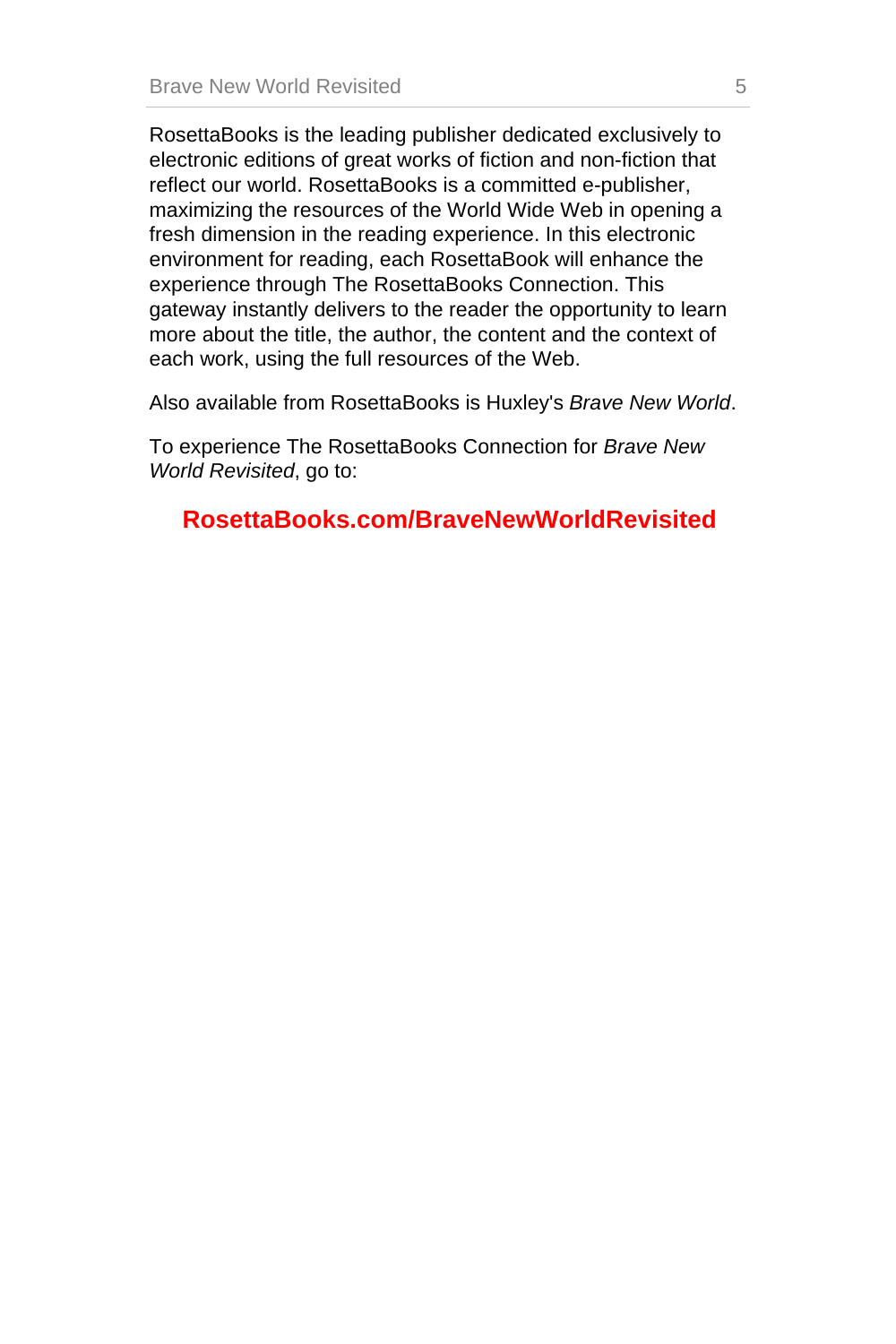RosettaBooks is the leading publisher dedicated exclusively to electronic editions of great works of fiction and non-fiction that reflect our world. RosettaBooks is a committed e-publisher, maximizing the resources of the World Wide Web in opening a fresh dimension in the reading experience. In this electronic environment for reading, each RosettaBook will enhance the experience through The RosettaBooks Connection. This gateway instantly delivers to the reader the opportunity to learn more about the title, the author, the content and the context of each work, using the full resources of the Web.

Also available from RosettaBooks is Huxley's *Brave New World*.

To experience The RosettaBooks Connection for *Brave New World Revisited*, go to:

**RosettaBooks.com/BraveNewWorldRevisited**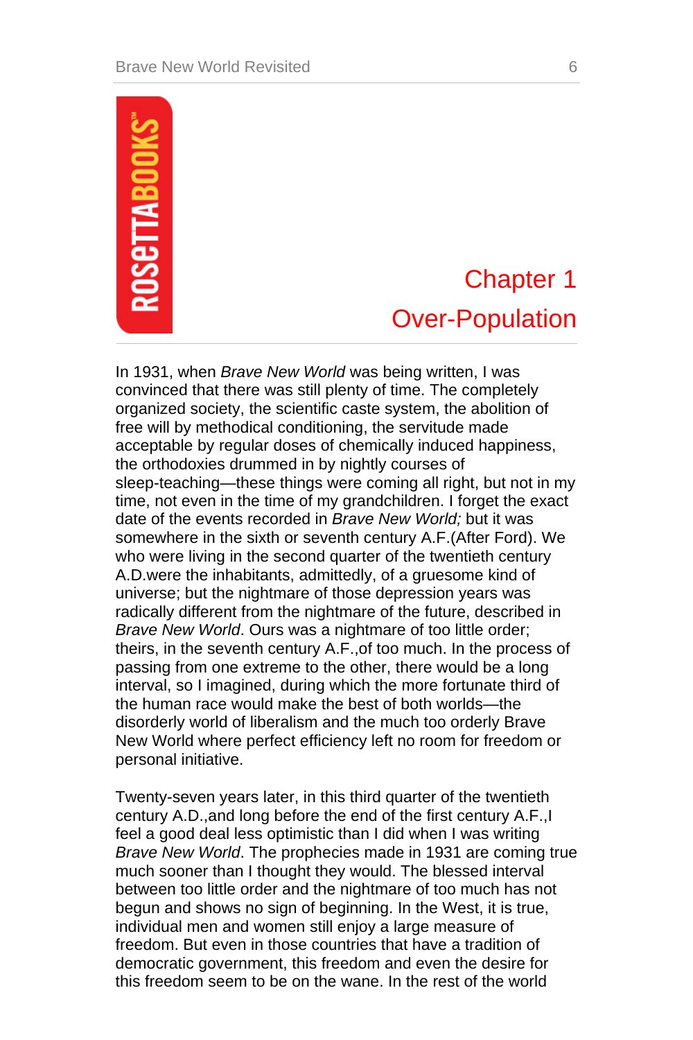# Chapter 1
## Over-Population

In 1931, when *Brave New World* was being written, I was convinced that there was still plenty of time. The completely organized society, the scientific caste system, the abolition of free will by methodical conditioning, the servitude made acceptable by regular doses of chemically induced happiness, the orthodoxies drummed in by nightly courses of sleep-teaching—these things were coming all right, but not in my time, not even in the time of my grandchildren. I forget the exact date of the events recorded in *Brave New World;* but it was somewhere in the sixth or seventh century A.F.(After Ford). We who were living in the second quarter of the twentieth century A.D.were the inhabitants, admittedly, of a gruesome kind of universe; but the nightmare of those depression years was radically different from the nightmare of the future, described in *Brave New World*. Ours was a nightmare of too little order; theirs, in the seventh century A.F.,of too much. In the process of passing from one extreme to the other, there would be a long interval, so I imagined, during which the more fortunate third of the human race would make the best of both worlds—the disorderly world of liberalism and the much too orderly Brave New World where perfect efficiency left no room for freedom or personal initiative.

Twenty-seven years later, in this third quarter of the twentieth century A.D.,and long before the end of the first century A.F.,I feel a good deal less optimistic than I did when I was writing *Brave New World*. The prophecies made in 1931 are coming true much sooner than I thought they would. The blessed interval between too little order and the nightmare of too much has not begun and shows no sign of beginning. In the West, it is true, individual men and women still enjoy a large measure of freedom. But even in those countries that have a tradition of democratic government, this freedom and even the desire for this freedom seem to be on the wane. In the rest of the world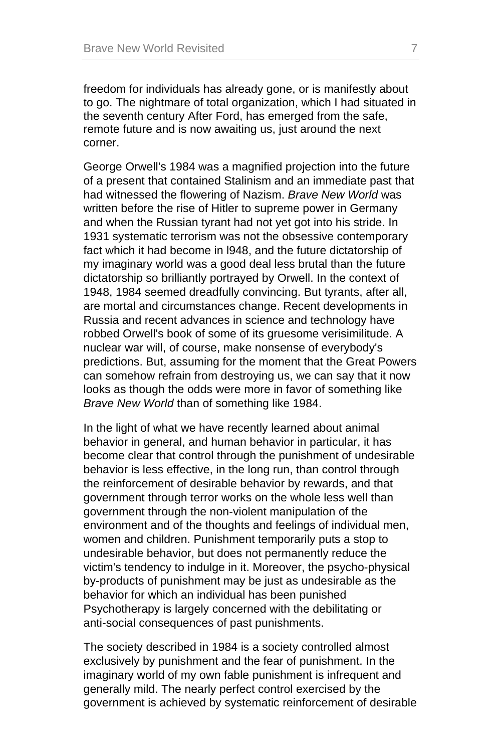freedom for individuals has already gone, or is manifestly about to go. The nightmare of total organization, which I had situated in the seventh century After Ford, has emerged from the safe, remote future and is now awaiting us, just around the next corner.

George Orwell's 1984 was a magnified projection into the future of a present that contained Stalinism and an immediate past that had witnessed the flowering of Nazism. *Brave New World* was written before the rise of Hitler to supreme power in Germany and when the Russian tyrant had not yet got into his stride. In 1931 systematic terrorism was not the obsessive contemporary fact which it had become in l948, and the future dictatorship of my imaginary world was a good deal less brutal than the future dictatorship so brilliantly portrayed by Orwell. In the context of 1948, 1984 seemed dreadfully convincing. But tyrants, after all, are mortal and circumstances change. Recent developments in Russia and recent advances in science and technology have robbed Orwell's book of some of its gruesome verisimilitude. A nuclear war will, of course, make nonsense of everybody's predictions. But, assuming for the moment that the Great Powers can somehow refrain from destroying us, we can say that it now looks as though the odds were more in favor of something like *Brave New World* than of something like 1984.

In the light of what we have recently learned about animal behavior in general, and human behavior in particular, it has become clear that control through the punishment of undesirable behavior is less effective, in the long run, than control through the reinforcement of desirable behavior by rewards, and that government through terror works on the whole less well than government through the non-violent manipulation of the environment and of the thoughts and feelings of individual men, women and children. Punishment temporarily puts a stop to undesirable behavior, but does not permanently reduce the victim's tendency to indulge in it. Moreover, the psycho-physical by-products of punishment may be just as undesirable as the behavior for which an individual has been punished Psychotherapy is largely concerned with the debilitating or anti-social consequences of past punishments.

The society described in 1984 is a society controlled almost exclusively by punishment and the fear of punishment. In the imaginary world of my own fable punishment is infrequent and generally mild. The nearly perfect control exercised by the government is achieved by systematic reinforcement of desirable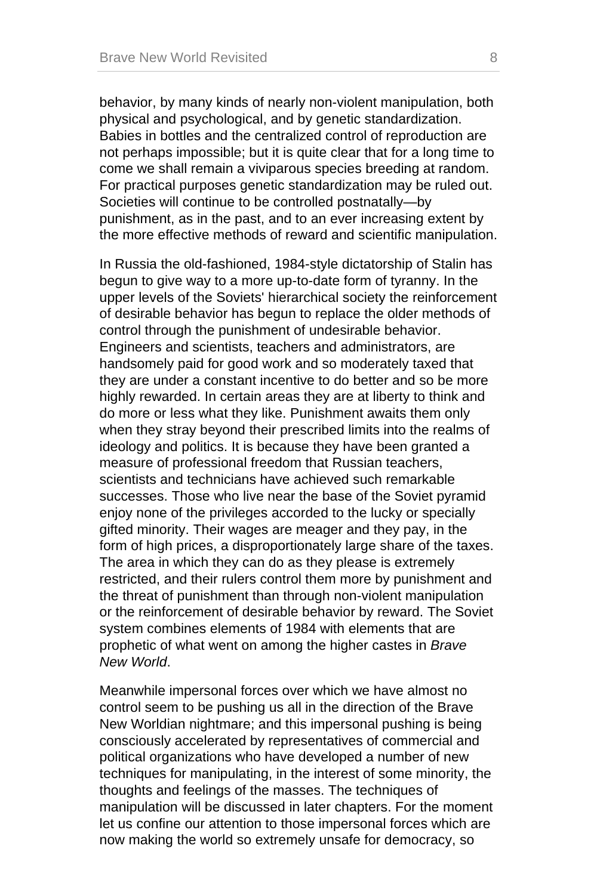behavior, by many kinds of nearly non-violent manipulation, both physical and psychological, and by genetic standardization. Babies in bottles and the centralized control of reproduction are not perhaps impossible; but it is quite clear that for a long time to come we shall remain a viviparous species breeding at random. For practical purposes genetic standardization may be ruled out. Societies will continue to be controlled postnatally—by punishment, as in the past, and to an ever increasing extent by the more effective methods of reward and scientific manipulation.

In Russia the old-fashioned, 1984-style dictatorship of Stalin has begun to give way to a more up-to-date form of tyranny. In the upper levels of the Soviets' hierarchical society the reinforcement of desirable behavior has begun to replace the older methods of control through the punishment of undesirable behavior. Engineers and scientists, teachers and administrators, are handsomely paid for good work and so moderately taxed that they are under a constant incentive to do better and so be more highly rewarded. In certain areas they are at liberty to think and do more or less what they like. Punishment awaits them only when they stray beyond their prescribed limits into the realms of ideology and politics. It is because they have been granted a measure of professional freedom that Russian teachers, scientists and technicians have achieved such remarkable successes. Those who live near the base of the Soviet pyramid enjoy none of the privileges accorded to the lucky or specially gifted minority. Their wages are meager and they pay, in the form of high prices, a disproportionately large share of the taxes. The area in which they can do as they please is extremely restricted, and their rulers control them more by punishment and the threat of punishment than through non-violent manipulation or the reinforcement of desirable behavior by reward. The Soviet system combines elements of 1984 with elements that are prophetic of what went on among the higher castes in *Brave New World*.

Meanwhile impersonal forces over which we have almost no control seem to be pushing us all in the direction of the Brave New Worldian nightmare; and this impersonal pushing is being consciously accelerated by representatives of commercial and political organizations who have developed a number of new techniques for manipulating, in the interest of some minority, the thoughts and feelings of the masses. The techniques of manipulation will be discussed in later chapters. For the moment let us confine our attention to those impersonal forces which are now making the world so extremely unsafe for democracy, so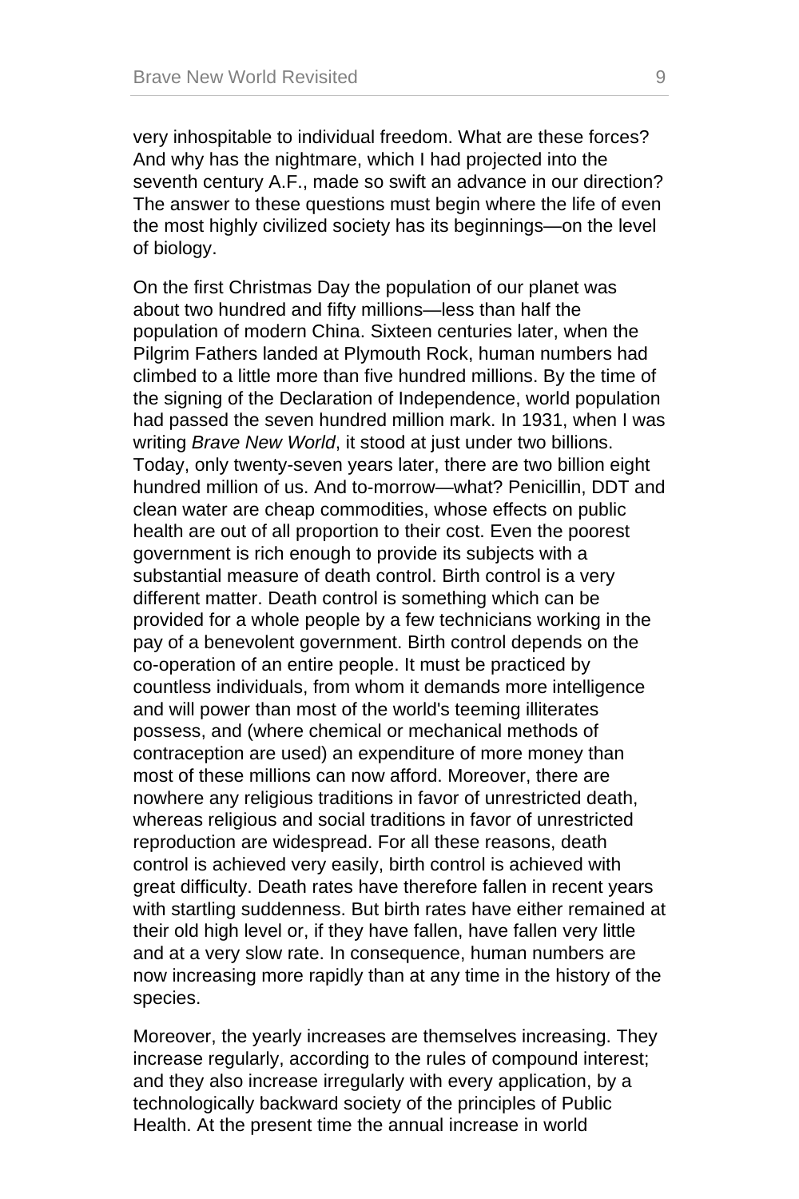very inhospitable to individual freedom. What are these forces? And why has the nightmare, which I had projected into the seventh century A.F., made so swift an advance in our direction? The answer to these questions must begin where the life of even the most highly civilized society has its beginnings—on the level of biology.

On the first Christmas Day the population of our planet was about two hundred and fifty millions—less than half the population of modern China. Sixteen centuries later, when the Pilgrim Fathers landed at Plymouth Rock, human numbers had climbed to a little more than five hundred millions. By the time of the signing of the Declaration of Independence, world population had passed the seven hundred million mark. In 1931, when I was writing *Brave New World*, it stood at just under two billions. Today, only twenty-seven years later, there are two billion eight hundred million of us. And to-morrow—what? Penicillin, DDT and clean water are cheap commodities, whose effects on public health are out of all proportion to their cost. Even the poorest government is rich enough to provide its subjects with a substantial measure of death control. Birth control is a very different matter. Death control is something which can be provided for a whole people by a few technicians working in the pay of a benevolent government. Birth control depends on the co-operation of an entire people. It must be practiced by countless individuals, from whom it demands more intelligence and will power than most of the world's teeming illiterates possess, and (where chemical or mechanical methods of contraception are used) an expenditure of more money than most of these millions can now afford. Moreover, there are nowhere any religious traditions in favor of unrestricted death, whereas religious and social traditions in favor of unrestricted reproduction are widespread. For all these reasons, death control is achieved very easily, birth control is achieved with great difficulty. Death rates have therefore fallen in recent years with startling suddenness. But birth rates have either remained at their old high level or, if they have fallen, have fallen very little and at a very slow rate. In consequence, human numbers are now increasing more rapidly than at any time in the history of the species.

Moreover, the yearly increases are themselves increasing. They increase regularly, according to the rules of compound interest; and they also increase irregularly with every application, by a technologically backward society of the principles of Public Health. At the present time the annual increase in world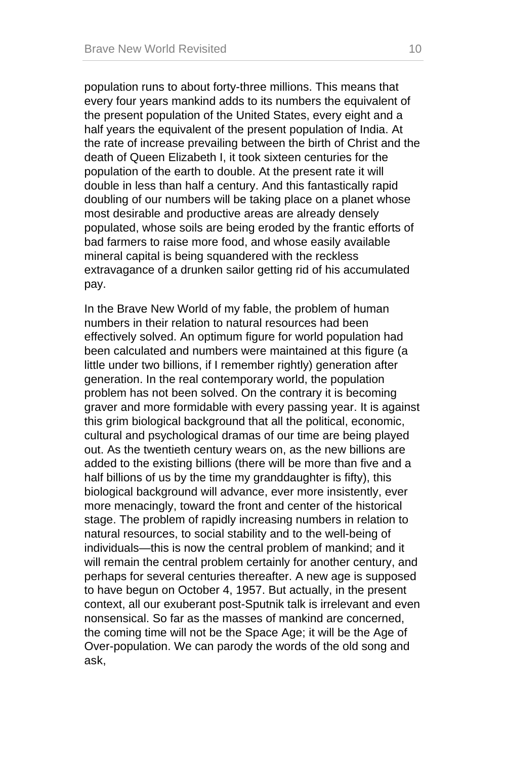population runs to about forty-three millions. This means that every four years mankind adds to its numbers the equivalent of the present population of the United States, every eight and a half years the equivalent of the present population of India. At the rate of increase prevailing between the birth of Christ and the death of Queen Elizabeth I, it took sixteen centuries for the population of the earth to double. At the present rate it will double in less than half a century. And this fantastically rapid doubling of our numbers will be taking place on a planet whose most desirable and productive areas are already densely populated, whose soils are being eroded by the frantic efforts of bad farmers to raise more food, and whose easily available mineral capital is being squandered with the reckless extravagance of a drunken sailor getting rid of his accumulated pay.

In the Brave New World of my fable, the problem of human numbers in their relation to natural resources had been effectively solved. An optimum figure for world population had been calculated and numbers were maintained at this figure (a little under two billions, if I remember rightly) generation after generation. In the real contemporary world, the population problem has not been solved. On the contrary it is becoming graver and more formidable with every passing year. It is against this grim biological background that all the political, economic, cultural and psychological dramas of our time are being played out. As the twentieth century wears on, as the new billions are added to the existing billions (there will be more than five and a half billions of us by the time my granddaughter is fifty), this biological background will advance, ever more insistently, ever more menacingly, toward the front and center of the historical stage. The problem of rapidly increasing numbers in relation to natural resources, to social stability and to the well-being of individuals—this is now the central problem of mankind; and it will remain the central problem certainly for another century, and perhaps for several centuries thereafter. A new age is supposed to have begun on October 4, 1957. But actually, in the present context, all our exuberant post-Sputnik talk is irrelevant and even nonsensical. So far as the masses of mankind are concerned, the coming time will not be the Space Age; it will be the Age of Over-population. We can parody the words of the old song and ask,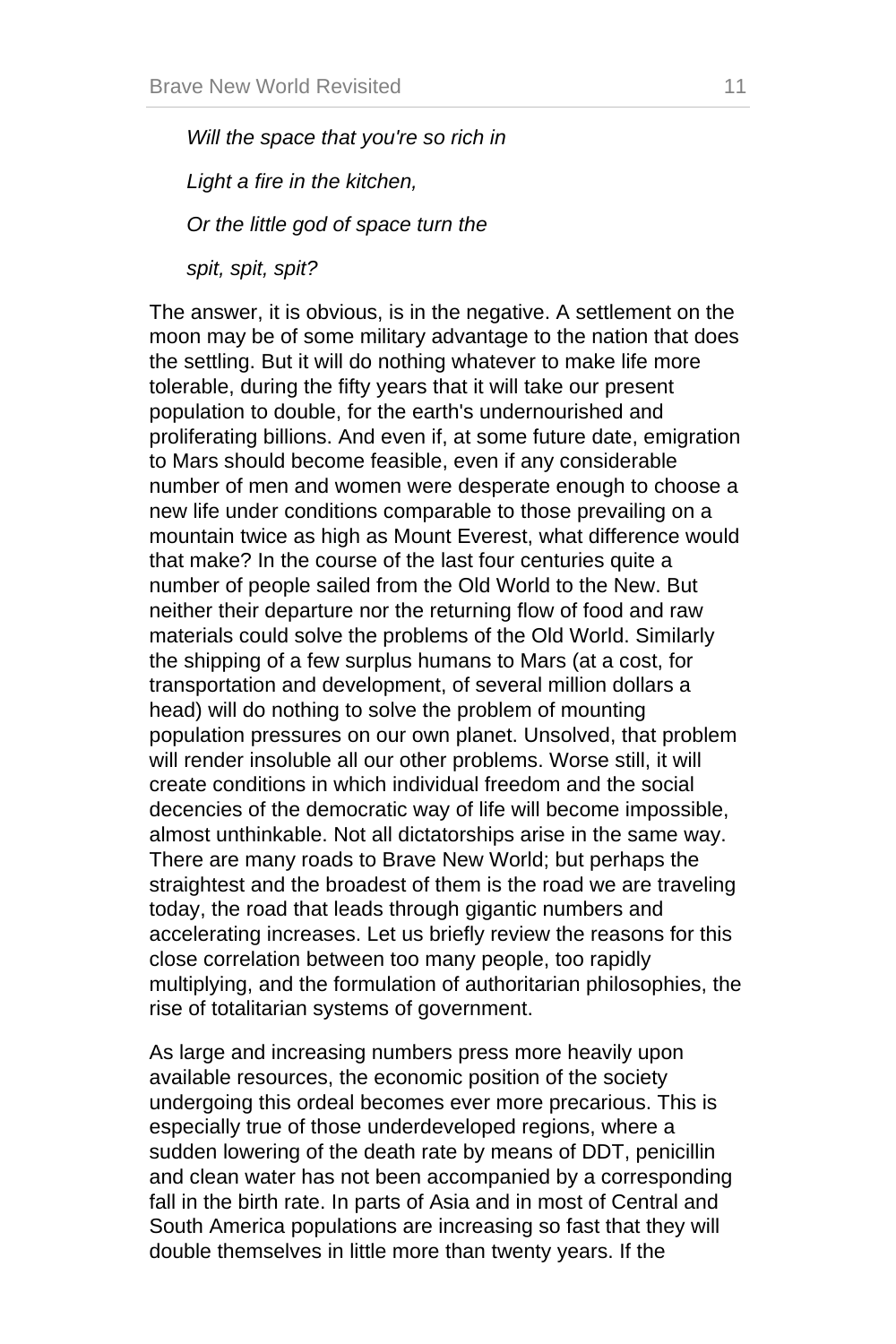*Will the space that you're so rich in*

*Light a fire in the kitchen,*

*Or the little god of space turn the*

*spit, spit, spit?*

The answer, it is obvious, is in the negative. A settlement on the moon may be of some military advantage to the nation that does the settling. But it will do nothing whatever to make life more tolerable, during the fifty years that it will take our present population to double, for the earth's undernourished and proliferating billions. And even if, at some future date, emigration to Mars should become feasible, even if any considerable number of men and women were desperate enough to choose a new life under conditions comparable to those prevailing on a mountain twice as high as Mount Everest, what difference would that make? In the course of the last four centuries quite a number of people sailed from the Old World to the New. But neither their departure nor the returning flow of food and raw materials could solve the problems of the Old World. Similarly the shipping of a few surplus humans to Mars (at a cost, for transportation and development, of several million dollars a head) will do nothing to solve the problem of mounting population pressures on our own planet. Unsolved, that problem will render insoluble all our other problems. Worse still, it will create conditions in which individual freedom and the social decencies of the democratic way of life will become impossible, almost unthinkable. Not all dictatorships arise in the same way. There are many roads to Brave New World; but perhaps the straightest and the broadest of them is the road we are traveling today, the road that leads through gigantic numbers and accelerating increases. Let us briefly review the reasons for this close correlation between too many people, too rapidly multiplying, and the formulation of authoritarian philosophies, the rise of totalitarian systems of government.

As large and increasing numbers press more heavily upon available resources, the economic position of the society undergoing this ordeal becomes ever more precarious. This is especially true of those underdeveloped regions, where a sudden lowering of the death rate by means of DDT, penicillin and clean water has not been accompanied by a corresponding fall in the birth rate. In parts of Asia and in most of Central and South America populations are increasing so fast that they will double themselves in little more than twenty years. If the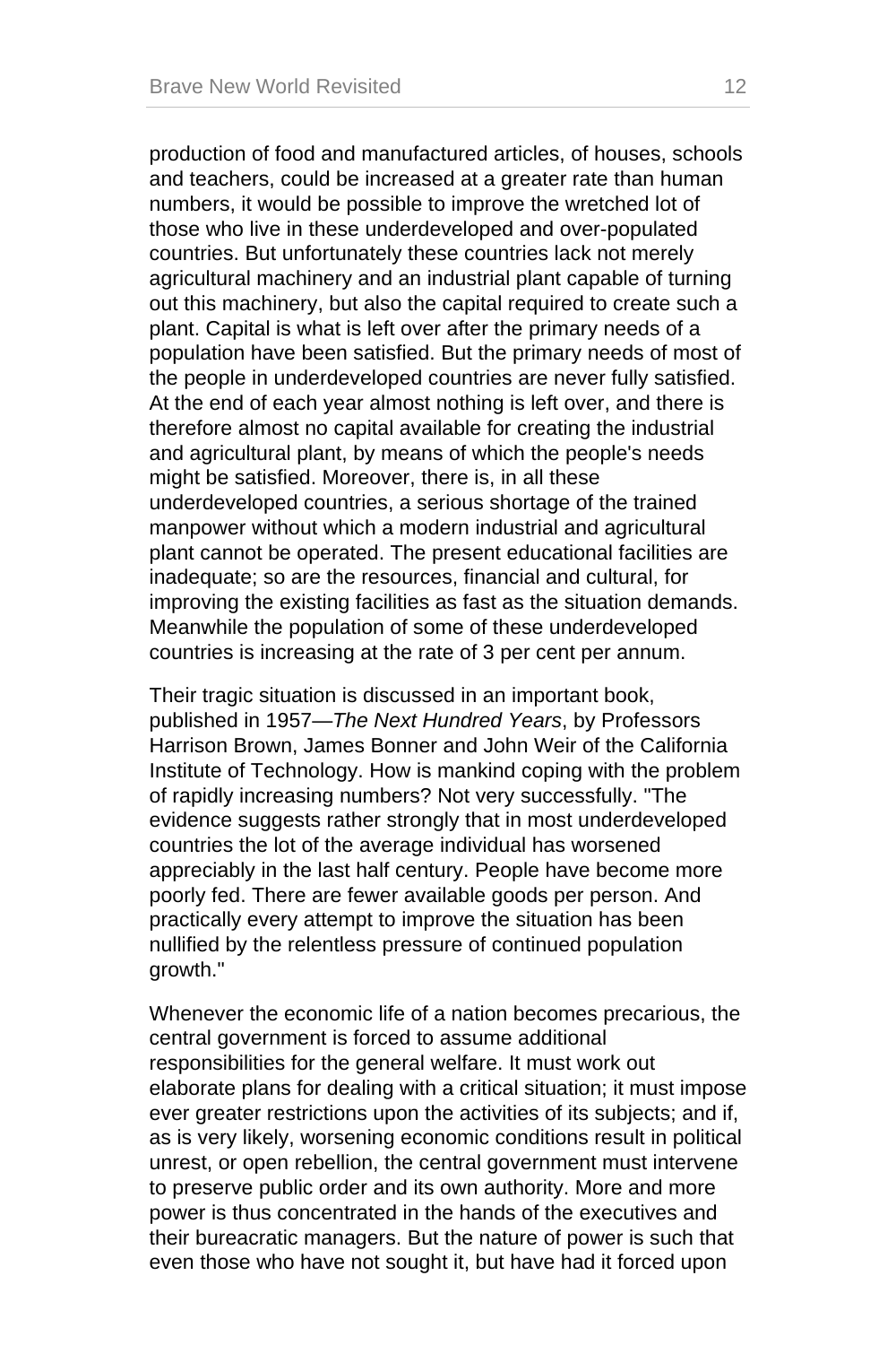production of food and manufactured articles, of houses, schools and teachers, could be increased at a greater rate than human numbers, it would be possible to improve the wretched lot of those who live in these underdeveloped and over-populated countries. But unfortunately these countries lack not merely agricultural machinery and an industrial plant capable of turning out this machinery, but also the capital required to create such a plant. Capital is what is left over after the primary needs of a population have been satisfied. But the primary needs of most of the people in underdeveloped countries are never fully satisfied. At the end of each year almost nothing is left over, and there is therefore almost no capital available for creating the industrial and agricultural plant, by means of which the people's needs might be satisfied. Moreover, there is, in all these underdeveloped countries, a serious shortage of the trained manpower without which a modern industrial and agricultural plant cannot be operated. The present educational facilities are inadequate; so are the resources, financial and cultural, for improving the existing facilities as fast as the situation demands. Meanwhile the population of some of these underdeveloped countries is increasing at the rate of 3 per cent per annum.

Their tragic situation is discussed in an important book, published in 1957—*The Next Hundred Years*, by Professors Harrison Brown, James Bonner and John Weir of the California Institute of Technology. How is mankind coping with the problem of rapidly increasing numbers? Not very successfully. "The evidence suggests rather strongly that in most underdeveloped countries the lot of the average individual has worsened appreciably in the last half century. People have become more poorly fed. There are fewer available goods per person. And practically every attempt to improve the situation has been nullified by the relentless pressure of continued population growth."

Whenever the economic life of a nation becomes precarious, the central government is forced to assume additional responsibilities for the general welfare. It must work out elaborate plans for dealing with a critical situation; it must impose ever greater restrictions upon the activities of its subjects; and if, as is very likely, worsening economic conditions result in political unrest, or open rebellion, the central government must intervene to preserve public order and its own authority. More and more power is thus concentrated in the hands of the executives and their bureacratic managers. But the nature of power is such that even those who have not sought it, but have had it forced upon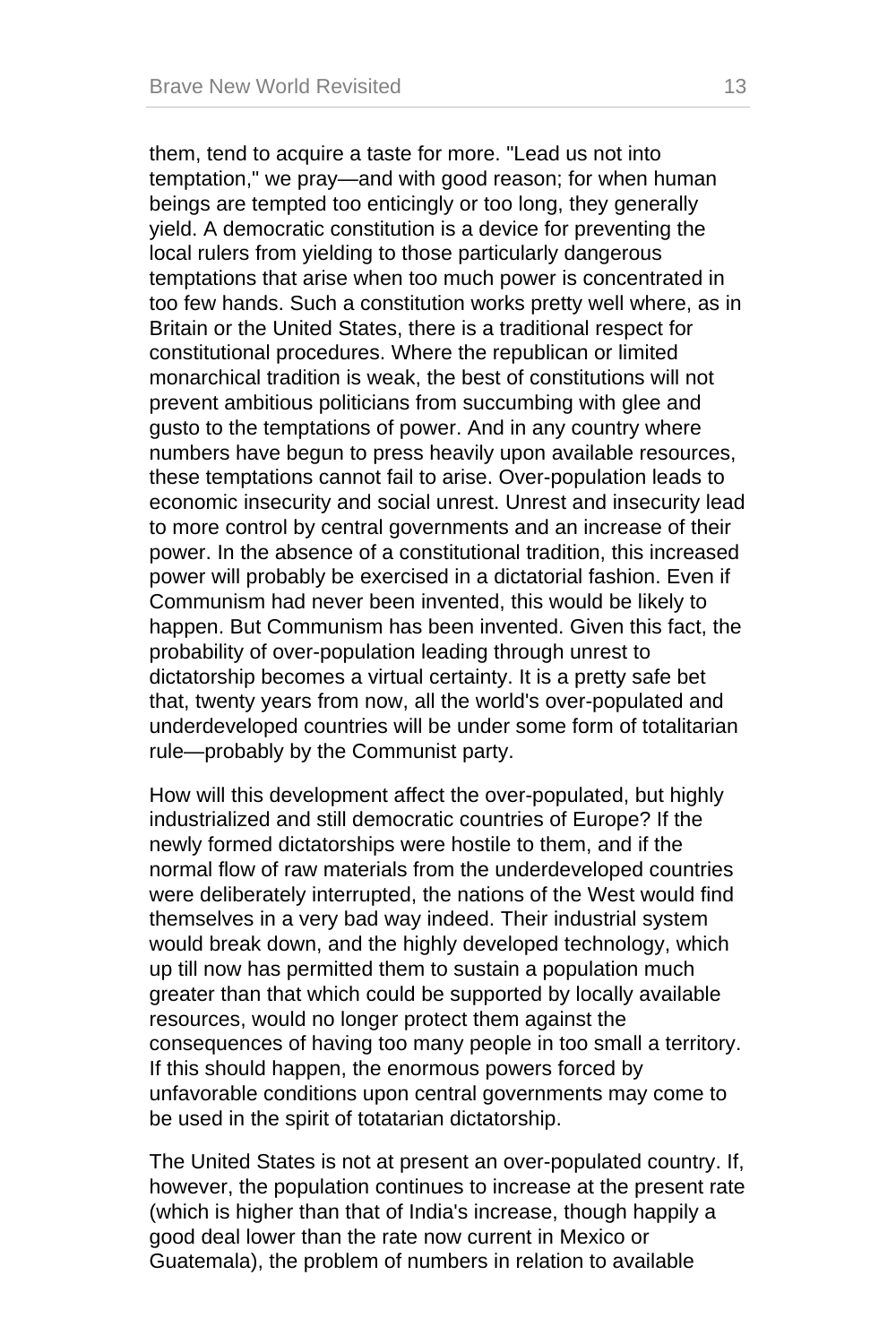them, tend to acquire a taste for more. "Lead us not into temptation," we pray—and with good reason; for when human beings are tempted too enticingly or too long, they generally yield. A democratic constitution is a device for preventing the local rulers from yielding to those particularly dangerous temptations that arise when too much power is concentrated in too few hands. Such a constitution works pretty well where, as in Britain or the United States, there is a traditional respect for constitutional procedures. Where the republican or limited monarchical tradition is weak, the best of constitutions will not prevent ambitious politicians from succumbing with glee and gusto to the temptations of power. And in any country where numbers have begun to press heavily upon available resources, these temptations cannot fail to arise. Over-population leads to economic insecurity and social unrest. Unrest and insecurity lead to more control by central governments and an increase of their power. In the absence of a constitutional tradition, this increased power will probably be exercised in a dictatorial fashion. Even if Communism had never been invented, this would be likely to happen. But Communism has been invented. Given this fact, the probability of over-population leading through unrest to dictatorship becomes a virtual certainty. It is a pretty safe bet that, twenty years from now, all the world's over-populated and underdeveloped countries will be under some form of totalitarian rule—probably by the Communist party.

How will this development affect the over-populated, but highly industrialized and still democratic countries of Europe? If the newly formed dictatorships were hostile to them, and if the normal flow of raw materials from the underdeveloped countries were deliberately interrupted, the nations of the West would find themselves in a very bad way indeed. Their industrial system would break down, and the highly developed technology, which up till now has permitted them to sustain a population much greater than that which could be supported by locally available resources, would no longer protect them against the consequences of having too many people in too small a territory. If this should happen, the enormous powers forced by unfavorable conditions upon central governments may come to be used in the spirit of totatarian dictatorship.

The United States is not at present an over-populated country. If, however, the population continues to increase at the present rate (which is higher than that of India's increase, though happily a good deal lower than the rate now current in Mexico or Guatemala), the problem of numbers in relation to available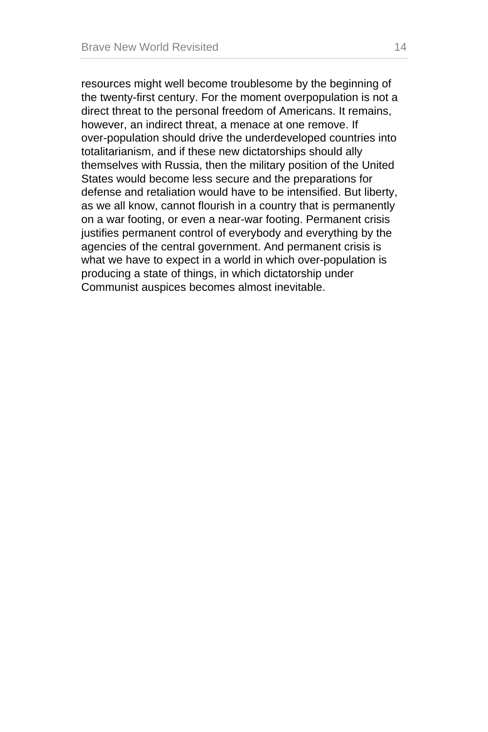resources might well become troublesome by the beginning of the twenty-first century. For the moment overpopulation is not a direct threat to the personal freedom of Americans. It remains, however, an indirect threat, a menace at one remove. If over-population should drive the underdeveloped countries into totalitarianism, and if these new dictatorships should ally themselves with Russia, then the military position of the United States would become less secure and the preparations for defense and retaliation would have to be intensified. But liberty, as we all know, cannot flourish in a country that is permanently on a war footing, or even a near-war footing. Permanent crisis justifies permanent control of everybody and everything by the agencies of the central government. And permanent crisis is what we have to expect in a world in which over-population is producing a state of things, in which dictatorship under Communist auspices becomes almost inevitable.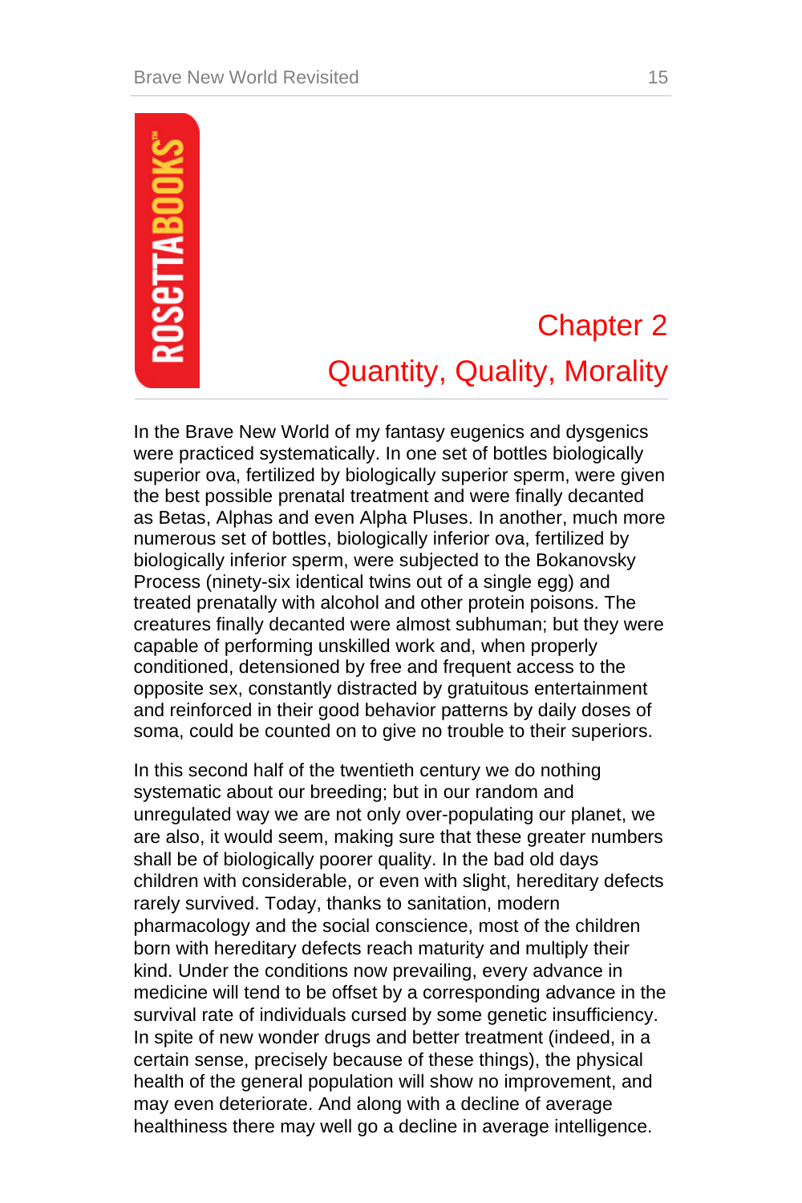# Chapter 2
## Quantity, Quality, Morality

In the Brave New World of my fantasy eugenics and dysgenics were practiced systematically. In one set of bottles biologically superior ova, fertilized by biologically superior sperm, were given the best possible prenatal treatment and were finally decanted as Betas, Alphas and even Alpha Pluses. In another, much more numerous set of bottles, biologically inferior ova, fertilized by biologically inferior sperm, were subjected to the Bokanovsky Process (ninety-six identical twins out of a single egg) and treated prenatally with alcohol and other protein poisons. The creatures finally decanted were almost subhuman; but they were capable of performing unskilled work and, when properly conditioned, detensioned by free and frequent access to the opposite sex, constantly distracted by gratuitous entertainment and reinforced in their good behavior patterns by daily doses of soma, could be counted on to give no trouble to their superiors.

In this second half of the twentieth century we do nothing systematic about our breeding; but in our random and unregulated way we are not only over-populating our planet, we are also, it would seem, making sure that these greater numbers shall be of biologically poorer quality. In the bad old days children with considerable, or even with slight, hereditary defects rarely survived. Today, thanks to sanitation, modern pharmacology and the social conscience, most of the children born with hereditary defects reach maturity and multiply their kind. Under the conditions now prevailing, every advance in medicine will tend to be offset by a corresponding advance in the survival rate of individuals cursed by some genetic insufficiency. In spite of new wonder drugs and better treatment (indeed, in a certain sense, precisely because of these things), the physical health of the general population will show no improvement, and may even deteriorate. And along with a decline of average healthiness there may well go a decline in average intelligence.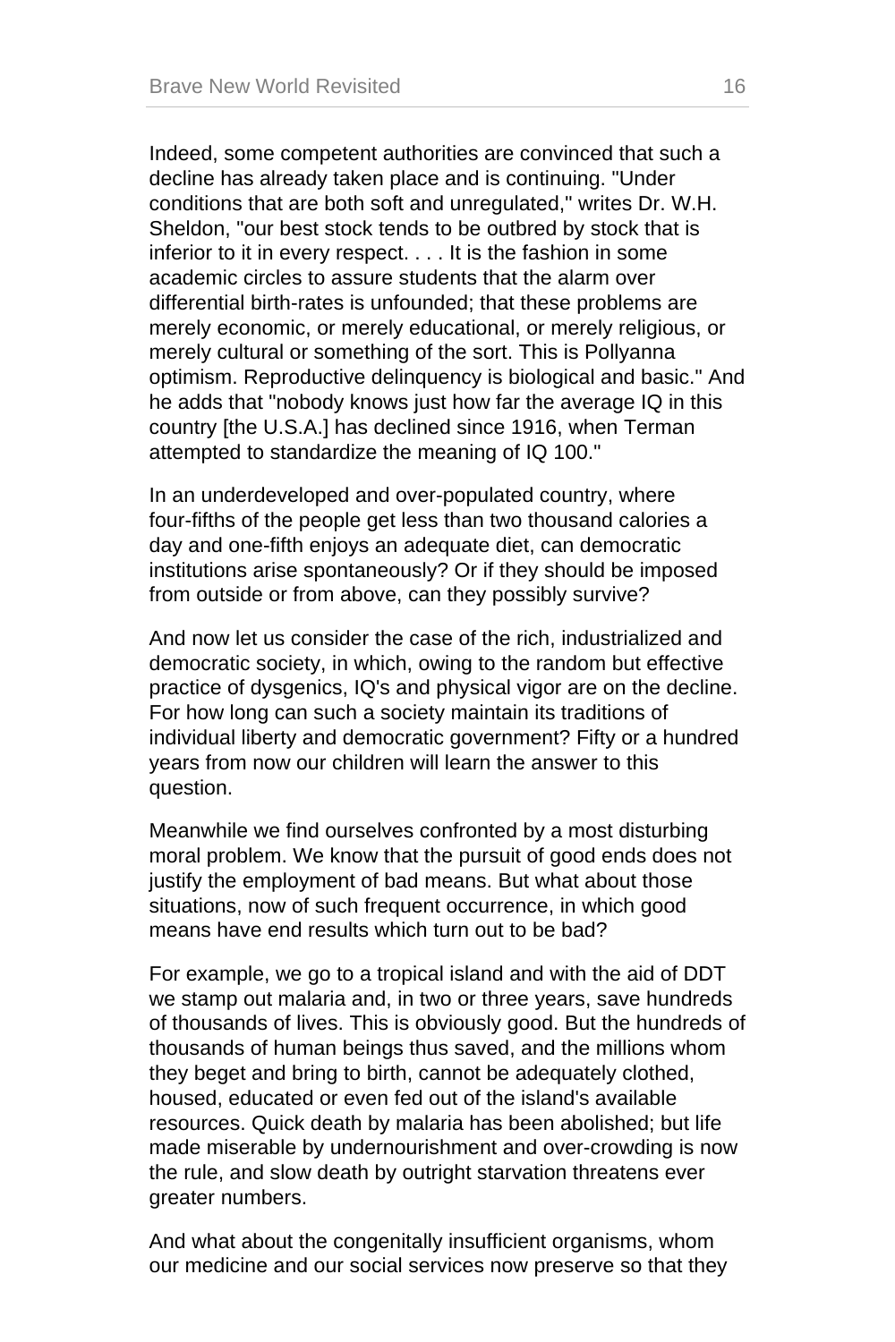Indeed, some competent authorities are convinced that such a decline has already taken place and is continuing. "Under conditions that are both soft and unregulated," writes Dr. W.H. Sheldon, "our best stock tends to be outbred by stock that is inferior to it in every respect. . . . It is the fashion in some academic circles to assure students that the alarm over differential birth-rates is unfounded; that these problems are merely economic, or merely educational, or merely religious, or merely cultural or something of the sort. This is Pollyanna optimism. Reproductive delinquency is biological and basic." And he adds that "nobody knows just how far the average IQ in this country [the U.S.A.] has declined since 1916, when Terman attempted to standardize the meaning of IQ 100."

In an underdeveloped and over-populated country, where four-fifths of the people get less than two thousand calories a day and one-fifth enjoys an adequate diet, can democratic institutions arise spontaneously? Or if they should be imposed from outside or from above, can they possibly survive?

And now let us consider the case of the rich, industrialized and democratic society, in which, owing to the random but effective practice of dysgenics, IQ's and physical vigor are on the decline. For how long can such a society maintain its traditions of individual liberty and democratic government? Fifty or a hundred years from now our children will learn the answer to this question.

Meanwhile we find ourselves confronted by a most disturbing moral problem. We know that the pursuit of good ends does not justify the employment of bad means. But what about those situations, now of such frequent occurrence, in which good means have end results which turn out to be bad?

For example, we go to a tropical island and with the aid of DDT we stamp out malaria and, in two or three years, save hundreds of thousands of lives. This is obviously good. But the hundreds of thousands of human beings thus saved, and the millions whom they beget and bring to birth, cannot be adequately clothed, housed, educated or even fed out of the island's available resources. Quick death by malaria has been abolished; but life made miserable by undernourishment and over-crowding is now the rule, and slow death by outright starvation threatens ever greater numbers.

And what about the congenitally insufficient organisms, whom our medicine and our social services now preserve so that they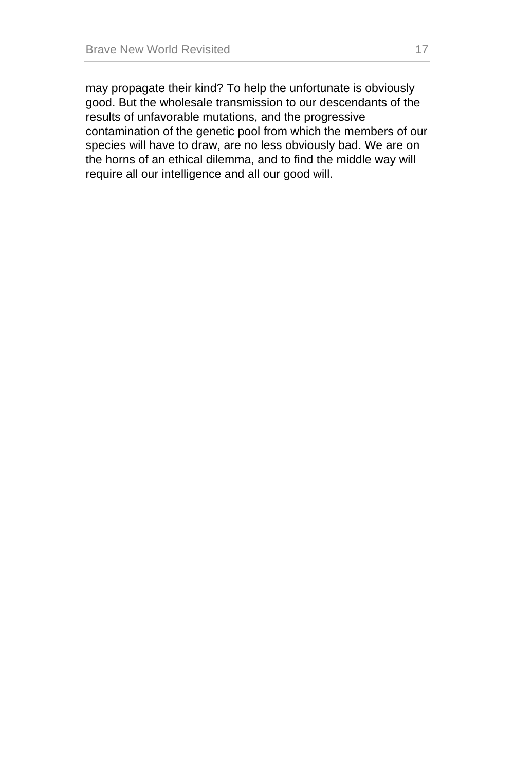may propagate their kind? To help the unfortunate is obviously good. But the wholesale transmission to our descendants of the results of unfavorable mutations, and the progressive contamination of the genetic pool from which the members of our species will have to draw, are no less obviously bad. We are on the horns of an ethical dilemma, and to find the middle way will require all our intelligence and all our good will.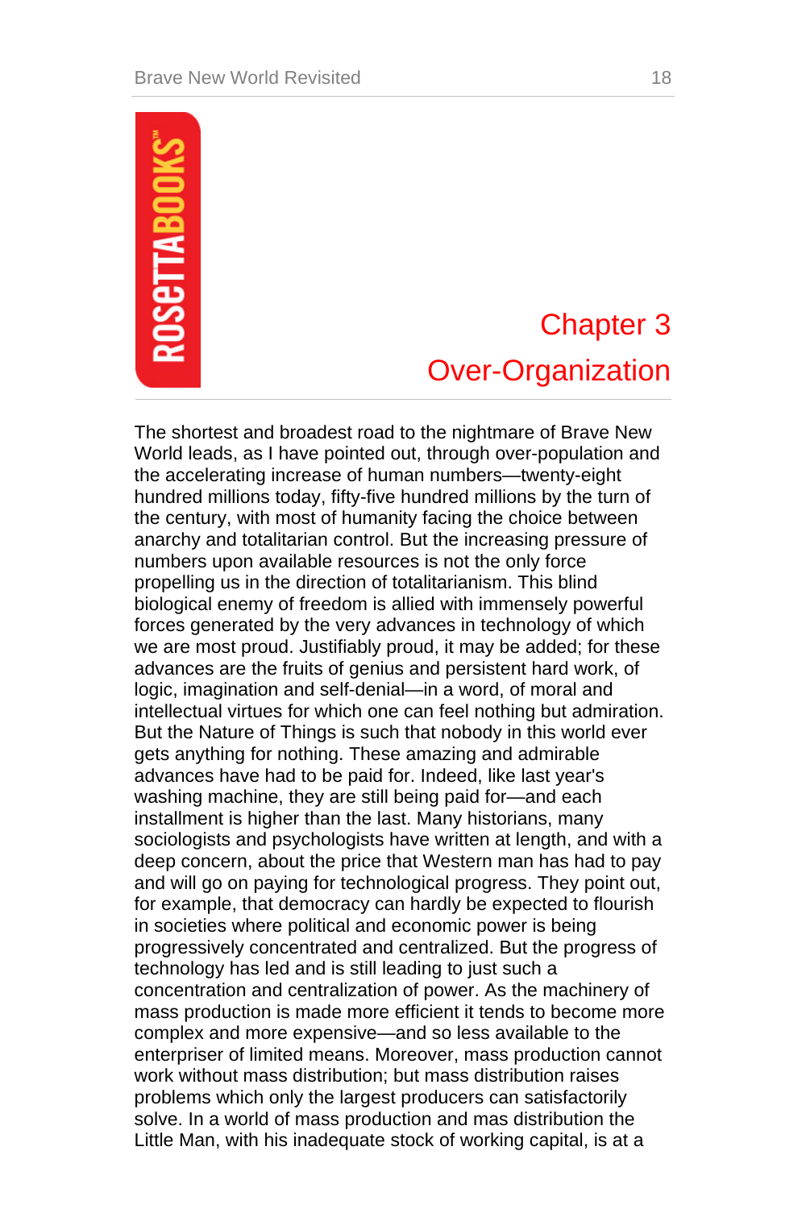# Chapter 3
# Over-Organization

The shortest and broadest road to the nightmare of Brave New World leads, as I have pointed out, through over-population and the accelerating increase of human numbers—twenty-eight hundred millions today, fifty-five hundred millions by the turn of the century, with most of humanity facing the choice between anarchy and totalitarian control. But the increasing pressure of numbers upon available resources is not the only force propelling us in the direction of totalitarianism. This blind biological enemy of freedom is allied with immensely powerful forces generated by the very advances in technology of which we are most proud. Justifiably proud, it may be added; for these advances are the fruits of genius and persistent hard work, of logic, imagination and self-denial—in a word, of moral and intellectual virtues for which one can feel nothing but admiration. But the Nature of Things is such that nobody in this world ever gets anything for nothing. These amazing and admirable advances have had to be paid for. Indeed, like last year's washing machine, they are still being paid for—and each installment is higher than the last. Many historians, many sociologists and psychologists have written at length, and with a deep concern, about the price that Western man has had to pay and will go on paying for technological progress. They point out, for example, that democracy can hardly be expected to flourish in societies where political and economic power is being progressively concentrated and centralized. But the progress of technology has led and is still leading to just such a concentration and centralization of power. As the machinery of mass production is made more efficient it tends to become more complex and more expensive—and so less available to the enterpriser of limited means. Moreover, mass production cannot work without mass distribution; but mass distribution raises problems which only the largest producers can satisfactorily solve. In a world of mass production and mas distribution the Little Man, with his inadequate stock of working capital, is at a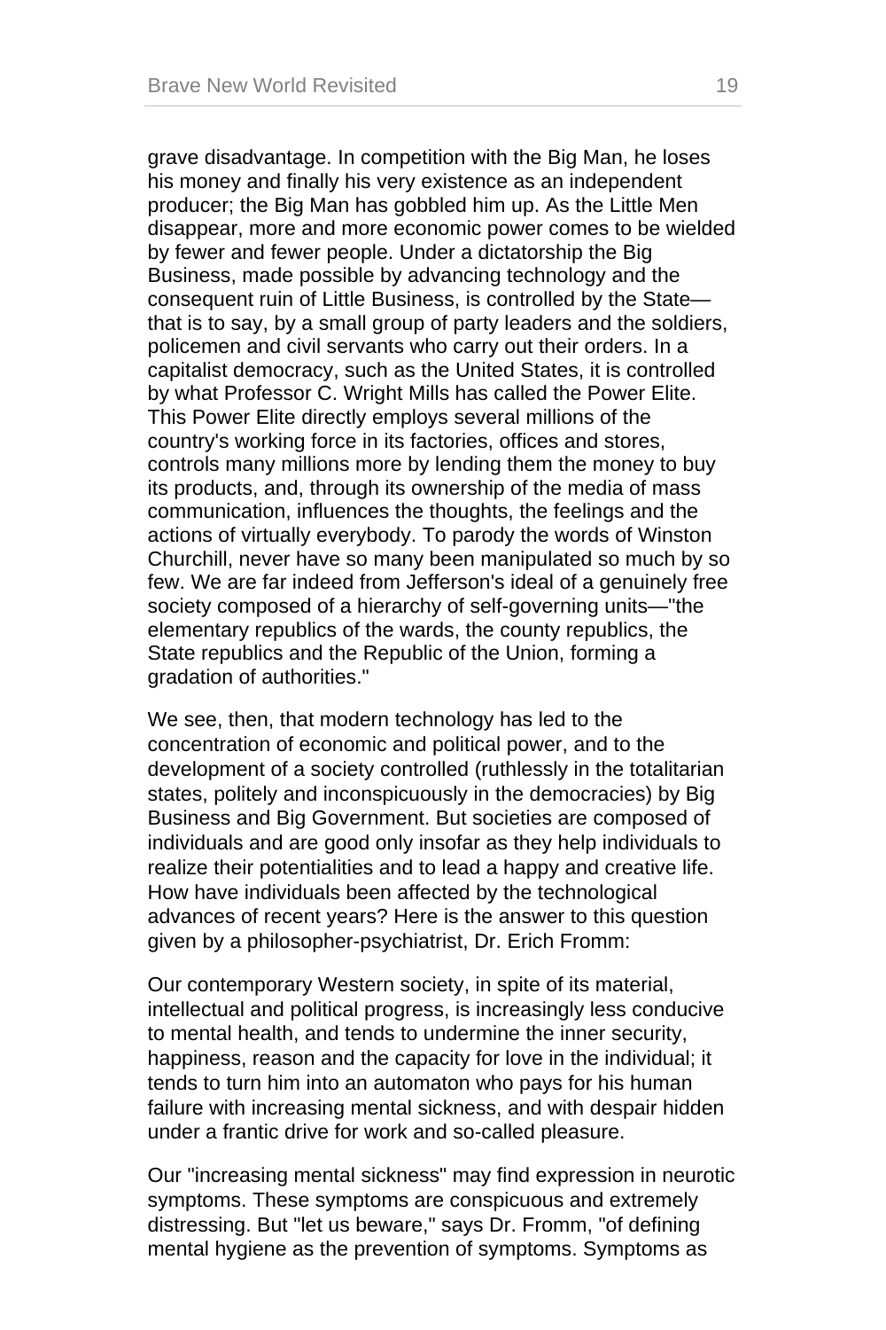grave disadvantage. In competition with the Big Man, he loses his money and finally his very existence as an independent producer; the Big Man has gobbled him up. As the Little Men disappear, more and more economic power comes to be wielded by fewer and fewer people. Under a dictatorship the Big Business, made possible by advancing technology and the consequent ruin of Little Business, is controlled by the State—that is to say, by a small group of party leaders and the soldiers, policemen and civil servants who carry out their orders. In a capitalist democracy, such as the United States, it is controlled by what Professor C. Wright Mills has called the Power Elite. This Power Elite directly employs several millions of the country's working force in its factories, offices and stores, controls many millions more by lending them the money to buy its products, and, through its ownership of the media of mass communication, influences the thoughts, the feelings and the actions of virtually everybody. To parody the words of Winston Churchill, never have so many been manipulated so much by so few. We are far indeed from Jefferson's ideal of a genuinely free society composed of a hierarchy of self-governing units—"the elementary republics of the wards, the county republics, the State republics and the Republic of the Union, forming a gradation of authorities."

We see, then, that modern technology has led to the concentration of economic and political power, and to the development of a society controlled (ruthlessly in the totalitarian states, politely and inconspicuously in the democracies) by Big Business and Big Government. But societies are composed of individuals and are good only insofar as they help individuals to realize their potentialities and to lead a happy and creative life. How have individuals been affected by the technological advances of recent years? Here is the answer to this question given by a philosopher-psychiatrist, Dr. Erich Fromm:

Our contemporary Western society, in spite of its material, intellectual and political progress, is increasingly less conducive to mental health, and tends to undermine the inner security, happiness, reason and the capacity for love in the individual; it tends to turn him into an automaton who pays for his human failure with increasing mental sickness, and with despair hidden under a frantic drive for work and so-called pleasure.

Our "increasing mental sickness" may find expression in neurotic symptoms. These symptoms are conspicuous and extremely distressing. But "let us beware," says Dr. Fromm, "of defining mental hygiene as the prevention of symptoms. Symptoms as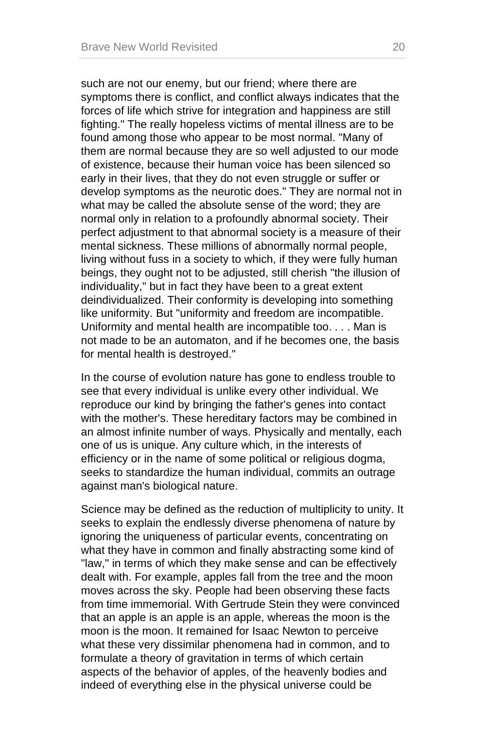such are not our enemy, but our friend; where there are symptoms there is conflict, and conflict always indicates that the forces of life which strive for integration and happiness are still fighting." The really hopeless victims of mental illness are to be found among those who appear to be most normal. "Many of them are normal because they are so well adjusted to our mode of existence, because their human voice has been silenced so early in their lives, that they do not even struggle or suffer or develop symptoms as the neurotic does." They are normal not in what may be called the absolute sense of the word; they are normal only in relation to a profoundly abnormal society. Their perfect adjustment to that abnormal society is a measure of their mental sickness. These millions of abnormally normal people, living without fuss in a society to which, if they were fully human beings, they ought not to be adjusted, still cherish "the illusion of individuality," but in fact they have been to a great extent deindividualized. Their conformity is developing into something like uniformity. But "uniformity and freedom are incompatible. Uniformity and mental health are incompatible too. . . . Man is not made to be an automaton, and if he becomes one, the basis for mental health is destroyed."

In the course of evolution nature has gone to endless trouble to see that every individual is unlike every other individual. We reproduce our kind by bringing the father's genes into contact with the mother's. These hereditary factors may be combined in an almost infinite number of ways. Physically and mentally, each one of us is unique. Any culture which, in the interests of efficiency or in the name of some political or religious dogma, seeks to standardize the human individual, commits an outrage against man's biological nature.

Science may be defined as the reduction of multiplicity to unity. It seeks to explain the endlessly diverse phenomena of nature by ignoring the uniqueness of particular events, concentrating on what they have in common and finally abstracting some kind of "law," in terms of which they make sense and can be effectively dealt with. For example, apples fall from the tree and the moon moves across the sky. People had been observing these facts from time immemorial. With Gertrude Stein they were convinced that an apple is an apple is an apple, whereas the moon is the moon is the moon. It remained for Isaac Newton to perceive what these very dissimilar phenomena had in common, and to formulate a theory of gravitation in terms of which certain aspects of the behavior of apples, of the heavenly bodies and indeed of everything else in the physical universe could be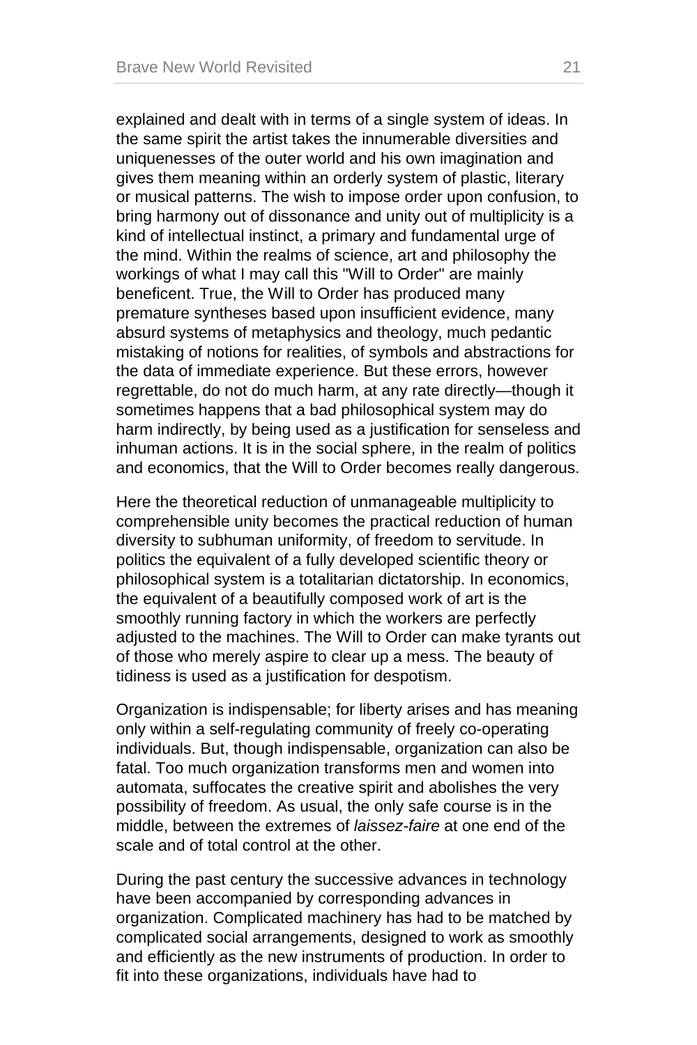explained and dealt with in terms of a single system of ideas. In the same spirit the artist takes the innumerable diversities and uniquenesses of the outer world and his own imagination and gives them meaning within an orderly system of plastic, literary or musical patterns. The wish to impose order upon confusion, to bring harmony out of dissonance and unity out of multiplicity is a kind of intellectual instinct, a primary and fundamental urge of the mind. Within the realms of science, art and philosophy the workings of what I may call this "Will to Order" are mainly beneficent. True, the Will to Order has produced many premature syntheses based upon insufficient evidence, many absurd systems of metaphysics and theology, much pedantic mistaking of notions for realities, of symbols and abstractions for the data of immediate experience. But these errors, however regrettable, do not do much harm, at any rate directly—though it sometimes happens that a bad philosophical system may do harm indirectly, by being used as a justification for senseless and inhuman actions. It is in the social sphere, in the realm of politics and economics, that the Will to Order becomes really dangerous.

Here the theoretical reduction of unmanageable multiplicity to comprehensible unity becomes the practical reduction of human diversity to subhuman uniformity, of freedom to servitude. In politics the equivalent of a fully developed scientific theory or philosophical system is a totalitarian dictatorship. In economics, the equivalent of a beautifully composed work of art is the smoothly running factory in which the workers are perfectly adjusted to the machines. The Will to Order can make tyrants out of those who merely aspire to clear up a mess. The beauty of tidiness is used as a justification for despotism.

Organization is indispensable; for liberty arises and has meaning only within a self-regulating community of freely co-operating individuals. But, though indispensable, organization can also be fatal. Too much organization transforms men and women into automata, suffocates the creative spirit and abolishes the very possibility of freedom. As usual, the only safe course is in the middle, between the extremes of *laissez-faire* at one end of the scale and of total control at the other.

During the past century the successive advances in technology have been accompanied by corresponding advances in organization. Complicated machinery has had to be matched by complicated social arrangements, designed to work as smoothly and efficiently as the new instruments of production. In order to fit into these organizations, individuals have had to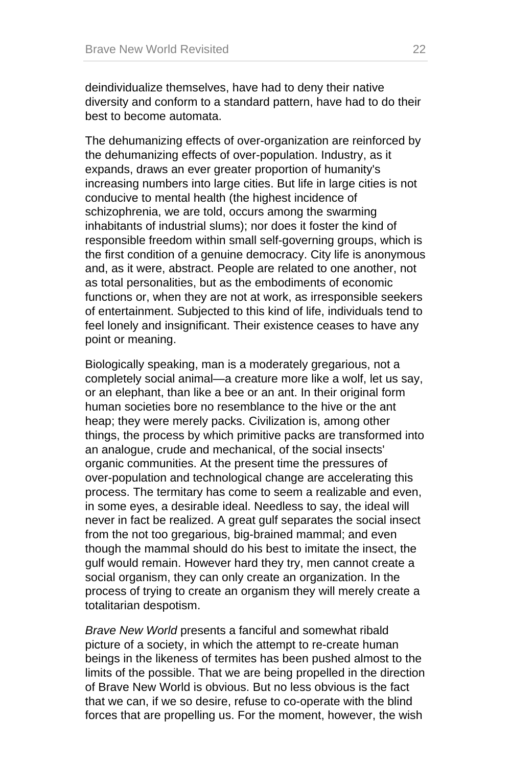deindividualize themselves, have had to deny their native diversity and conform to a standard pattern, have had to do their best to become automata.

The dehumanizing effects of over-organization are reinforced by the dehumanizing effects of over-population. Industry, as it expands, draws an ever greater proportion of humanity's increasing numbers into large cities. But life in large cities is not conducive to mental health (the highest incidence of schizophrenia, we are told, occurs among the swarming inhabitants of industrial slums); nor does it foster the kind of responsible freedom within small self-governing groups, which is the first condition of a genuine democracy. City life is anonymous and, as it were, abstract. People are related to one another, not as total personalities, but as the embodiments of economic functions or, when they are not at work, as irresponsible seekers of entertainment. Subjected to this kind of life, individuals tend to feel lonely and insignificant. Their existence ceases to have any point or meaning.

Biologically speaking, man is a moderately gregarious, not a completely social animal—a creature more like a wolf, let us say, or an elephant, than like a bee or an ant. In their original form human societies bore no resemblance to the hive or the ant heap; they were merely packs. Civilization is, among other things, the process by which primitive packs are transformed into an analogue, crude and mechanical, of the social insects' organic communities. At the present time the pressures of over-population and technological change are accelerating this process. The termitary has come to seem a realizable and even, in some eyes, a desirable ideal. Needless to say, the ideal will never in fact be realized. A great gulf separates the social insect from the not too gregarious, big-brained mammal; and even though the mammal should do his best to imitate the insect, the gulf would remain. However hard they try, men cannot create a social organism, they can only create an organization. In the process of trying to create an organism they will merely create a totalitarian despotism.

*Brave New World* presents a fanciful and somewhat ribald picture of a society, in which the attempt to re-create human beings in the likeness of termites has been pushed almost to the limits of the possible. That we are being propelled in the direction of Brave New World is obvious. But no less obvious is the fact that we can, if we so desire, refuse to co-operate with the blind forces that are propelling us. For the moment, however, the wish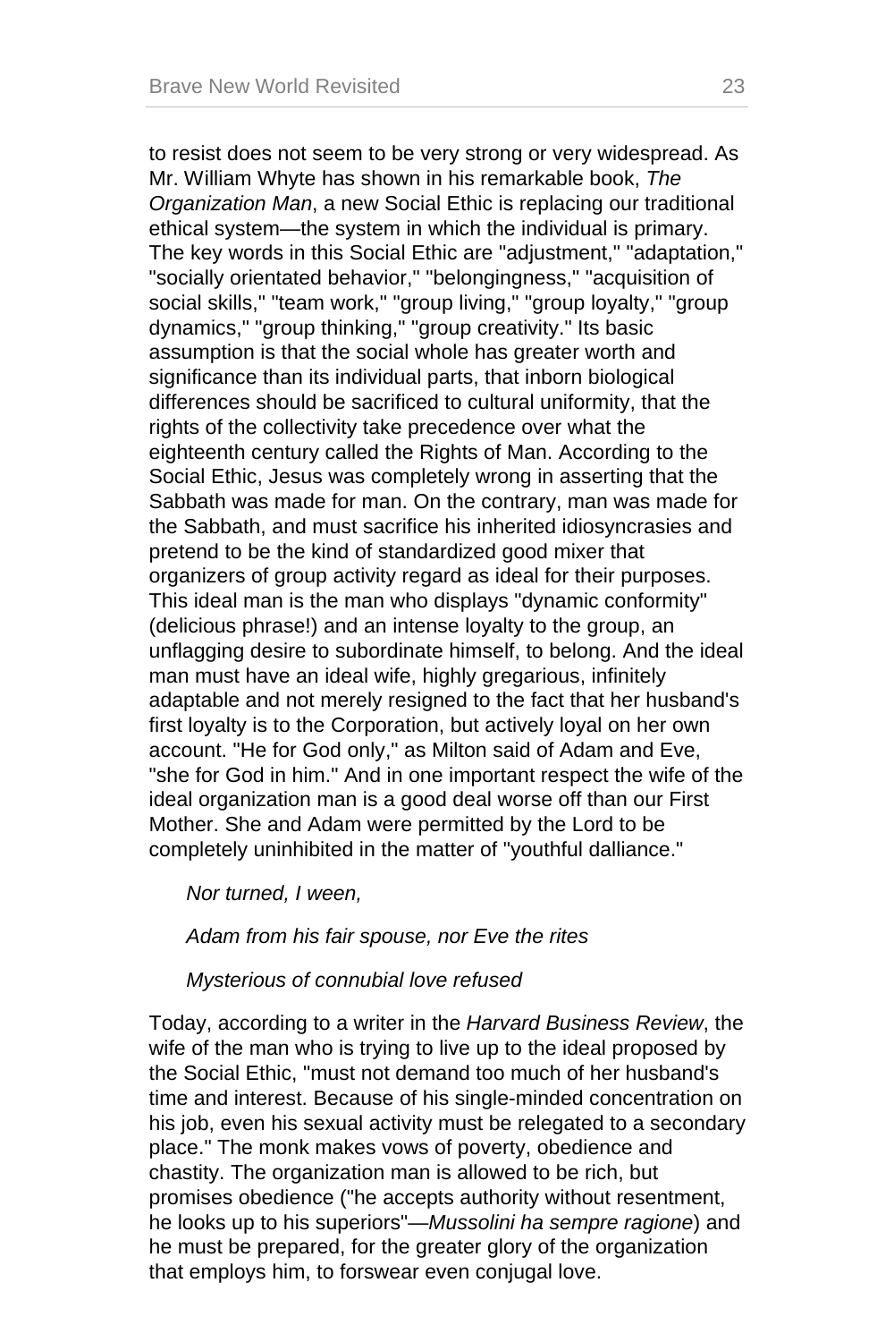to resist does not seem to be very strong or very widespread. As Mr. William Whyte has shown in his remarkable book, *The Organization Man*, a new Social Ethic is replacing our traditional ethical system—the system in which the individual is primary. The key words in this Social Ethic are "adjustment," "adaptation," "socially orientated behavior," "belongingness," "acquisition of social skills," "team work," "group living," "group loyalty," "group dynamics," "group thinking," "group creativity." Its basic assumption is that the social whole has greater worth and significance than its individual parts, that inborn biological differences should be sacrificed to cultural uniformity, that the rights of the collectivity take precedence over what the eighteenth century called the Rights of Man. According to the Social Ethic, Jesus was completely wrong in asserting that the Sabbath was made for man. On the contrary, man was made for the Sabbath, and must sacrifice his inherited idiosyncrasies and pretend to be the kind of standardized good mixer that organizers of group activity regard as ideal for their purposes. This ideal man is the man who displays "dynamic conformity" (delicious phrase!) and an intense loyalty to the group, an unflagging desire to subordinate himself, to belong. And the ideal man must have an ideal wife, highly gregarious, infinitely adaptable and not merely resigned to the fact that her husband's first loyalty is to the Corporation, but actively loyal on her own account. "He for God only," as Milton said of Adam and Eve, "she for God in him." And in one important respect the wife of the ideal organization man is a good deal worse off than our First Mother. She and Adam were permitted by the Lord to be completely uninhibited in the matter of "youthful dalliance."

> *Nor turned, I ween,*
>
> *Adam from his fair spouse, nor Eve the rites*
>
> *Mysterious of connubial love refused*

Today, according to a writer in the *Harvard Business Review*, the wife of the man who is trying to live up to the ideal proposed by the Social Ethic, "must not demand too much of her husband's time and interest. Because of his single-minded concentration on his job, even his sexual activity must be relegated to a secondary place." The monk makes vows of poverty, obedience and chastity. The organization man is allowed to be rich, but promises obedience ("he accepts authority without resentment, he looks up to his superiors"—*Mussolini ha sempre ragione*) and he must be prepared, for the greater glory of the organization that employs him, to forswear even conjugal love.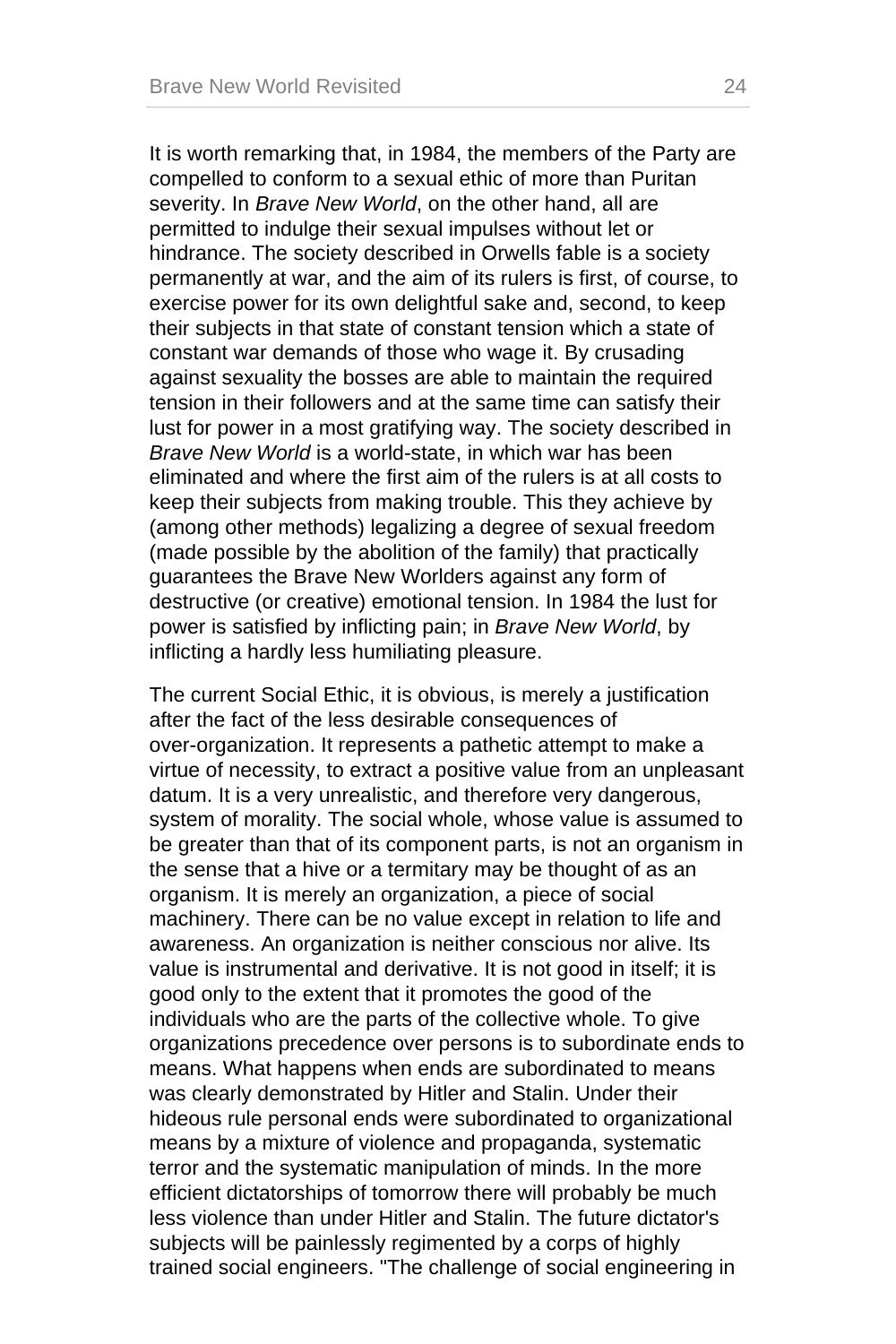It is worth remarking that, in 1984, the members of the Party are compelled to conform to a sexual ethic of more than Puritan severity. In *Brave New World*, on the other hand, all are permitted to indulge their sexual impulses without let or hindrance. The society described in Orwells fable is a society permanently at war, and the aim of its rulers is first, of course, to exercise power for its own delightful sake and, second, to keep their subjects in that state of constant tension which a state of constant war demands of those who wage it. By crusading against sexuality the bosses are able to maintain the required tension in their followers and at the same time can satisfy their lust for power in a most gratifying way. The society described in *Brave New World* is a world-state, in which war has been eliminated and where the first aim of the rulers is at all costs to keep their subjects from making trouble. This they achieve by (among other methods) legalizing a degree of sexual freedom (made possible by the abolition of the family) that practically guarantees the Brave New Worlders against any form of destructive (or creative) emotional tension. In 1984 the lust for power is satisfied by inflicting pain; in *Brave New World*, by inflicting a hardly less humiliating pleasure.

The current Social Ethic, it is obvious, is merely a justification after the fact of the less desirable consequences of over-organization. It represents a pathetic attempt to make a virtue of necessity, to extract a positive value from an unpleasant datum. It is a very unrealistic, and therefore very dangerous, system of morality. The social whole, whose value is assumed to be greater than that of its component parts, is not an organism in the sense that a hive or a termitary may be thought of as an organism. It is merely an organization, a piece of social machinery. There can be no value except in relation to life and awareness. An organization is neither conscious nor alive. Its value is instrumental and derivative. It is not good in itself; it is good only to the extent that it promotes the good of the individuals who are the parts of the collective whole. To give organizations precedence over persons is to subordinate ends to means. What happens when ends are subordinated to means was clearly demonstrated by Hitler and Stalin. Under their hideous rule personal ends were subordinated to organizational means by a mixture of violence and propaganda, systematic terror and the systematic manipulation of minds. In the more efficient dictatorships of tomorrow there will probably be much less violence than under Hitler and Stalin. The future dictator's subjects will be painlessly regimented by a corps of highly trained social engineers. "The challenge of social engineering in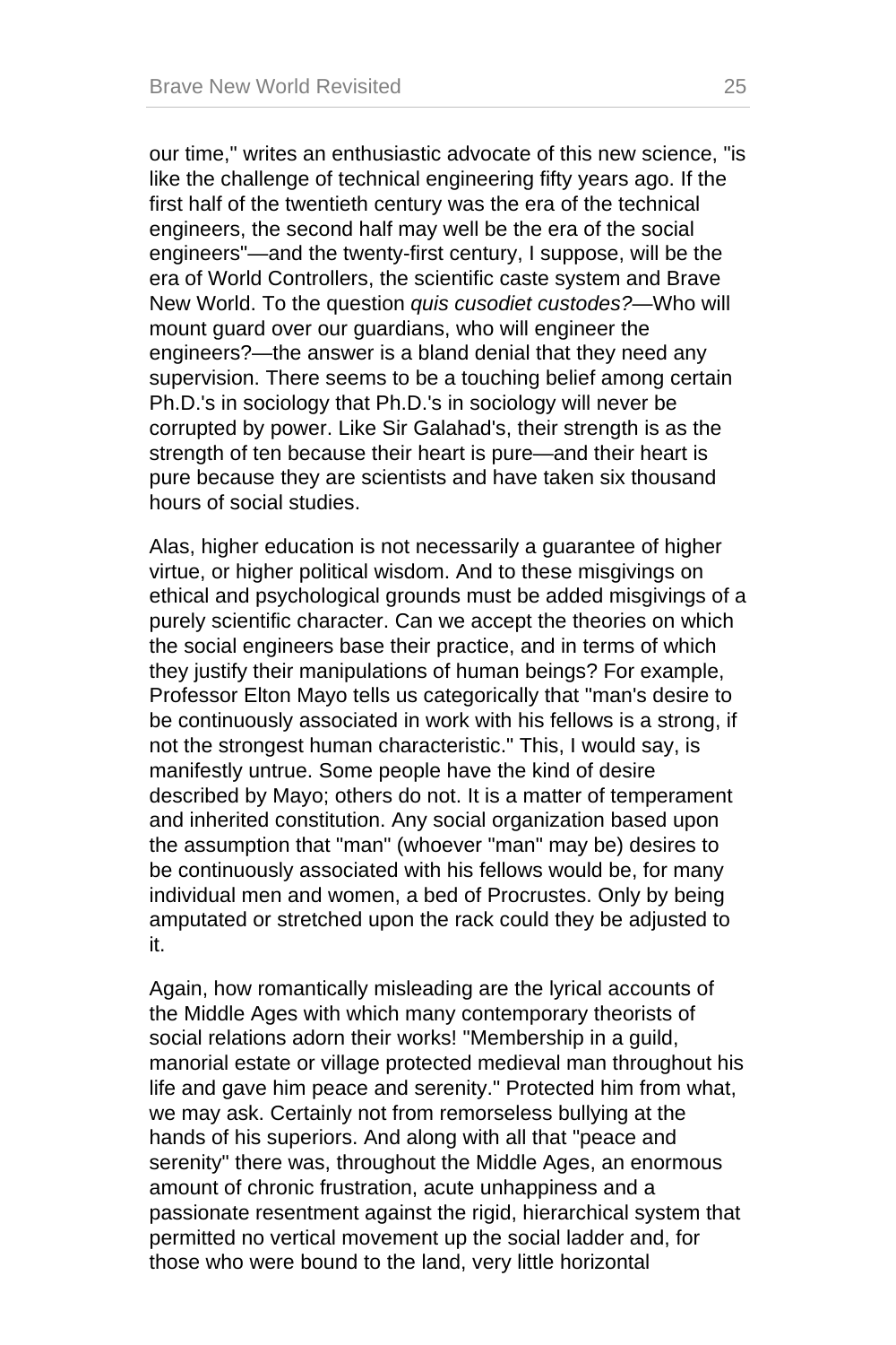our time," writes an enthusiastic advocate of this new science, "is like the challenge of technical engineering fifty years ago. If the first half of the twentieth century was the era of the technical engineers, the second half may well be the era of the social engineers"—and the twenty-first century, I suppose, will be the era of World Controllers, the scientific caste system and Brave New World. To the question *quis cusodiet custodes?*—Who will mount guard over our guardians, who will engineer the engineers?—the answer is a bland denial that they need any supervision. There seems to be a touching belief among certain Ph.D.'s in sociology that Ph.D.'s in sociology will never be corrupted by power. Like Sir Galahad's, their strength is as the strength of ten because their heart is pure—and their heart is pure because they are scientists and have taken six thousand hours of social studies.

Alas, higher education is not necessarily a guarantee of higher virtue, or higher political wisdom. And to these misgivings on ethical and psychological grounds must be added misgivings of a purely scientific character. Can we accept the theories on which the social engineers base their practice, and in terms of which they justify their manipulations of human beings? For example, Professor Elton Mayo tells us categorically that "man's desire to be continuously associated in work with his fellows is a strong, if not the strongest human characteristic." This, I would say, is manifestly untrue. Some people have the kind of desire described by Mayo; others do not. It is a matter of temperament and inherited constitution. Any social organization based upon the assumption that "man" (whoever "man" may be) desires to be continuously associated with his fellows would be, for many individual men and women, a bed of Procrustes. Only by being amputated or stretched upon the rack could they be adjusted to it.

Again, how romantically misleading are the lyrical accounts of the Middle Ages with which many contemporary theorists of social relations adorn their works! "Membership in a guild, manorial estate or village protected medieval man throughout his life and gave him peace and serenity." Protected him from what, we may ask. Certainly not from remorseless bullying at the hands of his superiors. And along with all that "peace and serenity" there was, throughout the Middle Ages, an enormous amount of chronic frustration, acute unhappiness and a passionate resentment against the rigid, hierarchical system that permitted no vertical movement up the social ladder and, for those who were bound to the land, very little horizontal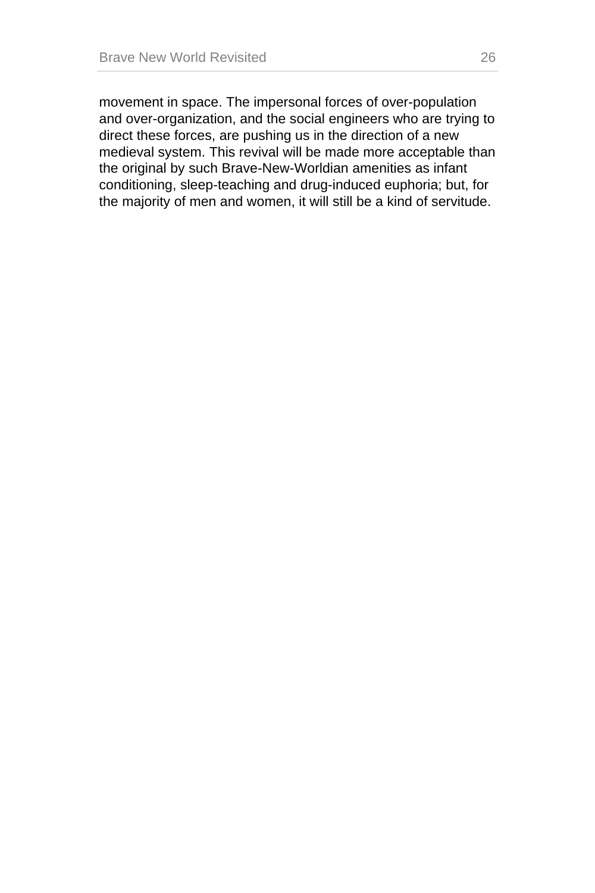movement in space. The impersonal forces of over-population and over-organization, and the social engineers who are trying to direct these forces, are pushing us in the direction of a new medieval system. This revival will be made more acceptable than the original by such Brave-New-Worldian amenities as infant conditioning, sleep-teaching and drug-induced euphoria; but, for the majority of men and women, it will still be a kind of servitude.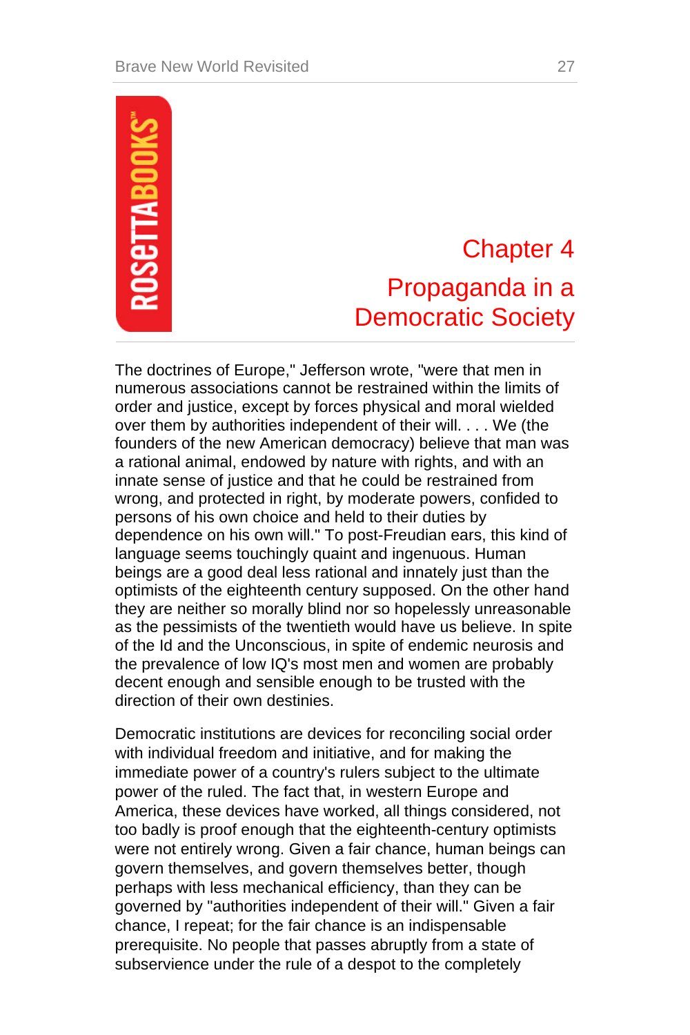# Chapter 4

## Propaganda in a Democratic Society

The doctrines of Europe," Jefferson wrote, "were that men in numerous associations cannot be restrained within the limits of order and justice, except by forces physical and moral wielded over them by authorities independent of their will. . . . We (the founders of the new American democracy) believe that man was a rational animal, endowed by nature with rights, and with an innate sense of justice and that he could be restrained from wrong, and protected in right, by moderate powers, confided to persons of his own choice and held to their duties by dependence on his own will." To post-Freudian ears, this kind of language seems touchingly quaint and ingenuous. Human beings are a good deal less rational and innately just than the optimists of the eighteenth century supposed. On the other hand they are neither so morally blind nor so hopelessly unreasonable as the pessimists of the twentieth would have us believe. In spite of the Id and the Unconscious, in spite of endemic neurosis and the prevalence of low IQ's most men and women are probably decent enough and sensible enough to be trusted with the direction of their own destinies.

Democratic institutions are devices for reconciling social order with individual freedom and initiative, and for making the immediate power of a country's rulers subject to the ultimate power of the ruled. The fact that, in western Europe and America, these devices have worked, all things considered, not too badly is proof enough that the eighteenth-century optimists were not entirely wrong. Given a fair chance, human beings can govern themselves, and govern themselves better, though perhaps with less mechanical efficiency, than they can be governed by "authorities independent of their will." Given a fair chance, I repeat; for the fair chance is an indispensable prerequisite. No people that passes abruptly from a state of subservience under the rule of a despot to the completely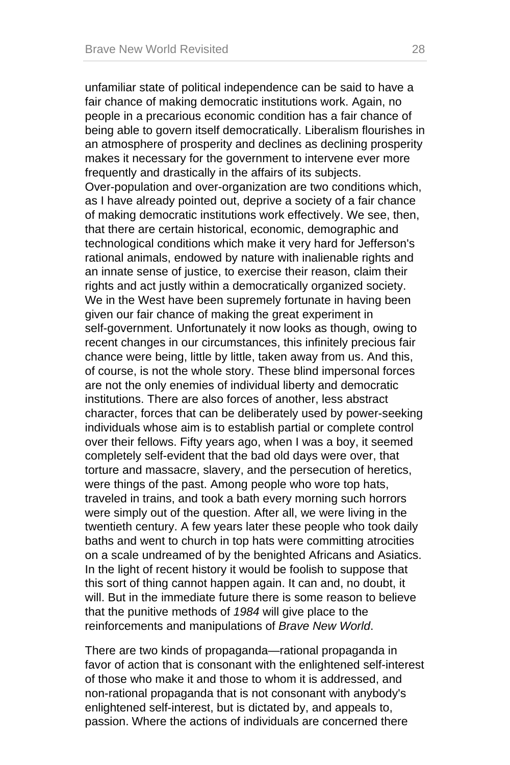unfamiliar state of political independence can be said to have a fair chance of making democratic institutions work. Again, no people in a precarious economic condition has a fair chance of being able to govern itself democratically. Liberalism flourishes in an atmosphere of prosperity and declines as declining prosperity makes it necessary for the government to intervene ever more frequently and drastically in the affairs of its subjects. Over-population and over-organization are two conditions which, as I have already pointed out, deprive a society of a fair chance of making democratic institutions work effectively. We see, then, that there are certain historical, economic, demographic and technological conditions which make it very hard for Jefferson's rational animals, endowed by nature with inalienable rights and an innate sense of justice, to exercise their reason, claim their rights and act justly within a democratically organized society. We in the West have been supremely fortunate in having been given our fair chance of making the great experiment in self-government. Unfortunately it now looks as though, owing to recent changes in our circumstances, this infinitely precious fair chance were being, little by little, taken away from us. And this, of course, is not the whole story. These blind impersonal forces are not the only enemies of individual liberty and democratic institutions. There are also forces of another, less abstract character, forces that can be deliberately used by power-seeking individuals whose aim is to establish partial or complete control over their fellows. Fifty years ago, when I was a boy, it seemed completely self-evident that the bad old days were over, that torture and massacre, slavery, and the persecution of heretics, were things of the past. Among people who wore top hats, traveled in trains, and took a bath every morning such horrors were simply out of the question. After all, we were living in the twentieth century. A few years later these people who took daily baths and went to church in top hats were committing atrocities on a scale undreamed of by the benighted Africans and Asiatics. In the light of recent history it would be foolish to suppose that this sort of thing cannot happen again. It can and, no doubt, it will. But in the immediate future there is some reason to believe that the punitive methods of *1984* will give place to the reinforcements and manipulations of *Brave New World*.

There are two kinds of propaganda—rational propaganda in favor of action that is consonant with the enlightened self-interest of those who make it and those to whom it is addressed, and non-rational propaganda that is not consonant with anybody's enlightened self-interest, but is dictated by, and appeals to, passion. Where the actions of individuals are concerned there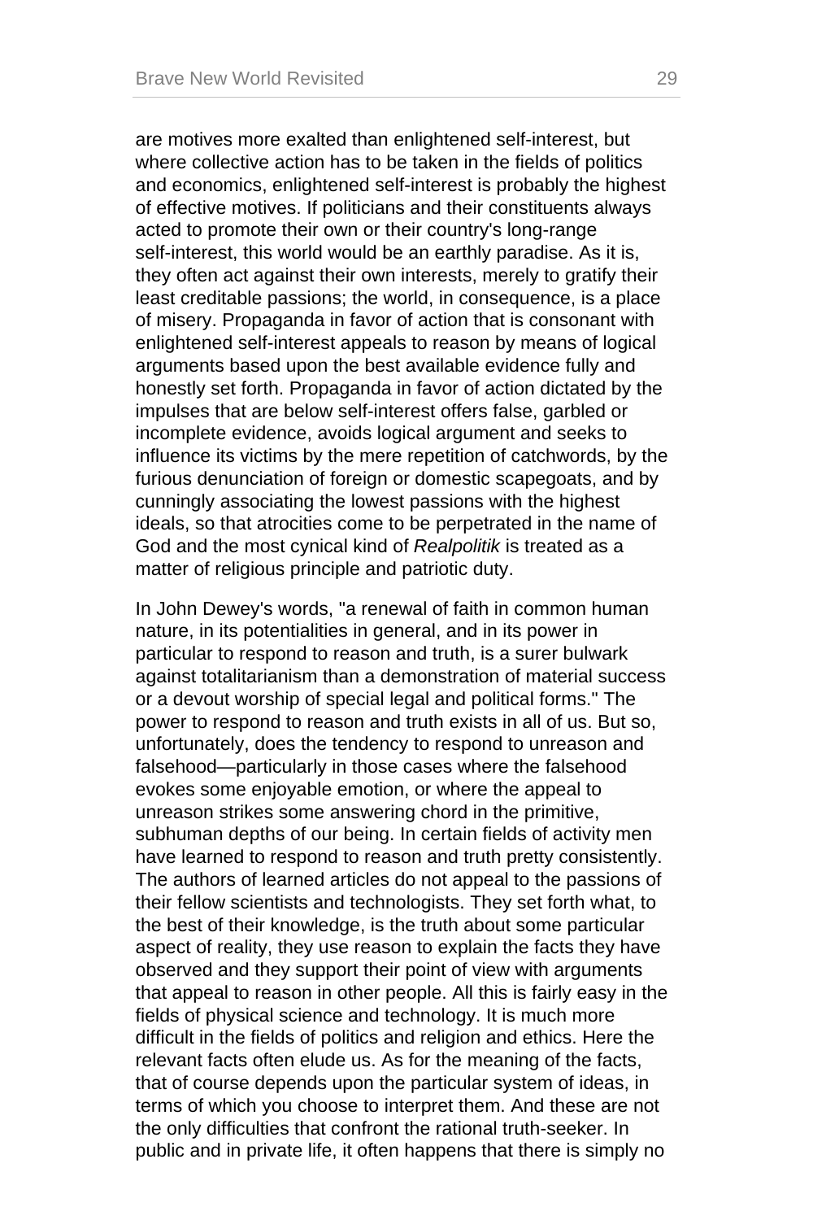are motives more exalted than enlightened self-interest, but where collective action has to be taken in the fields of politics and economics, enlightened self-interest is probably the highest of effective motives. If politicians and their constituents always acted to promote their own or their country's long-range self-interest, this world would be an earthly paradise. As it is, they often act against their own interests, merely to gratify their least creditable passions; the world, in consequence, is a place of misery. Propaganda in favor of action that is consonant with enlightened self-interest appeals to reason by means of logical arguments based upon the best available evidence fully and honestly set forth. Propaganda in favor of action dictated by the impulses that are below self-interest offers false, garbled or incomplete evidence, avoids logical argument and seeks to influence its victims by the mere repetition of catchwords, by the furious denunciation of foreign or domestic scapegoats, and by cunningly associating the lowest passions with the highest ideals, so that atrocities come to be perpetrated in the name of God and the most cynical kind of *Realpolitik* is treated as a matter of religious principle and patriotic duty.

In John Dewey's words, "a renewal of faith in common human nature, in its potentialities in general, and in its power in particular to respond to reason and truth, is a surer bulwark against totalitarianism than a demonstration of material success or a devout worship of special legal and political forms." The power to respond to reason and truth exists in all of us. But so, unfortunately, does the tendency to respond to unreason and falsehood—particularly in those cases where the falsehood evokes some enjoyable emotion, or where the appeal to unreason strikes some answering chord in the primitive, subhuman depths of our being. In certain fields of activity men have learned to respond to reason and truth pretty consistently. The authors of learned articles do not appeal to the passions of their fellow scientists and technologists. They set forth what, to the best of their knowledge, is the truth about some particular aspect of reality, they use reason to explain the facts they have observed and they support their point of view with arguments that appeal to reason in other people. All this is fairly easy in the fields of physical science and technology. It is much more difficult in the fields of politics and religion and ethics. Here the relevant facts often elude us. As for the meaning of the facts, that of course depends upon the particular system of ideas, in terms of which you choose to interpret them. And these are not the only difficulties that confront the rational truth-seeker. In public and in private life, it often happens that there is simply no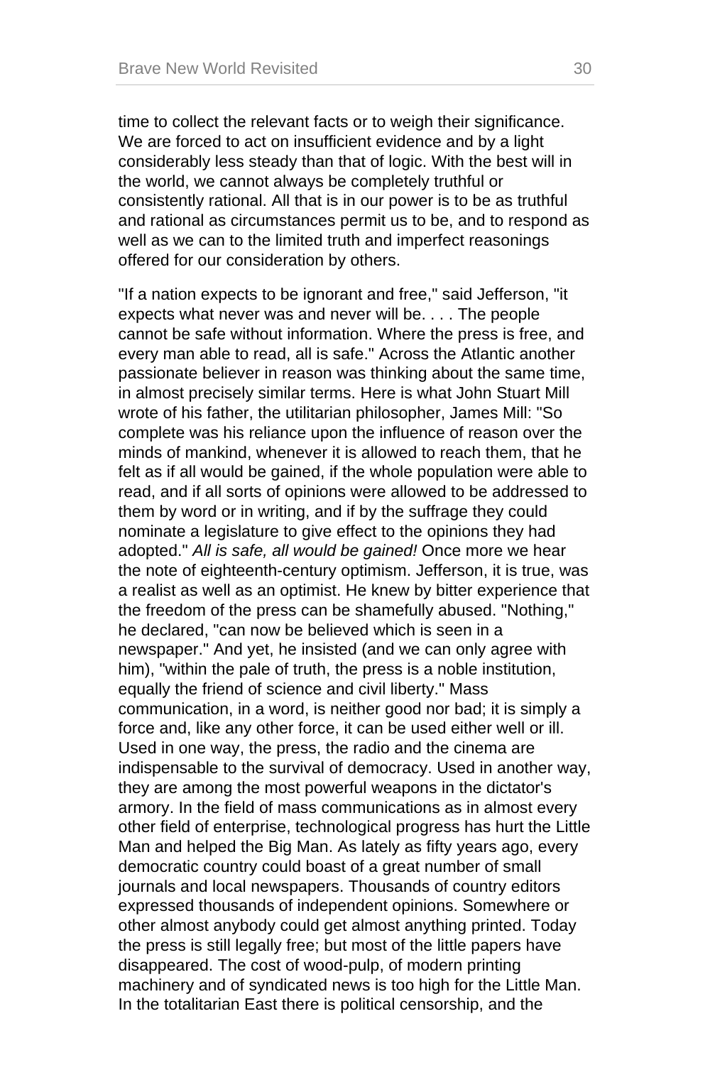time to collect the relevant facts or to weigh their significance. We are forced to act on insufficient evidence and by a light considerably less steady than that of logic. With the best will in the world, we cannot always be completely truthful or consistently rational. All that is in our power is to be as truthful and rational as circumstances permit us to be, and to respond as well as we can to the limited truth and imperfect reasonings offered for our consideration by others.

"If a nation expects to be ignorant and free," said Jefferson, "it expects what never was and never will be. . . . The people cannot be safe without information. Where the press is free, and every man able to read, all is safe." Across the Atlantic another passionate believer in reason was thinking about the same time, in almost precisely similar terms. Here is what John Stuart Mill wrote of his father, the utilitarian philosopher, James Mill: "So complete was his reliance upon the influence of reason over the minds of mankind, whenever it is allowed to reach them, that he felt as if all would be gained, if the whole population were able to read, and if all sorts of opinions were allowed to be addressed to them by word or in writing, and if by the suffrage they could nominate a legislature to give effect to the opinions they had adopted." *All is safe, all would be gained!* Once more we hear the note of eighteenth-century optimism. Jefferson, it is true, was a realist as well as an optimist. He knew by bitter experience that the freedom of the press can be shamefully abused. "Nothing," he declared, "can now be believed which is seen in a newspaper." And yet, he insisted (and we can only agree with him), "within the pale of truth, the press is a noble institution, equally the friend of science and civil liberty." Mass communication, in a word, is neither good nor bad; it is simply a force and, like any other force, it can be used either well or ill. Used in one way, the press, the radio and the cinema are indispensable to the survival of democracy. Used in another way, they are among the most powerful weapons in the dictator's armory. In the field of mass communications as in almost every other field of enterprise, technological progress has hurt the Little Man and helped the Big Man. As lately as fifty years ago, every democratic country could boast of a great number of small journals and local newspapers. Thousands of country editors expressed thousands of independent opinions. Somewhere or other almost anybody could get almost anything printed. Today the press is still legally free; but most of the little papers have disappeared. The cost of wood-pulp, of modern printing machinery and of syndicated news is too high for the Little Man. In the totalitarian East there is political censorship, and the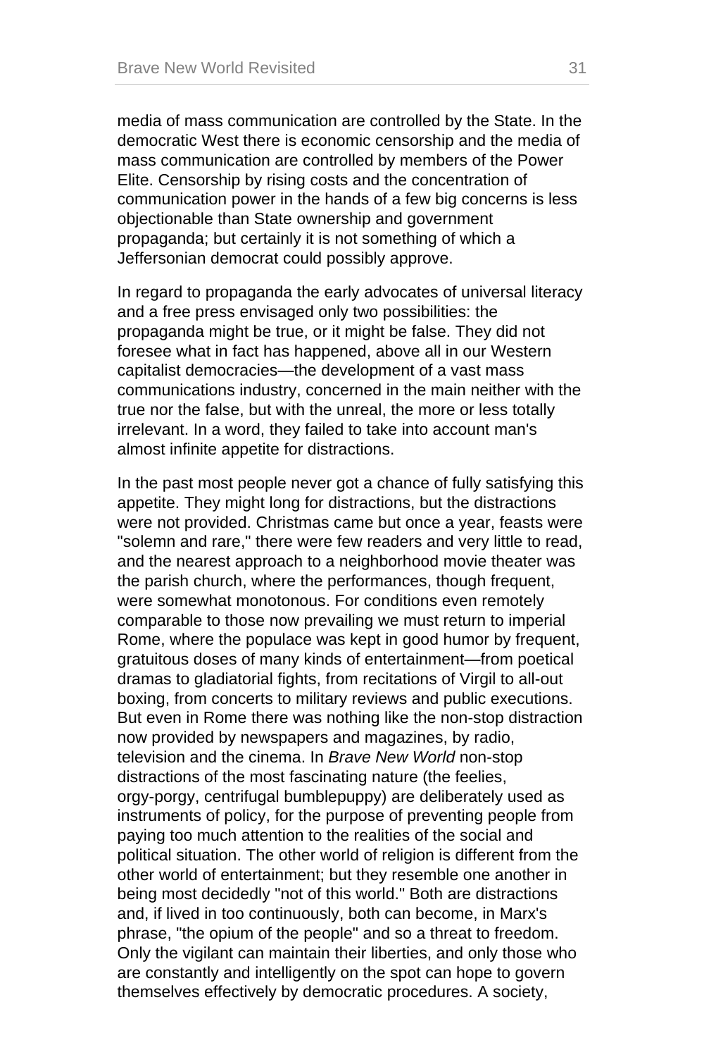media of mass communication are controlled by the State. In the democratic West there is economic censorship and the media of mass communication are controlled by members of the Power Elite. Censorship by rising costs and the concentration of communication power in the hands of a few big concerns is less objectionable than State ownership and government propaganda; but certainly it is not something of which a Jeffersonian democrat could possibly approve.

In regard to propaganda the early advocates of universal literacy and a free press envisaged only two possibilities: the propaganda might be true, or it might be false. They did not foresee what in fact has happened, above all in our Western capitalist democracies—the development of a vast mass communications industry, concerned in the main neither with the true nor the false, but with the unreal, the more or less totally irrelevant. In a word, they failed to take into account man's almost infinite appetite for distractions.

In the past most people never got a chance of fully satisfying this appetite. They might long for distractions, but the distractions were not provided. Christmas came but once a year, feasts were "solemn and rare," there were few readers and very little to read, and the nearest approach to a neighborhood movie theater was the parish church, where the performances, though frequent, were somewhat monotonous. For conditions even remotely comparable to those now prevailing we must return to imperial Rome, where the populace was kept in good humor by frequent, gratuitous doses of many kinds of entertainment—from poetical dramas to gladiatorial fights, from recitations of Virgil to all-out boxing, from concerts to military reviews and public executions. But even in Rome there was nothing like the non-stop distraction now provided by newspapers and magazines, by radio, television and the cinema. In *Brave New World* non-stop distractions of the most fascinating nature (the feelies, orgy-porgy, centrifugal bumblepuppy) are deliberately used as instruments of policy, for the purpose of preventing people from paying too much attention to the realities of the social and political situation. The other world of religion is different from the other world of entertainment; but they resemble one another in being most decidedly "not of this world." Both are distractions and, if lived in too continuously, both can become, in Marx's phrase, "the opium of the people" and so a threat to freedom. Only the vigilant can maintain their liberties, and only those who are constantly and intelligently on the spot can hope to govern themselves effectively by democratic procedures. A society,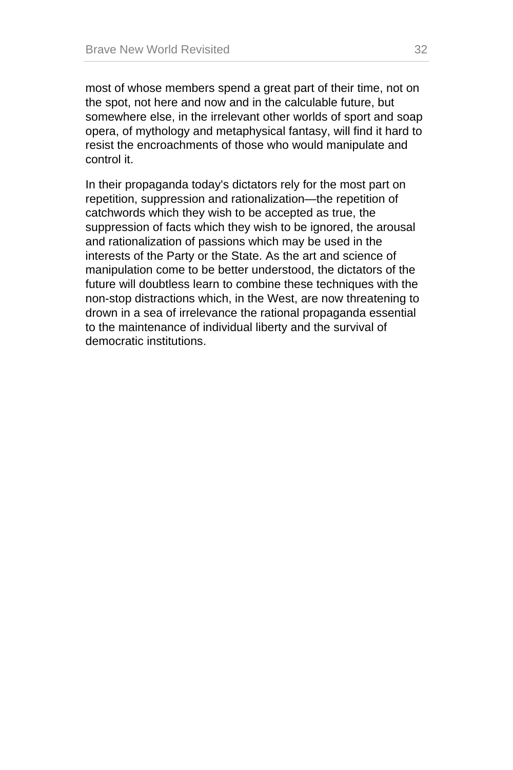most of whose members spend a great part of their time, not on the spot, not here and now and in the calculable future, but somewhere else, in the irrelevant other worlds of sport and soap opera, of mythology and metaphysical fantasy, will find it hard to resist the encroachments of those who would manipulate and control it.

In their propaganda today's dictators rely for the most part on repetition, suppression and rationalization—the repetition of catchwords which they wish to be accepted as true, the suppression of facts which they wish to be ignored, the arousal and rationalization of passions which may be used in the interests of the Party or the State. As the art and science of manipulation come to be better understood, the dictators of the future will doubtless learn to combine these techniques with the non-stop distractions which, in the West, are now threatening to drown in a sea of irrelevance the rational propaganda essential to the maintenance of individual liberty and the survival of democratic institutions.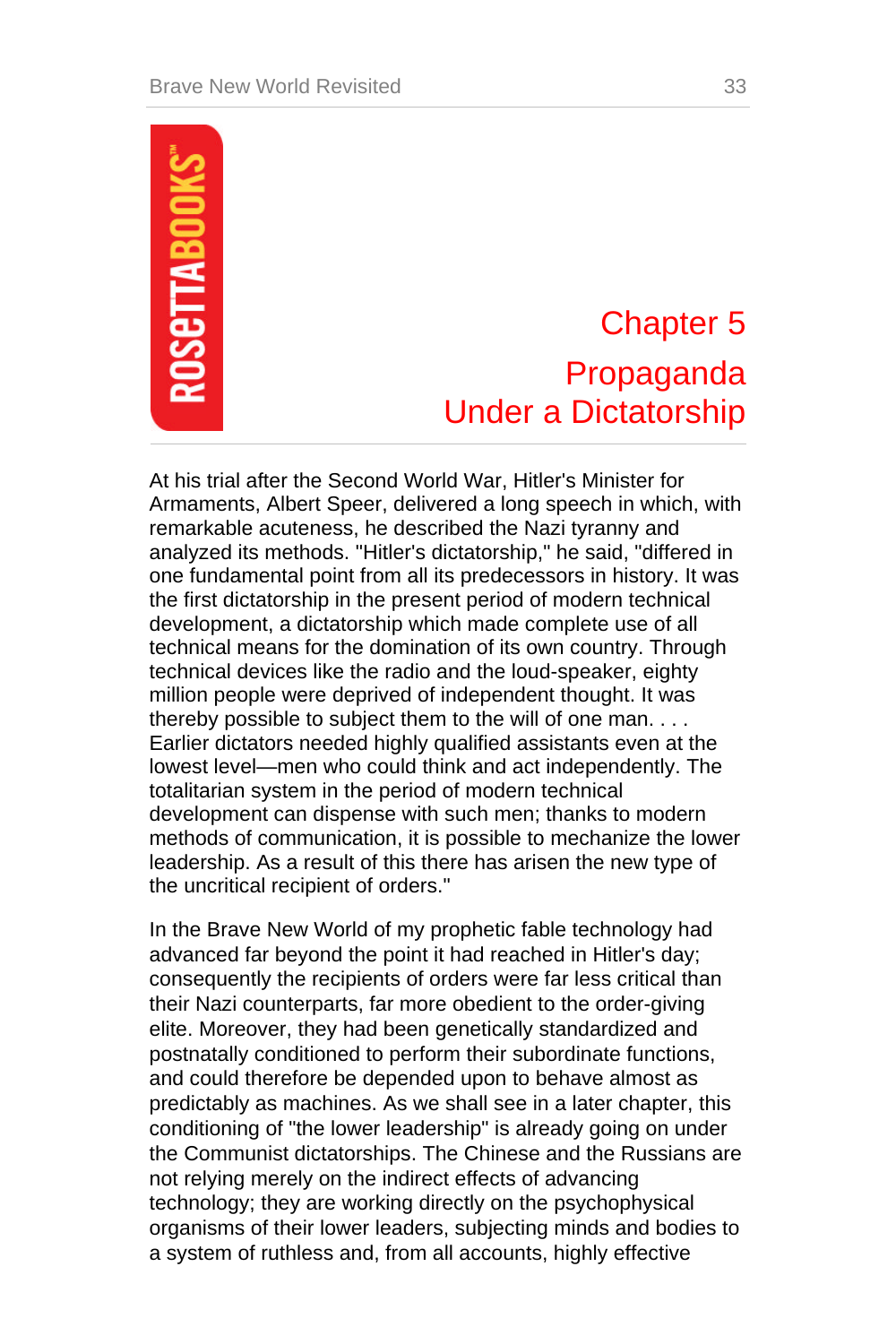# Chapter 5

## Propaganda Under a Dictatorship

At his trial after the Second World War, Hitler's Minister for Armaments, Albert Speer, delivered a long speech in which, with remarkable acuteness, he described the Nazi tyranny and analyzed its methods. "Hitler's dictatorship," he said, "differed in one fundamental point from all its predecessors in history. It was the first dictatorship in the present period of modern technical development, a dictatorship which made complete use of all technical means for the domination of its own country. Through technical devices like the radio and the loud-speaker, eighty million people were deprived of independent thought. It was thereby possible to subject them to the will of one man. . . . Earlier dictators needed highly qualified assistants even at the lowest level—men who could think and act independently. The totalitarian system in the period of modern technical development can dispense with such men; thanks to modern methods of communication, it is possible to mechanize the lower leadership. As a result of this there has arisen the new type of the uncritical recipient of orders."

In the Brave New World of my prophetic fable technology had advanced far beyond the point it had reached in Hitler's day; consequently the recipients of orders were far less critical than their Nazi counterparts, far more obedient to the order-giving elite. Moreover, they had been genetically standardized and postnatally conditioned to perform their subordinate functions, and could therefore be depended upon to behave almost as predictably as machines. As we shall see in a later chapter, this conditioning of "the lower leadership" is already going on under the Communist dictatorships. The Chinese and the Russians are not relying merely on the indirect effects of advancing technology; they are working directly on the psychophysical organisms of their lower leaders, subjecting minds and bodies to a system of ruthless and, from all accounts, highly effective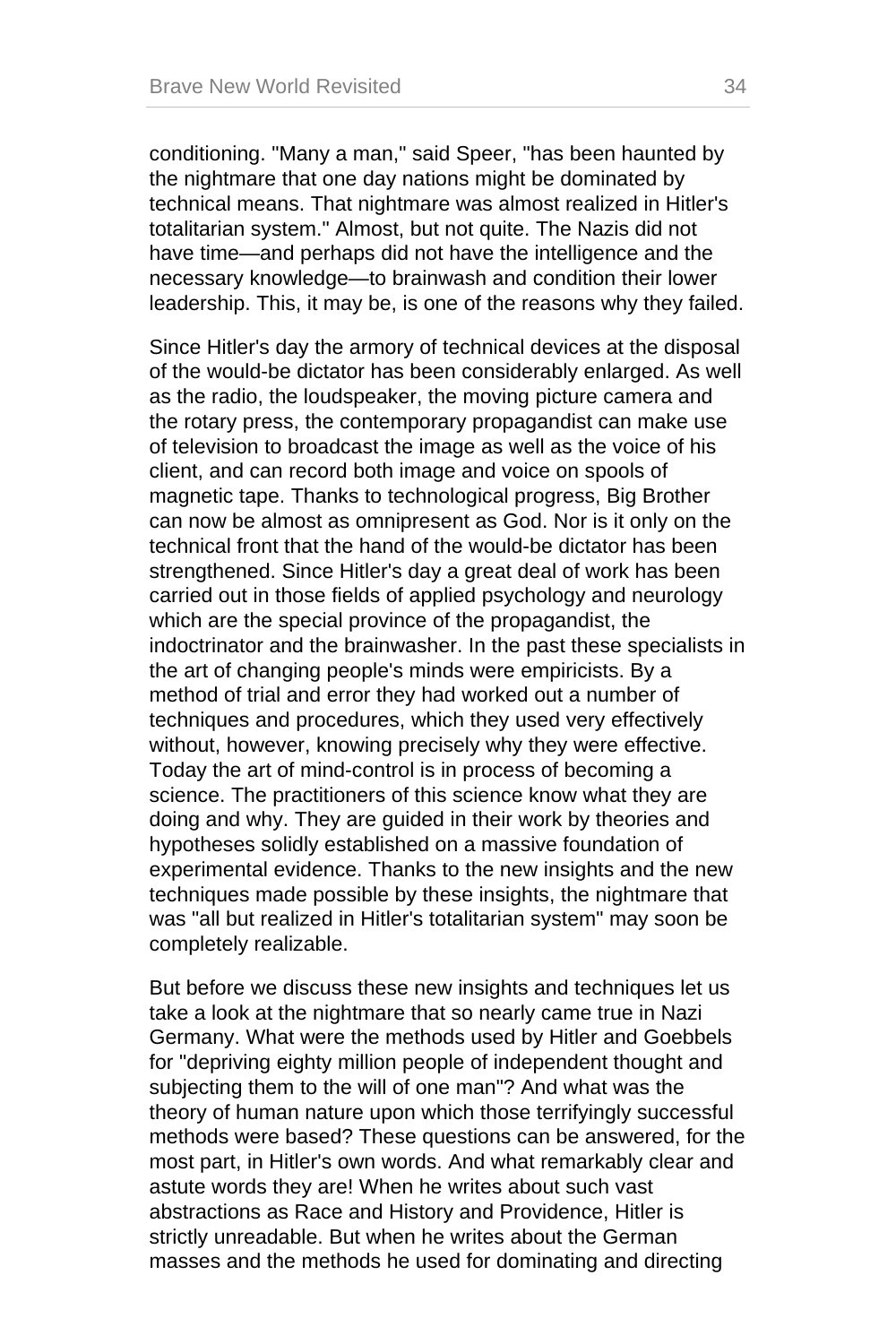conditioning. "Many a man," said Speer, "has been haunted by the nightmare that one day nations might be dominated by technical means. That nightmare was almost realized in Hitler's totalitarian system." Almost, but not quite. The Nazis did not have time—and perhaps did not have the intelligence and the necessary knowledge—to brainwash and condition their lower leadership. This, it may be, is one of the reasons why they failed.

Since Hitler's day the armory of technical devices at the disposal of the would-be dictator has been considerably enlarged. As well as the radio, the loudspeaker, the moving picture camera and the rotary press, the contemporary propagandist can make use of television to broadcast the image as well as the voice of his client, and can record both image and voice on spools of magnetic tape. Thanks to technological progress, Big Brother can now be almost as omnipresent as God. Nor is it only on the technical front that the hand of the would-be dictator has been strengthened. Since Hitler's day a great deal of work has been carried out in those fields of applied psychology and neurology which are the special province of the propagandist, the indoctrinator and the brainwasher. In the past these specialists in the art of changing people's minds were empiricists. By a method of trial and error they had worked out a number of techniques and procedures, which they used very effectively without, however, knowing precisely why they were effective. Today the art of mind-control is in process of becoming a science. The practitioners of this science know what they are doing and why. They are guided in their work by theories and hypotheses solidly established on a massive foundation of experimental evidence. Thanks to the new insights and the new techniques made possible by these insights, the nightmare that was "all but realized in Hitler's totalitarian system" may soon be completely realizable.

But before we discuss these new insights and techniques let us take a look at the nightmare that so nearly came true in Nazi Germany. What were the methods used by Hitler and Goebbels for "depriving eighty million people of independent thought and subjecting them to the will of one man"? And what was the theory of human nature upon which those terrifyingly successful methods were based? These questions can be answered, for the most part, in Hitler's own words. And what remarkably clear and astute words they are! When he writes about such vast abstractions as Race and History and Providence, Hitler is strictly unreadable. But when he writes about the German masses and the methods he used for dominating and directing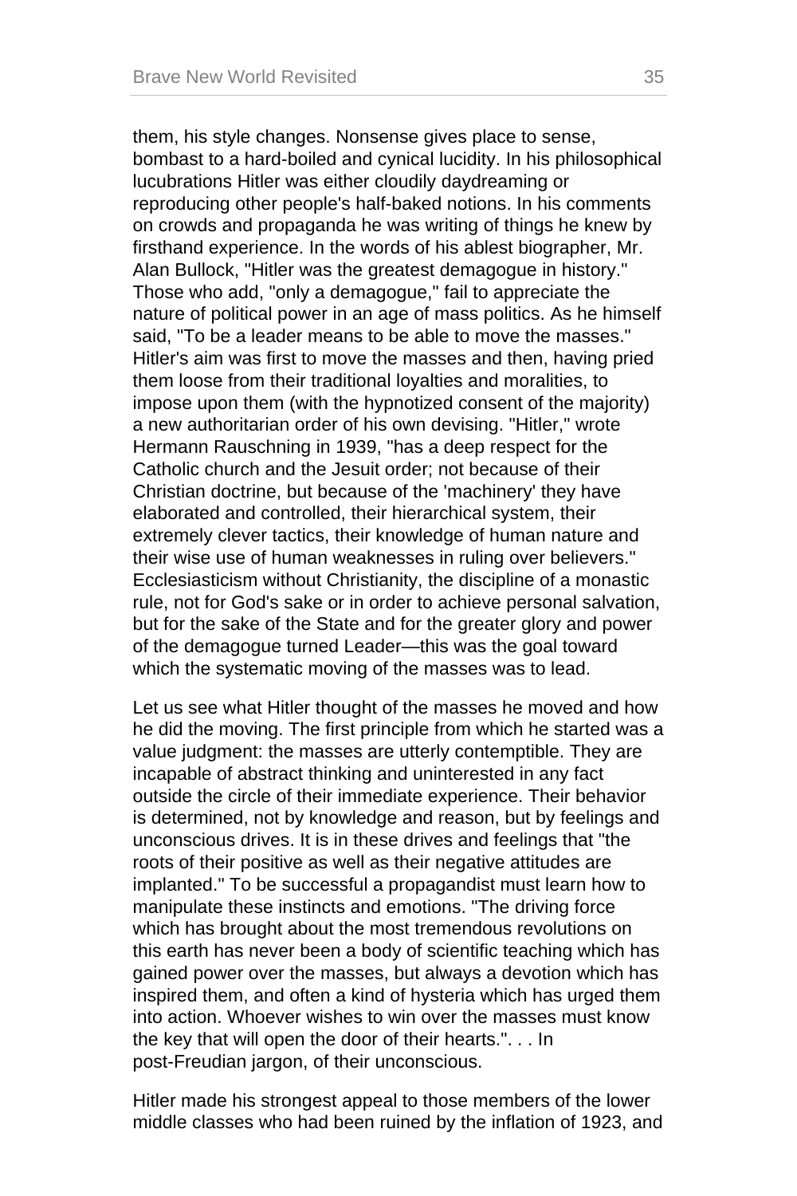them, his style changes. Nonsense gives place to sense, bombast to a hard-boiled and cynical lucidity. In his philosophical lucubrations Hitler was either cloudily daydreaming or reproducing other people's half-baked notions. In his comments on crowds and propaganda he was writing of things he knew by firsthand experience. In the words of his ablest biographer, Mr. Alan Bullock, "Hitler was the greatest demagogue in history." Those who add, "only a demagogue," fail to appreciate the nature of political power in an age of mass politics. As he himself said, "To be a leader means to be able to move the masses." Hitler's aim was first to move the masses and then, having pried them loose from their traditional loyalties and moralities, to impose upon them (with the hypnotized consent of the majority) a new authoritarian order of his own devising. "Hitler," wrote Hermann Rauschning in 1939, "has a deep respect for the Catholic church and the Jesuit order; not because of their Christian doctrine, but because of the 'machinery' they have elaborated and controlled, their hierarchical system, their extremely clever tactics, their knowledge of human nature and their wise use of human weaknesses in ruling over believers." Ecclesiasticism without Christianity, the discipline of a monastic rule, not for God's sake or in order to achieve personal salvation, but for the sake of the State and for the greater glory and power of the demagogue turned Leader—this was the goal toward which the systematic moving of the masses was to lead.

Let us see what Hitler thought of the masses he moved and how he did the moving. The first principle from which he started was a value judgment: the masses are utterly contemptible. They are incapable of abstract thinking and uninterested in any fact outside the circle of their immediate experience. Their behavior is determined, not by knowledge and reason, but by feelings and unconscious drives. It is in these drives and feelings that "the roots of their positive as well as their negative attitudes are implanted." To be successful a propagandist must learn how to manipulate these instincts and emotions. "The driving force which has brought about the most tremendous revolutions on this earth has never been a body of scientific teaching which has gained power over the masses, but always a devotion which has inspired them, and often a kind of hysteria which has urged them into action. Whoever wishes to win over the masses must know the key that will open the door of their hearts.". . . In post-Freudian jargon, of their unconscious.

Hitler made his strongest appeal to those members of the lower middle classes who had been ruined by the inflation of 1923, and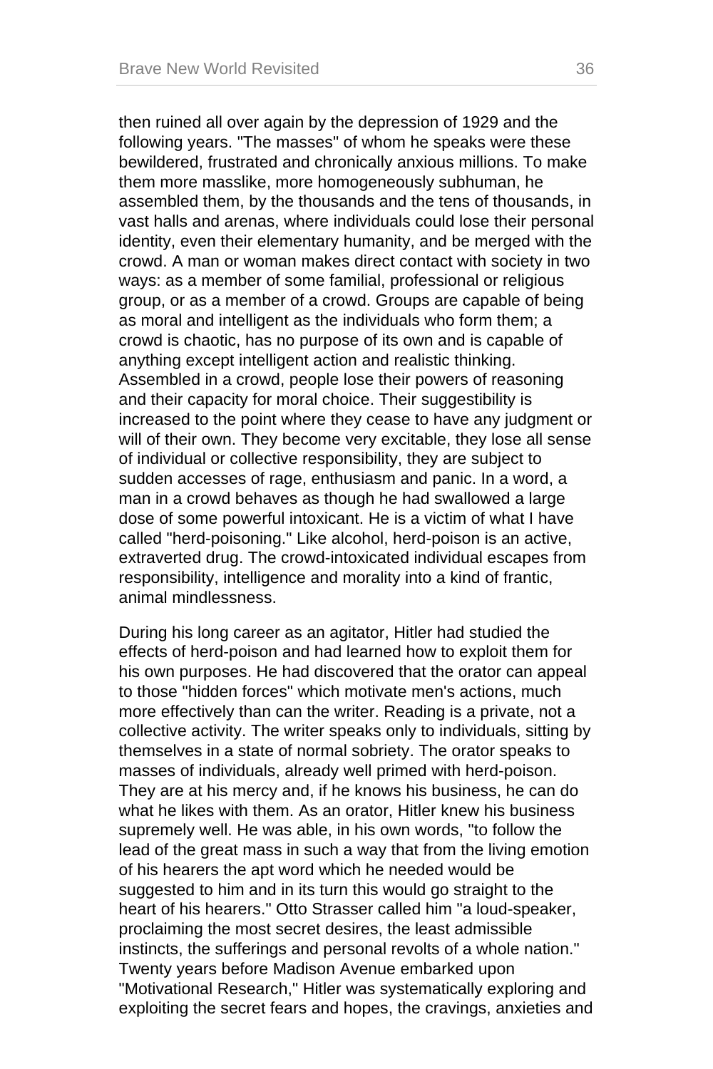then ruined all over again by the depression of 1929 and the following years. "The masses" of whom he speaks were these bewildered, frustrated and chronically anxious millions. To make them more masslike, more homogeneously subhuman, he assembled them, by the thousands and the tens of thousands, in vast halls and arenas, where individuals could lose their personal identity, even their elementary humanity, and be merged with the crowd. A man or woman makes direct contact with society in two ways: as a member of some familial, professional or religious group, or as a member of a crowd. Groups are capable of being as moral and intelligent as the individuals who form them; a crowd is chaotic, has no purpose of its own and is capable of anything except intelligent action and realistic thinking. Assembled in a crowd, people lose their powers of reasoning and their capacity for moral choice. Their suggestibility is increased to the point where they cease to have any judgment or will of their own. They become very excitable, they lose all sense of individual or collective responsibility, they are subject to sudden accesses of rage, enthusiasm and panic. In a word, a man in a crowd behaves as though he had swallowed a large dose of some powerful intoxicant. He is a victim of what I have called "herd-poisoning." Like alcohol, herd-poison is an active, extraverted drug. The crowd-intoxicated individual escapes from responsibility, intelligence and morality into a kind of frantic, animal mindlessness.

During his long career as an agitator, Hitler had studied the effects of herd-poison and had learned how to exploit them for his own purposes. He had discovered that the orator can appeal to those "hidden forces" which motivate men's actions, much more effectively than can the writer. Reading is a private, not a collective activity. The writer speaks only to individuals, sitting by themselves in a state of normal sobriety. The orator speaks to masses of individuals, already well primed with herd-poison. They are at his mercy and, if he knows his business, he can do what he likes with them. As an orator, Hitler knew his business supremely well. He was able, in his own words, "to follow the lead of the great mass in such a way that from the living emotion of his hearers the apt word which he needed would be suggested to him and in its turn this would go straight to the heart of his hearers." Otto Strasser called him "a loud-speaker, proclaiming the most secret desires, the least admissible instincts, the sufferings and personal revolts of a whole nation." Twenty years before Madison Avenue embarked upon "Motivational Research," Hitler was systematically exploring and exploiting the secret fears and hopes, the cravings, anxieties and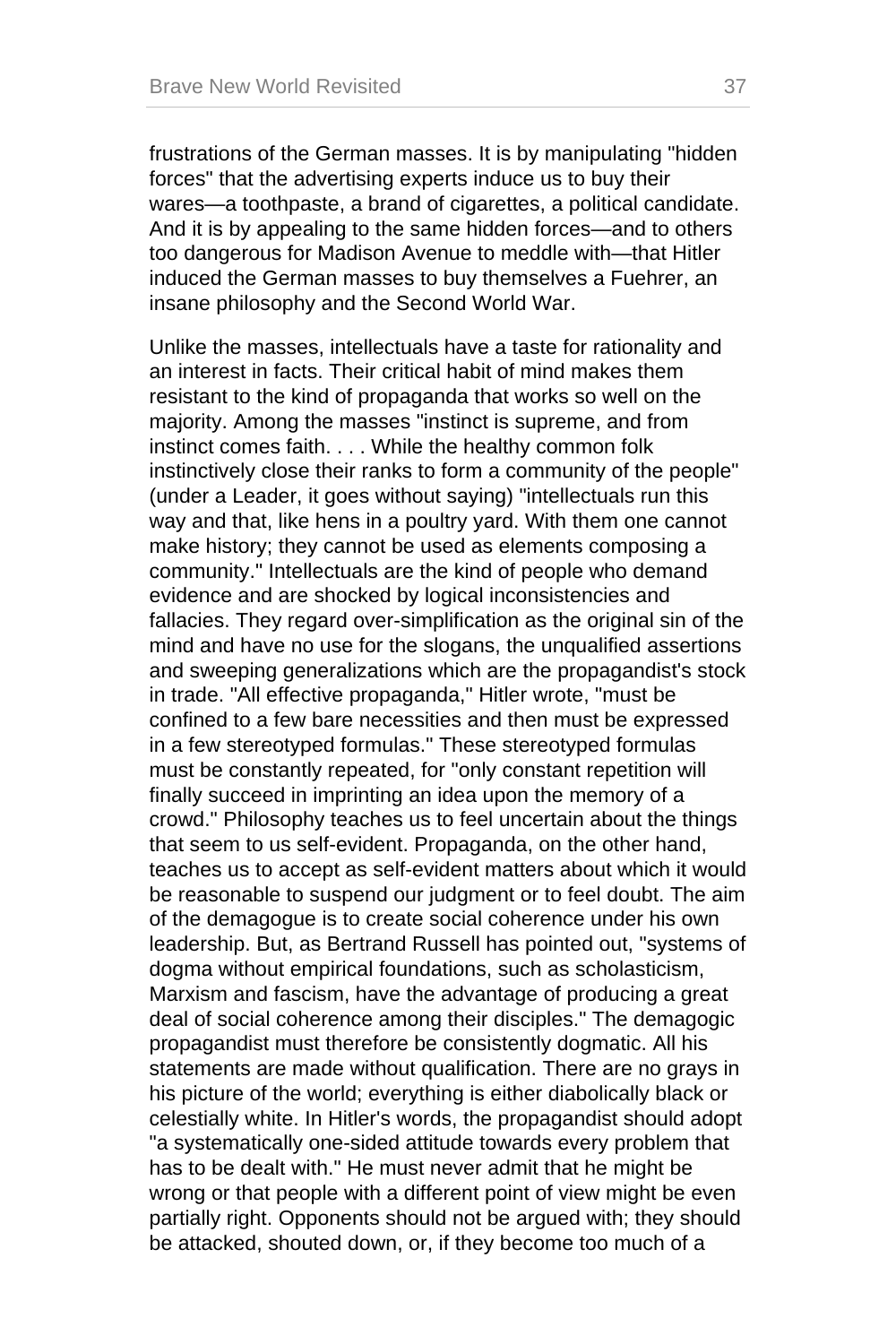frustrations of the German masses. It is by manipulating "hidden forces" that the advertising experts induce us to buy their wares—a toothpaste, a brand of cigarettes, a political candidate. And it is by appealing to the same hidden forces—and to others too dangerous for Madison Avenue to meddle with—that Hitler induced the German masses to buy themselves a Fuehrer, an insane philosophy and the Second World War.

Unlike the masses, intellectuals have a taste for rationality and an interest in facts. Their critical habit of mind makes them resistant to the kind of propaganda that works so well on the majority. Among the masses "instinct is supreme, and from instinct comes faith. . . . While the healthy common folk instinctively close their ranks to form a community of the people" (under a Leader, it goes without saying) "intellectuals run this way and that, like hens in a poultry yard. With them one cannot make history; they cannot be used as elements composing a community." Intellectuals are the kind of people who demand evidence and are shocked by logical inconsistencies and fallacies. They regard over-simplification as the original sin of the mind and have no use for the slogans, the unqualified assertions and sweeping generalizations which are the propagandist's stock in trade. "All effective propaganda," Hitler wrote, "must be confined to a few bare necessities and then must be expressed in a few stereotyped formulas." These stereotyped formulas must be constantly repeated, for "only constant repetition will finally succeed in imprinting an idea upon the memory of a crowd." Philosophy teaches us to feel uncertain about the things that seem to us self-evident. Propaganda, on the other hand, teaches us to accept as self-evident matters about which it would be reasonable to suspend our judgment or to feel doubt. The aim of the demagogue is to create social coherence under his own leadership. But, as Bertrand Russell has pointed out, "systems of dogma without empirical foundations, such as scholasticism, Marxism and fascism, have the advantage of producing a great deal of social coherence among their disciples." The demagogic propagandist must therefore be consistently dogmatic. All his statements are made without qualification. There are no grays in his picture of the world; everything is either diabolically black or celestially white. In Hitler's words, the propagandist should adopt "a systematically one-sided attitude towards every problem that has to be dealt with." He must never admit that he might be wrong or that people with a different point of view might be even partially right. Opponents should not be argued with; they should be attacked, shouted down, or, if they become too much of a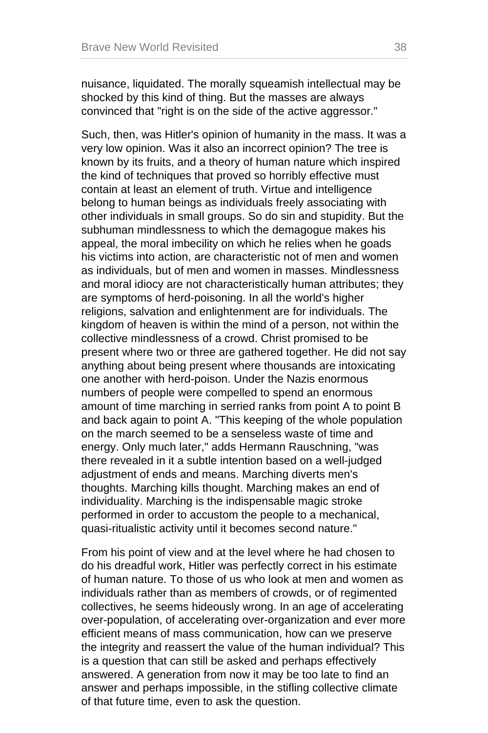nuisance, liquidated. The morally squeamish intellectual may be shocked by this kind of thing. But the masses are always convinced that "right is on the side of the active aggressor."

Such, then, was Hitler's opinion of humanity in the mass. It was a very low opinion. Was it also an incorrect opinion? The tree is known by its fruits, and a theory of human nature which inspired the kind of techniques that proved so horribly effective must contain at least an element of truth. Virtue and intelligence belong to human beings as individuals freely associating with other individuals in small groups. So do sin and stupidity. But the subhuman mindlessness to which the demagogue makes his appeal, the moral imbecility on which he relies when he goads his victims into action, are characteristic not of men and women as individuals, but of men and women in masses. Mindlessness and moral idiocy are not characteristically human attributes; they are symptoms of herd-poisoning. In all the world's higher religions, salvation and enlightenment are for individuals. The kingdom of heaven is within the mind of a person, not within the collective mindlessness of a crowd. Christ promised to be present where two or three are gathered together. He did not say anything about being present where thousands are intoxicating one another with herd-poison. Under the Nazis enormous numbers of people were compelled to spend an enormous amount of time marching in serried ranks from point A to point B and back again to point A. "This keeping of the whole population on the march seemed to be a senseless waste of time and energy. Only much later," adds Hermann Rauschning, "was there revealed in it a subtle intention based on a well-judged adjustment of ends and means. Marching diverts men's thoughts. Marching kills thought. Marching makes an end of individuality. Marching is the indispensable magic stroke performed in order to accustom the people to a mechanical, quasi-ritualistic activity until it becomes second nature."

From his point of view and at the level where he had chosen to do his dreadful work, Hitler was perfectly correct in his estimate of human nature. To those of us who look at men and women as individuals rather than as members of crowds, or of regimented collectives, he seems hideously wrong. In an age of accelerating over-population, of accelerating over-organization and ever more efficient means of mass communication, how can we preserve the integrity and reassert the value of the human individual? This is a question that can still be asked and perhaps effectively answered. A generation from now it may be too late to find an answer and perhaps impossible, in the stifling collective climate of that future time, even to ask the question.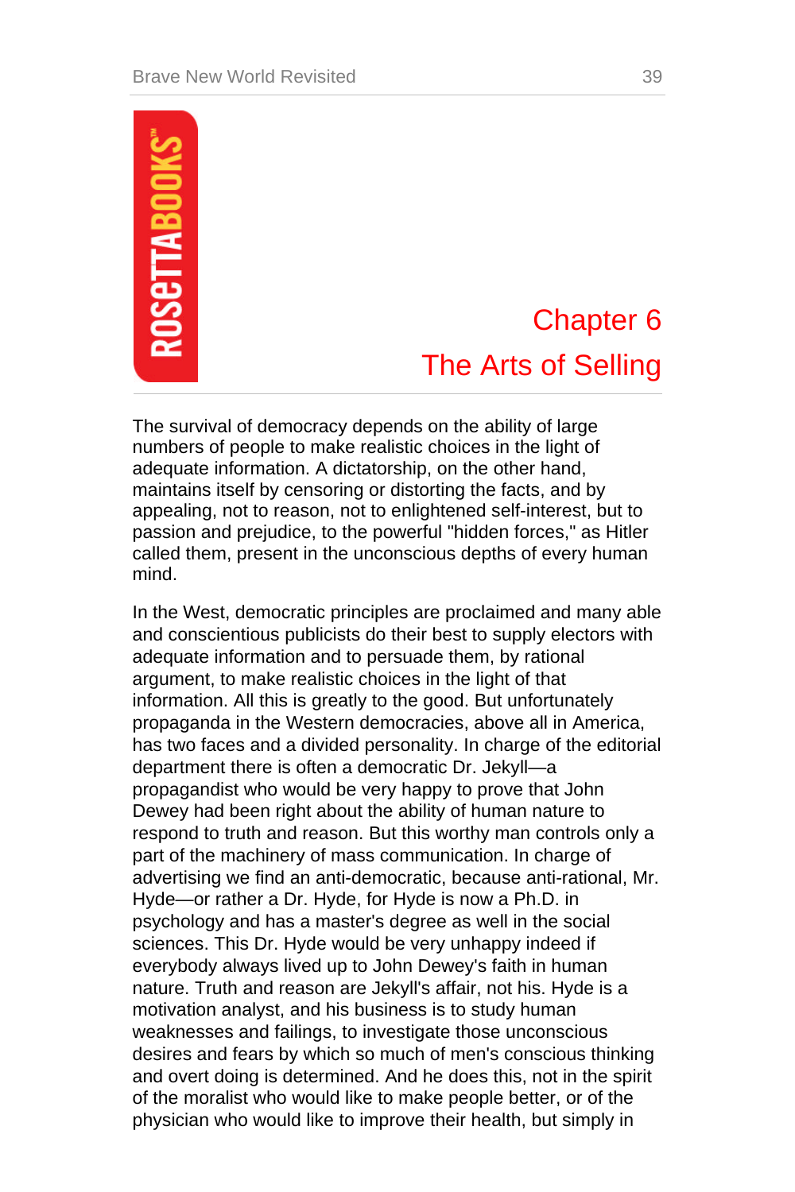# Chapter 6
## The Arts of Selling

The survival of democracy depends on the ability of large numbers of people to make realistic choices in the light of adequate information. A dictatorship, on the other hand, maintains itself by censoring or distorting the facts, and by appealing, not to reason, not to enlightened self-interest, but to passion and prejudice, to the powerful "hidden forces," as Hitler called them, present in the unconscious depths of every human mind.

In the West, democratic principles are proclaimed and many able and conscientious publicists do their best to supply electors with adequate information and to persuade them, by rational argument, to make realistic choices in the light of that information. All this is greatly to the good. But unfortunately propaganda in the Western democracies, above all in America, has two faces and a divided personality. In charge of the editorial department there is often a democratic Dr. Jekyll—a propagandist who would be very happy to prove that John Dewey had been right about the ability of human nature to respond to truth and reason. But this worthy man controls only a part of the machinery of mass communication. In charge of advertising we find an anti-democratic, because anti-rational, Mr. Hyde—or rather a Dr. Hyde, for Hyde is now a Ph.D. in psychology and has a master's degree as well in the social sciences. This Dr. Hyde would be very unhappy indeed if everybody always lived up to John Dewey's faith in human nature. Truth and reason are Jekyll's affair, not his. Hyde is a motivation analyst, and his business is to study human weaknesses and failings, to investigate those unconscious desires and fears by which so much of men's conscious thinking and overt doing is determined. And he does this, not in the spirit of the moralist who would like to make people better, or of the physician who would like to improve their health, but simply in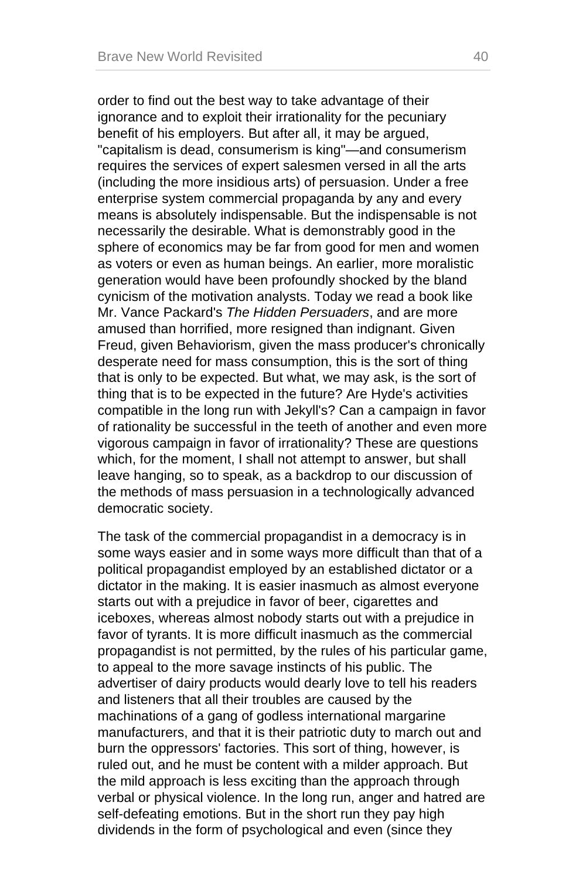order to find out the best way to take advantage of their ignorance and to exploit their irrationality for the pecuniary benefit of his employers. But after all, it may be argued, "capitalism is dead, consumerism is king"—and consumerism requires the services of expert salesmen versed in all the arts (including the more insidious arts) of persuasion. Under a free enterprise system commercial propaganda by any and every means is absolutely indispensable. But the indispensable is not necessarily the desirable. What is demonstrably good in the sphere of economics may be far from good for men and women as voters or even as human beings. An earlier, more moralistic generation would have been profoundly shocked by the bland cynicism of the motivation analysts. Today we read a book like Mr. Vance Packard's *The Hidden Persuaders*, and are more amused than horrified, more resigned than indignant. Given Freud, given Behaviorism, given the mass producer's chronically desperate need for mass consumption, this is the sort of thing that is only to be expected. But what, we may ask, is the sort of thing that is to be expected in the future? Are Hyde's activities compatible in the long run with Jekyll's? Can a campaign in favor of rationality be successful in the teeth of another and even more vigorous campaign in favor of irrationality? These are questions which, for the moment, I shall not attempt to answer, but shall leave hanging, so to speak, as a backdrop to our discussion of the methods of mass persuasion in a technologically advanced democratic society.

The task of the commercial propagandist in a democracy is in some ways easier and in some ways more difficult than that of a political propagandist employed by an established dictator or a dictator in the making. It is easier inasmuch as almost everyone starts out with a prejudice in favor of beer, cigarettes and iceboxes, whereas almost nobody starts out with a prejudice in favor of tyrants. It is more difficult inasmuch as the commercial propagandist is not permitted, by the rules of his particular game, to appeal to the more savage instincts of his public. The advertiser of dairy products would dearly love to tell his readers and listeners that all their troubles are caused by the machinations of a gang of godless international margarine manufacturers, and that it is their patriotic duty to march out and burn the oppressors' factories. This sort of thing, however, is ruled out, and he must be content with a milder approach. But the mild approach is less exciting than the approach through verbal or physical violence. In the long run, anger and hatred are self-defeating emotions. But in the short run they pay high dividends in the form of psychological and even (since they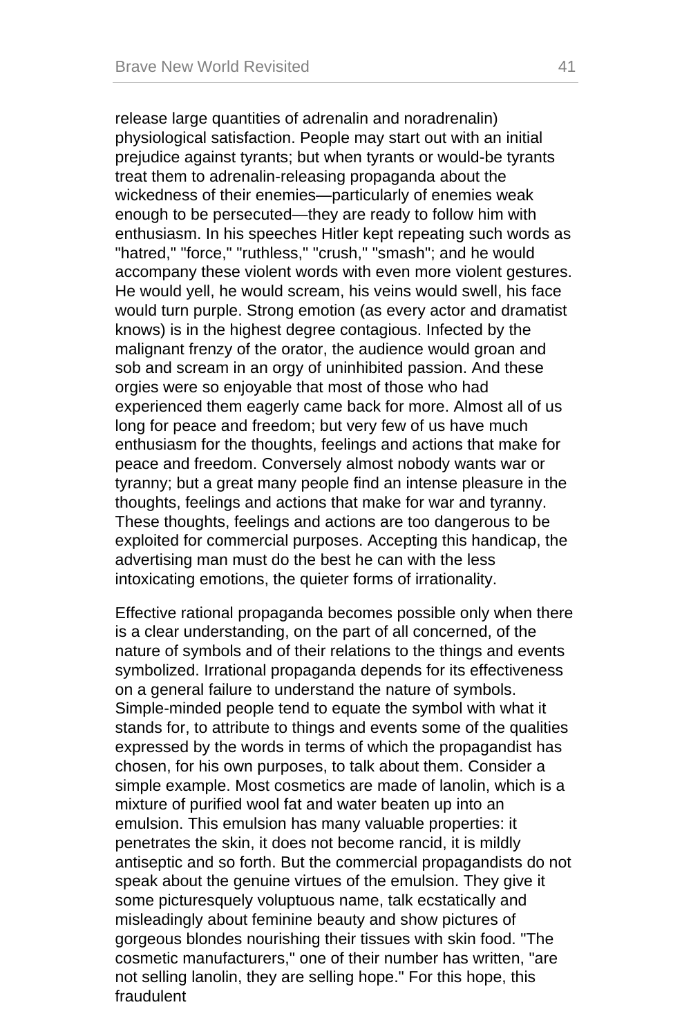release large quantities of adrenalin and noradrenalin) physiological satisfaction. People may start out with an initial prejudice against tyrants; but when tyrants or would-be tyrants treat them to adrenalin-releasing propaganda about the wickedness of their enemies—particularly of enemies weak enough to be persecuted—they are ready to follow him with enthusiasm. In his speeches Hitler kept repeating such words as "hatred," "force," "ruthless," "crush," "smash"; and he would accompany these violent words with even more violent gestures. He would yell, he would scream, his veins would swell, his face would turn purple. Strong emotion (as every actor and dramatist knows) is in the highest degree contagious. Infected by the malignant frenzy of the orator, the audience would groan and sob and scream in an orgy of uninhibited passion. And these orgies were so enjoyable that most of those who had experienced them eagerly came back for more. Almost all of us long for peace and freedom; but very few of us have much enthusiasm for the thoughts, feelings and actions that make for peace and freedom. Conversely almost nobody wants war or tyranny; but a great many people find an intense pleasure in the thoughts, feelings and actions that make for war and tyranny. These thoughts, feelings and actions are too dangerous to be exploited for commercial purposes. Accepting this handicap, the advertising man must do the best he can with the less intoxicating emotions, the quieter forms of irrationality.

Effective rational propaganda becomes possible only when there is a clear understanding, on the part of all concerned, of the nature of symbols and of their relations to the things and events symbolized. Irrational propaganda depends for its effectiveness on a general failure to understand the nature of symbols. Simple-minded people tend to equate the symbol with what it stands for, to attribute to things and events some of the qualities expressed by the words in terms of which the propagandist has chosen, for his own purposes, to talk about them. Consider a simple example. Most cosmetics are made of lanolin, which is a mixture of purified wool fat and water beaten up into an emulsion. This emulsion has many valuable properties: it penetrates the skin, it does not become rancid, it is mildly antiseptic and so forth. But the commercial propagandists do not speak about the genuine virtues of the emulsion. They give it some picturesquely voluptuous name, talk ecstatically and misleadingly about feminine beauty and show pictures of gorgeous blondes nourishing their tissues with skin food. "The cosmetic manufacturers," one of their number has written, "are not selling lanolin, they are selling hope." For this hope, this fraudulent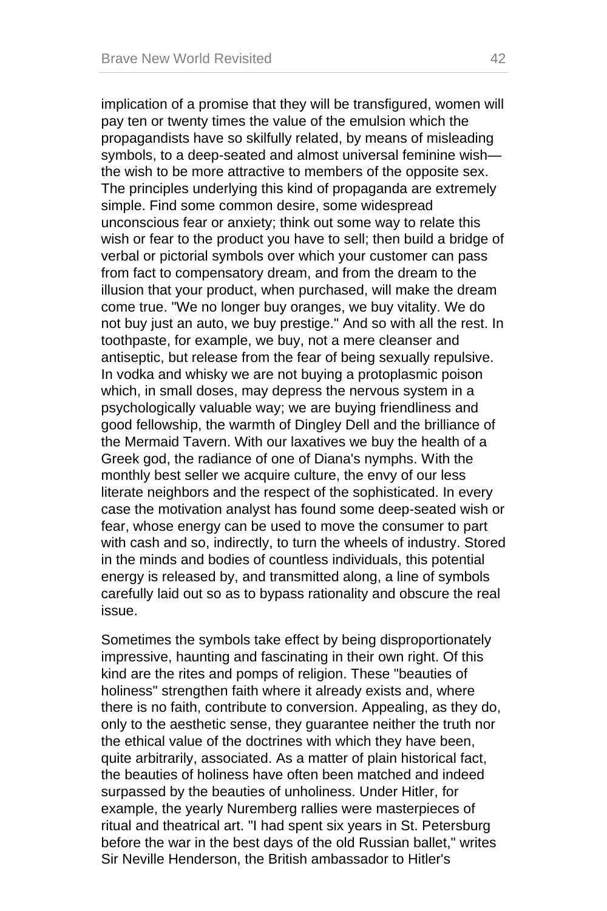implication of a promise that they will be transfigured, women will pay ten or twenty times the value of the emulsion which the propagandists have so skilfully related, by means of misleading symbols, to a deep-seated and almost universal feminine wish—the wish to be more attractive to members of the opposite sex. The principles underlying this kind of propaganda are extremely simple. Find some common desire, some widespread unconscious fear or anxiety; think out some way to relate this wish or fear to the product you have to sell; then build a bridge of verbal or pictorial symbols over which your customer can pass from fact to compensatory dream, and from the dream to the illusion that your product, when purchased, will make the dream come true. "We no longer buy oranges, we buy vitality. We do not buy just an auto, we buy prestige." And so with all the rest. In toothpaste, for example, we buy, not a mere cleanser and antiseptic, but release from the fear of being sexually repulsive. In vodka and whisky we are not buying a protoplasmic poison which, in small doses, may depress the nervous system in a psychologically valuable way; we are buying friendliness and good fellowship, the warmth of Dingley Dell and the brilliance of the Mermaid Tavern. With our laxatives we buy the health of a Greek god, the radiance of one of Diana's nymphs. With the monthly best seller we acquire culture, the envy of our less literate neighbors and the respect of the sophisticated. In every case the motivation analyst has found some deep-seated wish or fear, whose energy can be used to move the consumer to part with cash and so, indirectly, to turn the wheels of industry. Stored in the minds and bodies of countless individuals, this potential energy is released by, and transmitted along, a line of symbols carefully laid out so as to bypass rationality and obscure the real issue.

Sometimes the symbols take effect by being disproportionately impressive, haunting and fascinating in their own right. Of this kind are the rites and pomps of religion. These "beauties of holiness" strengthen faith where it already exists and, where there is no faith, contribute to conversion. Appealing, as they do, only to the aesthetic sense, they guarantee neither the truth nor the ethical value of the doctrines with which they have been, quite arbitrarily, associated. As a matter of plain historical fact, the beauties of holiness have often been matched and indeed surpassed by the beauties of unholiness. Under Hitler, for example, the yearly Nuremberg rallies were masterpieces of ritual and theatrical art. "I had spent six years in St. Petersburg before the war in the best days of the old Russian ballet," writes Sir Neville Henderson, the British ambassador to Hitler's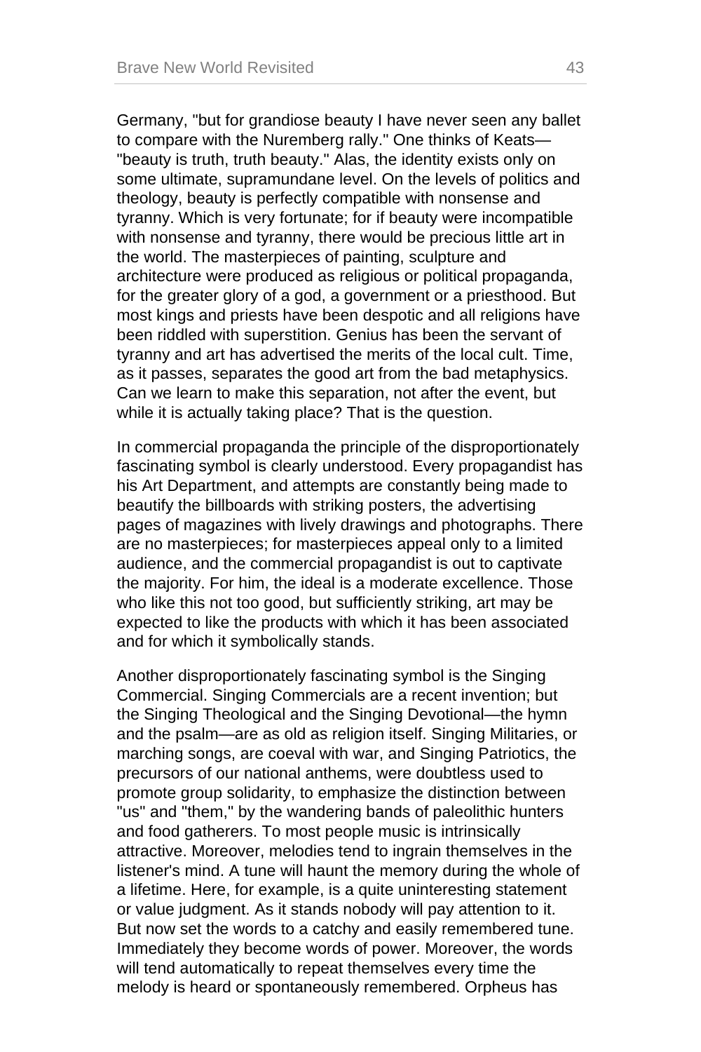Germany, "but for grandiose beauty I have never seen any ballet to compare with the Nuremberg rally." One thinks of Keats—"beauty is truth, truth beauty." Alas, the identity exists only on some ultimate, supramundane level. On the levels of politics and theology, beauty is perfectly compatible with nonsense and tyranny. Which is very fortunate; for if beauty were incompatible with nonsense and tyranny, there would be precious little art in the world. The masterpieces of painting, sculpture and architecture were produced as religious or political propaganda, for the greater glory of a god, a government or a priesthood. But most kings and priests have been despotic and all religions have been riddled with superstition. Genius has been the servant of tyranny and art has advertised the merits of the local cult. Time, as it passes, separates the good art from the bad metaphysics. Can we learn to make this separation, not after the event, but while it is actually taking place? That is the question.

In commercial propaganda the principle of the disproportionately fascinating symbol is clearly understood. Every propagandist has his Art Department, and attempts are constantly being made to beautify the billboards with striking posters, the advertising pages of magazines with lively drawings and photographs. There are no masterpieces; for masterpieces appeal only to a limited audience, and the commercial propagandist is out to captivate the majority. For him, the ideal is a moderate excellence. Those who like this not too good, but sufficiently striking, art may be expected to like the products with which it has been associated and for which it symbolically stands.

Another disproportionately fascinating symbol is the Singing Commercial. Singing Commercials are a recent invention; but the Singing Theological and the Singing Devotional—the hymn and the psalm—are as old as religion itself. Singing Militaries, or marching songs, are coeval with war, and Singing Patriotics, the precursors of our national anthems, were doubtless used to promote group solidarity, to emphasize the distinction between "us" and "them," by the wandering bands of paleolithic hunters and food gatherers. To most people music is intrinsically attractive. Moreover, melodies tend to ingrain themselves in the listener's mind. A tune will haunt the memory during the whole of a lifetime. Here, for example, is a quite uninteresting statement or value judgment. As it stands nobody will pay attention to it. But now set the words to a catchy and easily remembered tune. Immediately they become words of power. Moreover, the words will tend automatically to repeat themselves every time the melody is heard or spontaneously remembered. Orpheus has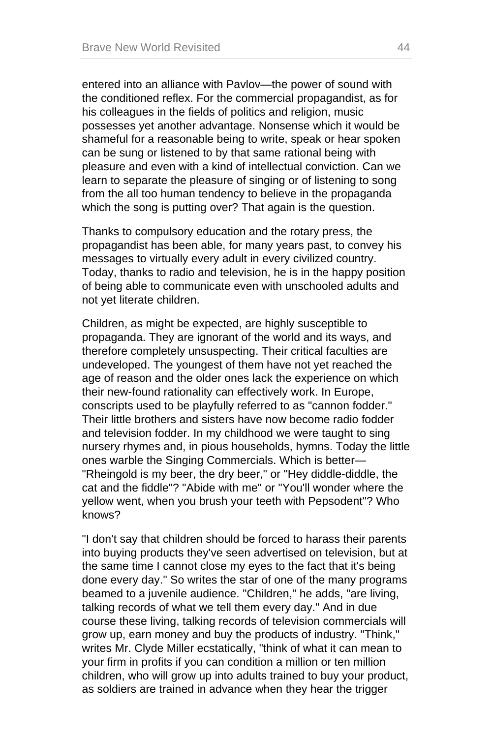entered into an alliance with Pavlov—the power of sound with the conditioned reflex. For the commercial propagandist, as for his colleagues in the fields of politics and religion, music possesses yet another advantage. Nonsense which it would be shameful for a reasonable being to write, speak or hear spoken can be sung or listened to by that same rational being with pleasure and even with a kind of intellectual conviction. Can we learn to separate the pleasure of singing or of listening to song from the all too human tendency to believe in the propaganda which the song is putting over? That again is the question.

Thanks to compulsory education and the rotary press, the propagandist has been able, for many years past, to convey his messages to virtually every adult in every civilized country. Today, thanks to radio and television, he is in the happy position of being able to communicate even with unschooled adults and not yet literate children.

Children, as might be expected, are highly susceptible to propaganda. They are ignorant of the world and its ways, and therefore completely unsuspecting. Their critical faculties are undeveloped. The youngest of them have not yet reached the age of reason and the older ones lack the experience on which their new-found rationality can effectively work. In Europe, conscripts used to be playfully referred to as "cannon fodder." Their little brothers and sisters have now become radio fodder and television fodder. In my childhood we were taught to sing nursery rhymes and, in pious households, hymns. Today the little ones warble the Singing Commercials. Which is better—"Rheingold is my beer, the dry beer," or "Hey diddle-diddle, the cat and the fiddle"? "Abide with me" or "You'll wonder where the yellow went, when you brush your teeth with Pepsodent"? Who knows?

"I don't say that children should be forced to harass their parents into buying products they've seen advertised on television, but at the same time I cannot close my eyes to the fact that it's being done every day." So writes the star of one of the many programs beamed to a juvenile audience. "Children," he adds, "are living, talking records of what we tell them every day." And in due course these living, talking records of television commercials will grow up, earn money and buy the products of industry. "Think," writes Mr. Clyde Miller ecstatically, "think of what it can mean to your firm in profits if you can condition a million or ten million children, who will grow up into adults trained to buy your product, as soldiers are trained in advance when they hear the trigger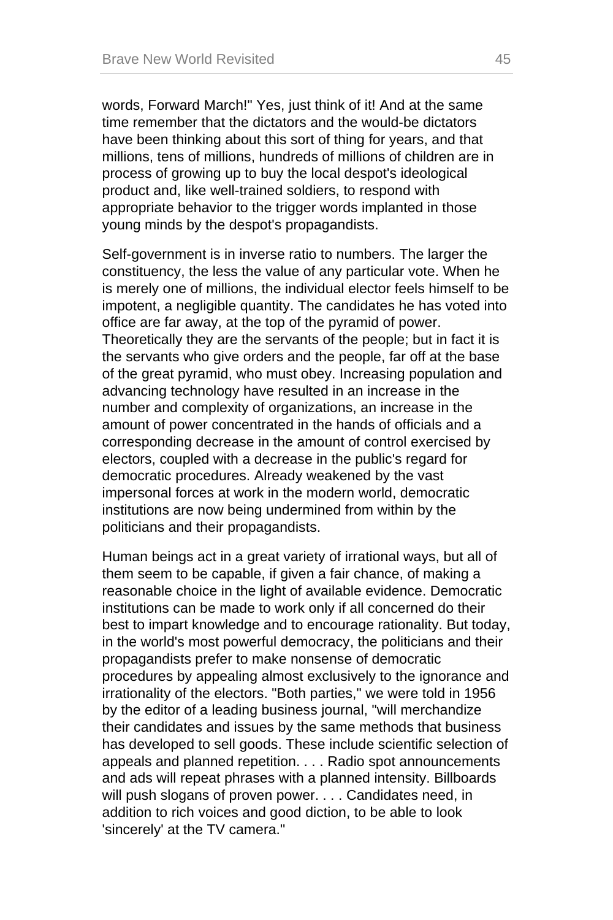words, Forward March!" Yes, just think of it! And at the same time remember that the dictators and the would-be dictators have been thinking about this sort of thing for years, and that millions, tens of millions, hundreds of millions of children are in process of growing up to buy the local despot's ideological product and, like well-trained soldiers, to respond with appropriate behavior to the trigger words implanted in those young minds by the despot's propagandists.

Self-government is in inverse ratio to numbers. The larger the constituency, the less the value of any particular vote. When he is merely one of millions, the individual elector feels himself to be impotent, a negligible quantity. The candidates he has voted into office are far away, at the top of the pyramid of power. Theoretically they are the servants of the people; but in fact it is the servants who give orders and the people, far off at the base of the great pyramid, who must obey. Increasing population and advancing technology have resulted in an increase in the number and complexity of organizations, an increase in the amount of power concentrated in the hands of officials and a corresponding decrease in the amount of control exercised by electors, coupled with a decrease in the public's regard for democratic procedures. Already weakened by the vast impersonal forces at work in the modern world, democratic institutions are now being undermined from within by the politicians and their propagandists.

Human beings act in a great variety of irrational ways, but all of them seem to be capable, if given a fair chance, of making a reasonable choice in the light of available evidence. Democratic institutions can be made to work only if all concerned do their best to impart knowledge and to encourage rationality. But today, in the world's most powerful democracy, the politicians and their propagandists prefer to make nonsense of democratic procedures by appealing almost exclusively to the ignorance and irrationality of the electors. "Both parties," we were told in 1956 by the editor of a leading business journal, "will merchandize their candidates and issues by the same methods that business has developed to sell goods. These include scientific selection of appeals and planned repetition. . . . Radio spot announcements and ads will repeat phrases with a planned intensity. Billboards will push slogans of proven power. . . . Candidates need, in addition to rich voices and good diction, to be able to look 'sincerely' at the TV camera."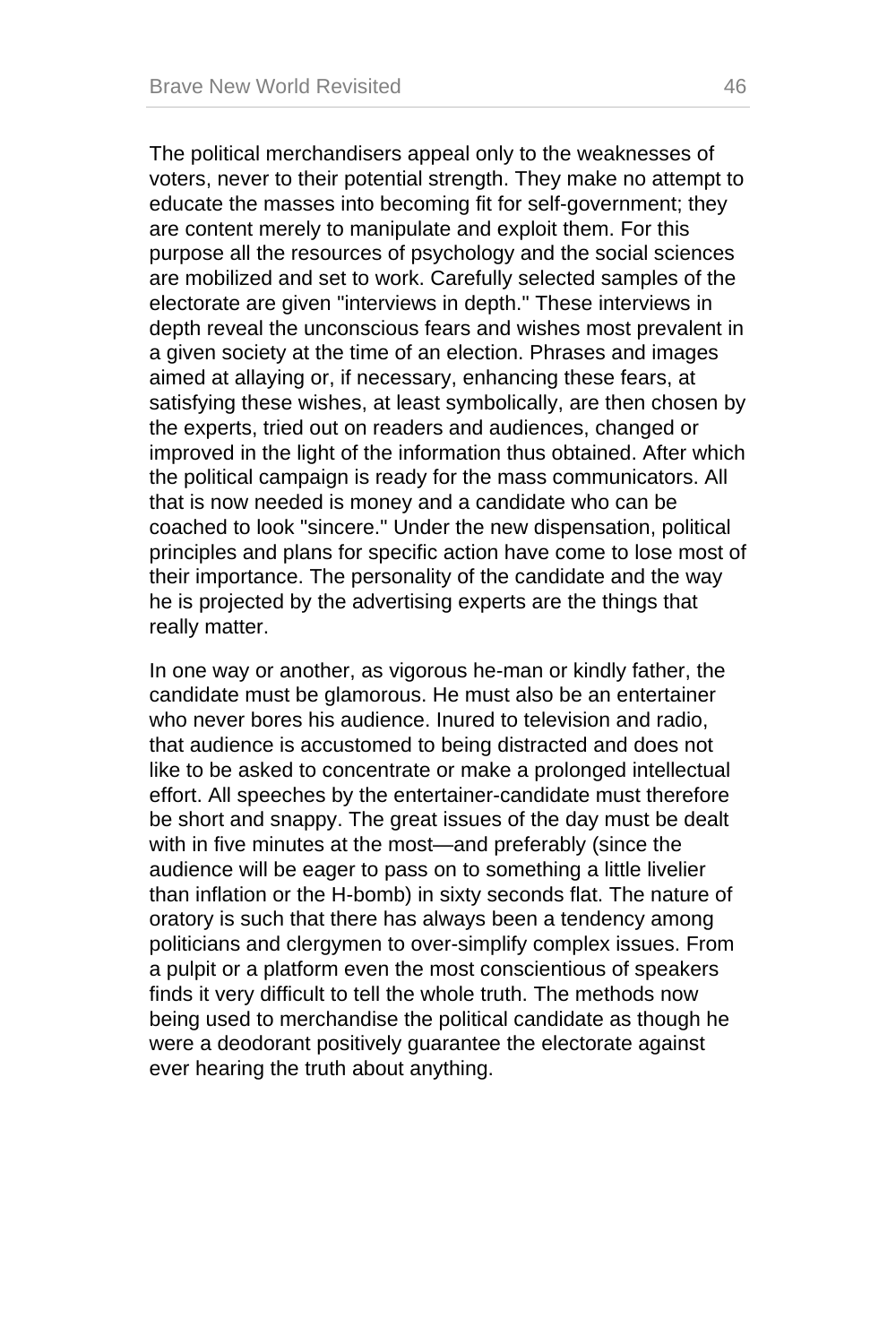The political merchandisers appeal only to the weaknesses of voters, never to their potential strength. They make no attempt to educate the masses into becoming fit for self-government; they are content merely to manipulate and exploit them. For this purpose all the resources of psychology and the social sciences are mobilized and set to work. Carefully selected samples of the electorate are given "interviews in depth." These interviews in depth reveal the unconscious fears and wishes most prevalent in a given society at the time of an election. Phrases and images aimed at allaying or, if necessary, enhancing these fears, at satisfying these wishes, at least symbolically, are then chosen by the experts, tried out on readers and audiences, changed or improved in the light of the information thus obtained. After which the political campaign is ready for the mass communicators. All that is now needed is money and a candidate who can be coached to look "sincere." Under the new dispensation, political principles and plans for specific action have come to lose most of their importance. The personality of the candidate and the way he is projected by the advertising experts are the things that really matter.

In one way or another, as vigorous he-man or kindly father, the candidate must be glamorous. He must also be an entertainer who never bores his audience. Inured to television and radio, that audience is accustomed to being distracted and does not like to be asked to concentrate or make a prolonged intellectual effort. All speeches by the entertainer-candidate must therefore be short and snappy. The great issues of the day must be dealt with in five minutes at the most—and preferably (since the audience will be eager to pass on to something a little livelier than inflation or the H-bomb) in sixty seconds flat. The nature of oratory is such that there has always been a tendency among politicians and clergymen to over-simplify complex issues. From a pulpit or a platform even the most conscientious of speakers finds it very difficult to tell the whole truth. The methods now being used to merchandise the political candidate as though he were a deodorant positively guarantee the electorate against ever hearing the truth about anything.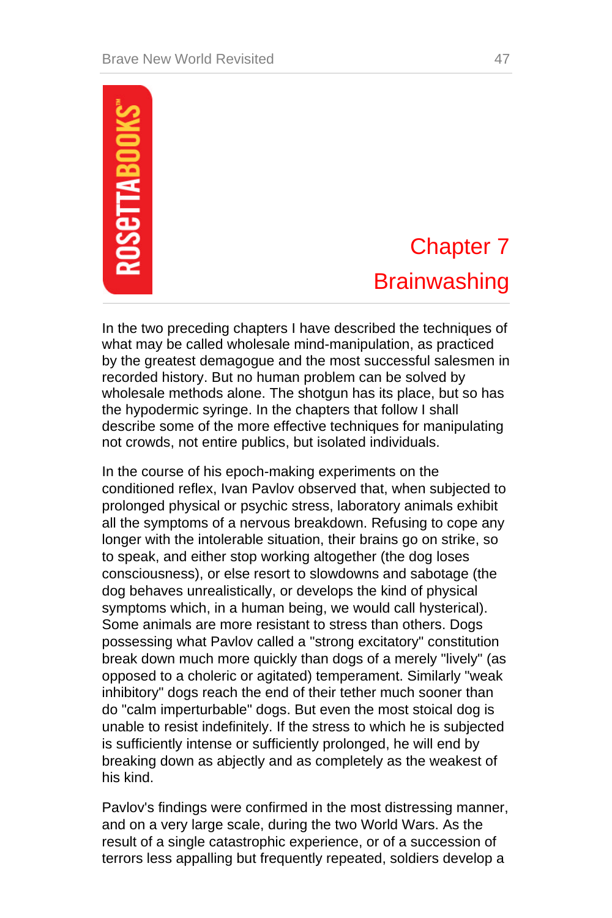# Chapter 7
# Brainwashing

In the two preceding chapters I have described the techniques of what may be called wholesale mind-manipulation, as practiced by the greatest demagogue and the most successful salesmen in recorded history. But no human problem can be solved by wholesale methods alone. The shotgun has its place, but so has the hypodermic syringe. In the chapters that follow I shall describe some of the more effective techniques for manipulating not crowds, not entire publics, but isolated individuals.

In the course of his epoch-making experiments on the conditioned reflex, Ivan Pavlov observed that, when subjected to prolonged physical or psychic stress, laboratory animals exhibit all the symptoms of a nervous breakdown. Refusing to cope any longer with the intolerable situation, their brains go on strike, so to speak, and either stop working altogether (the dog loses consciousness), or else resort to slowdowns and sabotage (the dog behaves unrealistically, or develops the kind of physical symptoms which, in a human being, we would call hysterical). Some animals are more resistant to stress than others. Dogs possessing what Pavlov called a "strong excitatory" constitution break down much more quickly than dogs of a merely "lively" (as opposed to a choleric or agitated) temperament. Similarly "weak inhibitory" dogs reach the end of their tether much sooner than do "calm imperturbable" dogs. But even the most stoical dog is unable to resist indefinitely. If the stress to which he is subjected is sufficiently intense or sufficiently prolonged, he will end by breaking down as abjectly and as completely as the weakest of his kind.

Pavlov's findings were confirmed in the most distressing manner, and on a very large scale, during the two World Wars. As the result of a single catastrophic experience, or of a succession of terrors less appalling but frequently repeated, soldiers develop a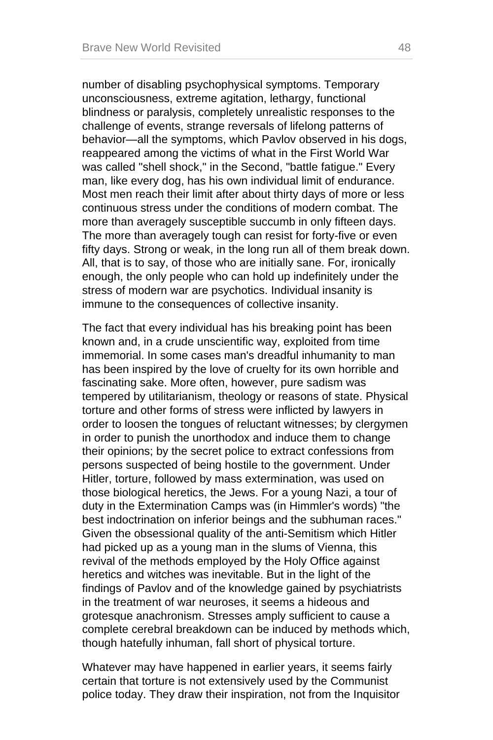number of disabling psychophysical symptoms. Temporary unconsciousness, extreme agitation, lethargy, functional blindness or paralysis, completely unrealistic responses to the challenge of events, strange reversals of lifelong patterns of behavior—all the symptoms, which Pavlov observed in his dogs, reappeared among the victims of what in the First World War was called "shell shock," in the Second, "battle fatigue." Every man, like every dog, has his own individual limit of endurance. Most men reach their limit after about thirty days of more or less continuous stress under the conditions of modern combat. The more than averagely susceptible succumb in only fifteen days. The more than averagely tough can resist for forty-five or even fifty days. Strong or weak, in the long run all of them break down. All, that is to say, of those who are initially sane. For, ironically enough, the only people who can hold up indefinitely under the stress of modern war are psychotics. Individual insanity is immune to the consequences of collective insanity.

The fact that every individual has his breaking point has been known and, in a crude unscientific way, exploited from time immemorial. In some cases man's dreadful inhumanity to man has been inspired by the love of cruelty for its own horrible and fascinating sake. More often, however, pure sadism was tempered by utilitarianism, theology or reasons of state. Physical torture and other forms of stress were inflicted by lawyers in order to loosen the tongues of reluctant witnesses; by clergymen in order to punish the unorthodox and induce them to change their opinions; by the secret police to extract confessions from persons suspected of being hostile to the government. Under Hitler, torture, followed by mass extermination, was used on those biological heretics, the Jews. For a young Nazi, a tour of duty in the Extermination Camps was (in Himmler's words) "the best indoctrination on inferior beings and the subhuman races." Given the obsessional quality of the anti-Semitism which Hitler had picked up as a young man in the slums of Vienna, this revival of the methods employed by the Holy Office against heretics and witches was inevitable. But in the light of the findings of Pavlov and of the knowledge gained by psychiatrists in the treatment of war neuroses, it seems a hideous and grotesque anachronism. Stresses amply sufficient to cause a complete cerebral breakdown can be induced by methods which, though hatefully inhuman, fall short of physical torture.

Whatever may have happened in earlier years, it seems fairly certain that torture is not extensively used by the Communist police today. They draw their inspiration, not from the Inquisitor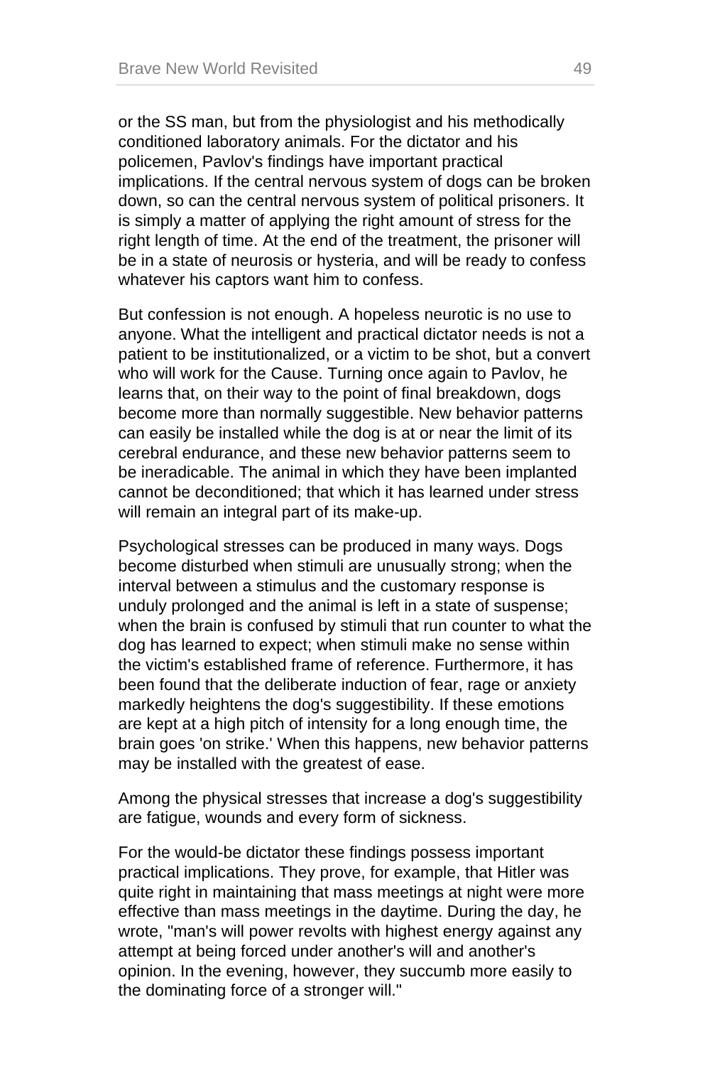or the SS man, but from the physiologist and his methodically conditioned laboratory animals. For the dictator and his policemen, Pavlov's findings have important practical implications. If the central nervous system of dogs can be broken down, so can the central nervous system of political prisoners. It is simply a matter of applying the right amount of stress for the right length of time. At the end of the treatment, the prisoner will be in a state of neurosis or hysteria, and will be ready to confess whatever his captors want him to confess.

But confession is not enough. A hopeless neurotic is no use to anyone. What the intelligent and practical dictator needs is not a patient to be institutionalized, or a victim to be shot, but a convert who will work for the Cause. Turning once again to Pavlov, he learns that, on their way to the point of final breakdown, dogs become more than normally suggestible. New behavior patterns can easily be installed while the dog is at or near the limit of its cerebral endurance, and these new behavior patterns seem to be ineradicable. The animal in which they have been implanted cannot be deconditioned; that which it has learned under stress will remain an integral part of its make-up.

Psychological stresses can be produced in many ways. Dogs become disturbed when stimuli are unusually strong; when the interval between a stimulus and the customary response is unduly prolonged and the animal is left in a state of suspense; when the brain is confused by stimuli that run counter to what the dog has learned to expect; when stimuli make no sense within the victim's established frame of reference. Furthermore, it has been found that the deliberate induction of fear, rage or anxiety markedly heightens the dog's suggestibility. If these emotions are kept at a high pitch of intensity for a long enough time, the brain goes 'on strike.' When this happens, new behavior patterns may be installed with the greatest of ease.

Among the physical stresses that increase a dog's suggestibility are fatigue, wounds and every form of sickness.

For the would-be dictator these findings possess important practical implications. They prove, for example, that Hitler was quite right in maintaining that mass meetings at night were more effective than mass meetings in the daytime. During the day, he wrote, "man's will power revolts with highest energy against any attempt at being forced under another's will and another's opinion. In the evening, however, they succumb more easily to the dominating force of a stronger will."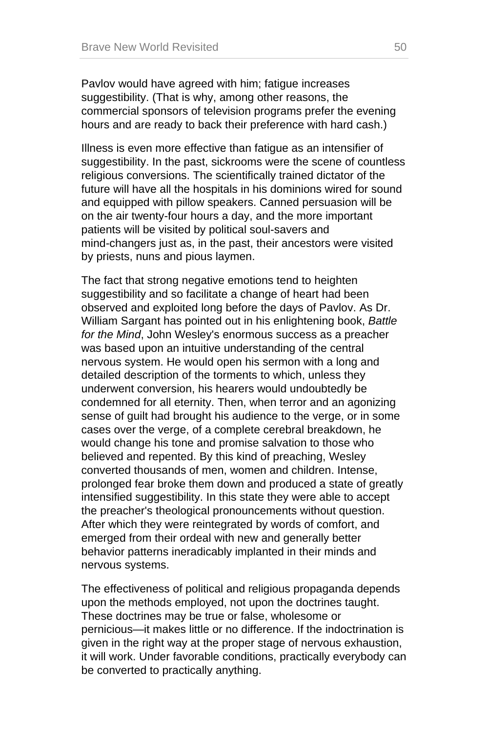Pavlov would have agreed with him; fatigue increases suggestibility. (That is why, among other reasons, the commercial sponsors of television programs prefer the evening hours and are ready to back their preference with hard cash.)

Illness is even more effective than fatigue as an intensifier of suggestibility. In the past, sickrooms were the scene of countless religious conversions. The scientifically trained dictator of the future will have all the hospitals in his dominions wired for sound and equipped with pillow speakers. Canned persuasion will be on the air twenty-four hours a day, and the more important patients will be visited by political soul-savers and mind-changers just as, in the past, their ancestors were visited by priests, nuns and pious laymen.

The fact that strong negative emotions tend to heighten suggestibility and so facilitate a change of heart had been observed and exploited long before the days of Pavlov. As Dr. William Sargant has pointed out in his enlightening book, *Battle for the Mind*, John Wesley's enormous success as a preacher was based upon an intuitive understanding of the central nervous system. He would open his sermon with a long and detailed description of the torments to which, unless they underwent conversion, his hearers would undoubtedly be condemned for all eternity. Then, when terror and an agonizing sense of guilt had brought his audience to the verge, or in some cases over the verge, of a complete cerebral breakdown, he would change his tone and promise salvation to those who believed and repented. By this kind of preaching, Wesley converted thousands of men, women and children. Intense, prolonged fear broke them down and produced a state of greatly intensified suggestibility. In this state they were able to accept the preacher's theological pronouncements without question. After which they were reintegrated by words of comfort, and emerged from their ordeal with new and generally better behavior patterns ineradicably implanted in their minds and nervous systems.

The effectiveness of political and religious propaganda depends upon the methods employed, not upon the doctrines taught. These doctrines may be true or false, wholesome or pernicious—it makes little or no difference. If the indoctrination is given in the right way at the proper stage of nervous exhaustion, it will work. Under favorable conditions, practically everybody can be converted to practically anything.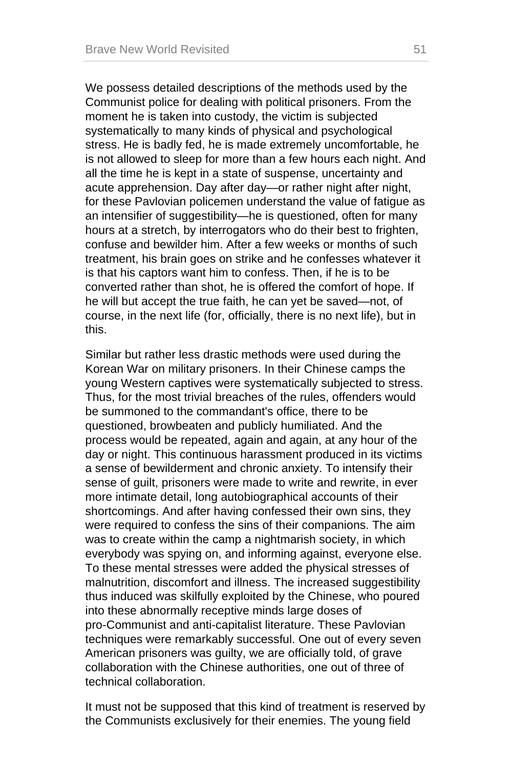We possess detailed descriptions of the methods used by the Communist police for dealing with political prisoners. From the moment he is taken into custody, the victim is subjected systematically to many kinds of physical and psychological stress. He is badly fed, he is made extremely uncomfortable, he is not allowed to sleep for more than a few hours each night. And all the time he is kept in a state of suspense, uncertainty and acute apprehension. Day after day—or rather night after night, for these Pavlovian policemen understand the value of fatigue as an intensifier of suggestibility—he is questioned, often for many hours at a stretch, by interrogators who do their best to frighten, confuse and bewilder him. After a few weeks or months of such treatment, his brain goes on strike and he confesses whatever it is that his captors want him to confess. Then, if he is to be converted rather than shot, he is offered the comfort of hope. If he will but accept the true faith, he can yet be saved—not, of course, in the next life (for, officially, there is no next life), but in this.

Similar but rather less drastic methods were used during the Korean War on military prisoners. In their Chinese camps the young Western captives were systematically subjected to stress. Thus, for the most trivial breaches of the rules, offenders would be summoned to the commandant's office, there to be questioned, browbeaten and publicly humiliated. And the process would be repeated, again and again, at any hour of the day or night. This continuous harassment produced in its victims a sense of bewilderment and chronic anxiety. To intensify their sense of guilt, prisoners were made to write and rewrite, in ever more intimate detail, long autobiographical accounts of their shortcomings. And after having confessed their own sins, they were required to confess the sins of their companions. The aim was to create within the camp a nightmarish society, in which everybody was spying on, and informing against, everyone else. To these mental stresses were added the physical stresses of malnutrition, discomfort and illness. The increased suggestibility thus induced was skilfully exploited by the Chinese, who poured into these abnormally receptive minds large doses of pro-Communist and anti-capitalist literature. These Pavlovian techniques were remarkably successful. One out of every seven American prisoners was guilty, we are officially told, of grave collaboration with the Chinese authorities, one out of three of technical collaboration.

It must not be supposed that this kind of treatment is reserved by the Communists exclusively for their enemies. The young field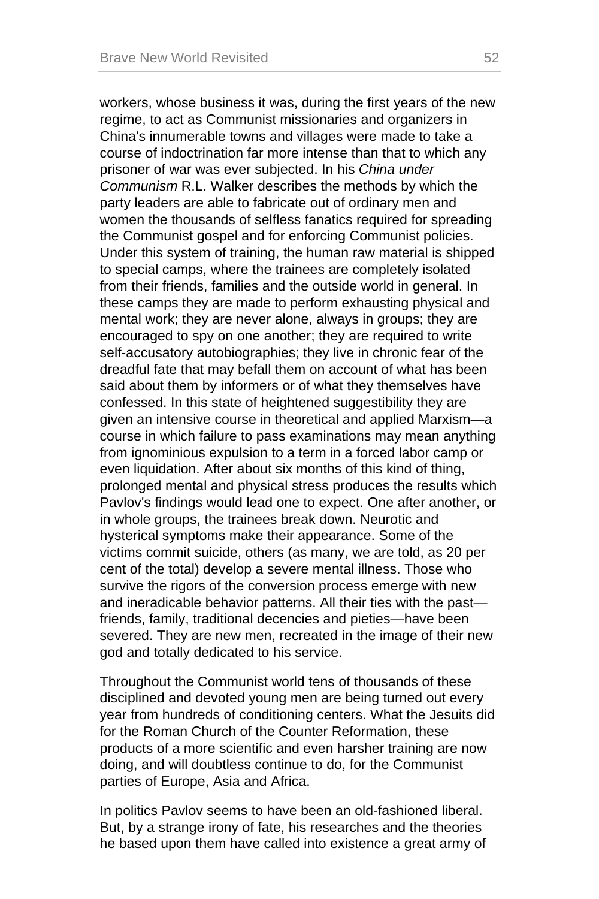workers, whose business it was, during the first years of the new regime, to act as Communist missionaries and organizers in China's innumerable towns and villages were made to take a course of indoctrination far more intense than that to which any prisoner of war was ever subjected. In his *China under Communism* R.L. Walker describes the methods by which the party leaders are able to fabricate out of ordinary men and women the thousands of selfless fanatics required for spreading the Communist gospel and for enforcing Communist policies. Under this system of training, the human raw material is shipped to special camps, where the trainees are completely isolated from their friends, families and the outside world in general. In these camps they are made to perform exhausting physical and mental work; they are never alone, always in groups; they are encouraged to spy on one another; they are required to write self-accusatory autobiographies; they live in chronic fear of the dreadful fate that may befall them on account of what has been said about them by informers or of what they themselves have confessed. In this state of heightened suggestibility they are given an intensive course in theoretical and applied Marxism—a course in which failure to pass examinations may mean anything from ignominious expulsion to a term in a forced labor camp or even liquidation. After about six months of this kind of thing, prolonged mental and physical stress produces the results which Pavlov's findings would lead one to expect. One after another, or in whole groups, the trainees break down. Neurotic and hysterical symptoms make their appearance. Some of the victims commit suicide, others (as many, we are told, as 20 per cent of the total) develop a severe mental illness. Those who survive the rigors of the conversion process emerge with new and ineradicable behavior patterns. All their ties with the past—friends, family, traditional decencies and pieties—have been severed. They are new men, recreated in the image of their new god and totally dedicated to his service.

Throughout the Communist world tens of thousands of these disciplined and devoted young men are being turned out every year from hundreds of conditioning centers. What the Jesuits did for the Roman Church of the Counter Reformation, these products of a more scientific and even harsher training are now doing, and will doubtless continue to do, for the Communist parties of Europe, Asia and Africa.

In politics Pavlov seems to have been an old-fashioned liberal. But, by a strange irony of fate, his researches and the theories he based upon them have called into existence a great army of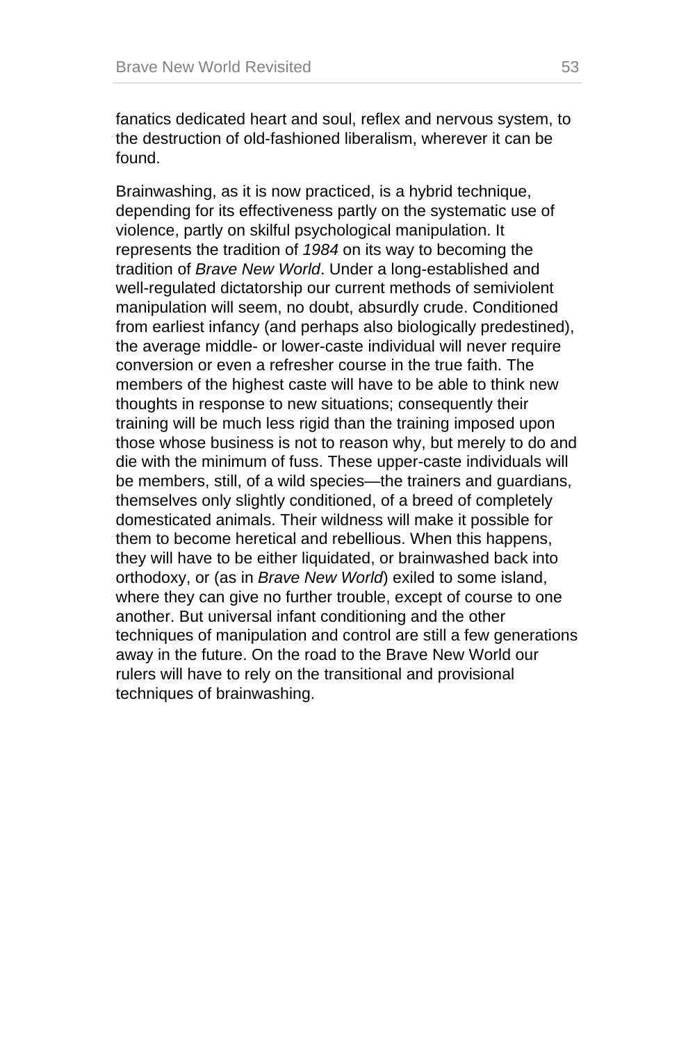fanatics dedicated heart and soul, reflex and nervous system, to the destruction of old-fashioned liberalism, wherever it can be found.

Brainwashing, as it is now practiced, is a hybrid technique, depending for its effectiveness partly on the systematic use of violence, partly on skilful psychological manipulation. It represents the tradition of *1984* on its way to becoming the tradition of *Brave New World*. Under a long-established and well-regulated dictatorship our current methods of semiviolent manipulation will seem, no doubt, absurdly crude. Conditioned from earliest infancy (and perhaps also biologically predestined), the average middle- or lower-caste individual will never require conversion or even a refresher course in the true faith. The members of the highest caste will have to be able to think new thoughts in response to new situations; consequently their training will be much less rigid than the training imposed upon those whose business is not to reason why, but merely to do and die with the minimum of fuss. These upper-caste individuals will be members, still, of a wild species—the trainers and guardians, themselves only slightly conditioned, of a breed of completely domesticated animals. Their wildness will make it possible for them to become heretical and rebellious. When this happens, they will have to be either liquidated, or brainwashed back into orthodoxy, or (as in *Brave New World*) exiled to some island, where they can give no further trouble, except of course to one another. But universal infant conditioning and the other techniques of manipulation and control are still a few generations away in the future. On the road to the Brave New World our rulers will have to rely on the transitional and provisional techniques of brainwashing.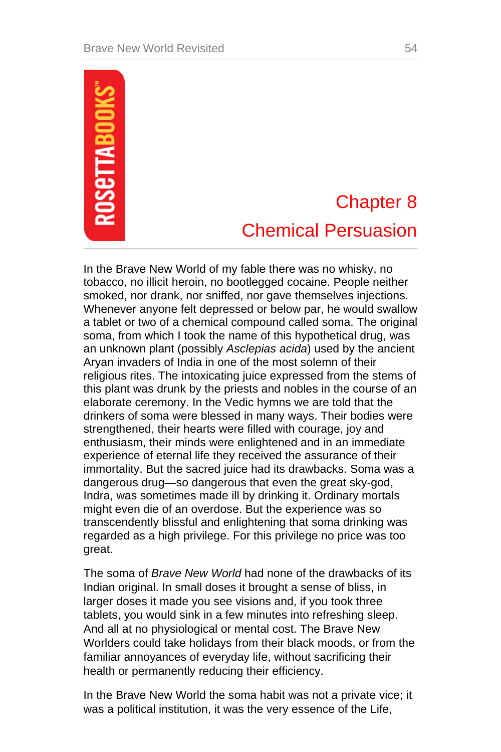# Chapter 8
## Chemical Persuasion

In the Brave New World of my fable there was no whisky, no tobacco, no illicit heroin, no bootlegged cocaine. People neither smoked, nor drank, nor sniffed, nor gave themselves injections. Whenever anyone felt depressed or below par, he would swallow a tablet or two of a chemical compound called soma. The original soma, from which I took the name of this hypothetical drug, was an unknown plant (possibly *Asclepias acida*) used by the ancient Aryan invaders of India in one of the most solemn of their religious rites. The intoxicating juice expressed from the stems of this plant was drunk by the priests and nobles in the course of an elaborate ceremony. In the Vedic hymns we are told that the drinkers of soma were blessed in many ways. Their bodies were strengthened, their hearts were filled with courage, joy and enthusiasm, their minds were enlightened and in an immediate experience of eternal life they received the assurance of their immortality. But the sacred juice had its drawbacks. Soma was a dangerous drug—so dangerous that even the great sky-god, Indra, was sometimes made ill by drinking it. Ordinary mortals might even die of an overdose. But the experience was so transcendently blissful and enlightening that soma drinking was regarded as a high privilege. For this privilege no price was too great.

The soma of *Brave New World* had none of the drawbacks of its Indian original. In small doses it brought a sense of bliss, in larger doses it made you see visions and, if you took three tablets, you would sink in a few minutes into refreshing sleep. And all at no physiological or mental cost. The Brave New Worlders could take holidays from their black moods, or from the familiar annoyances of everyday life, without sacrificing their health or permanently reducing their efficiency.

In the Brave New World the soma habit was not a private vice; it was a political institution, it was the very essence of the Life,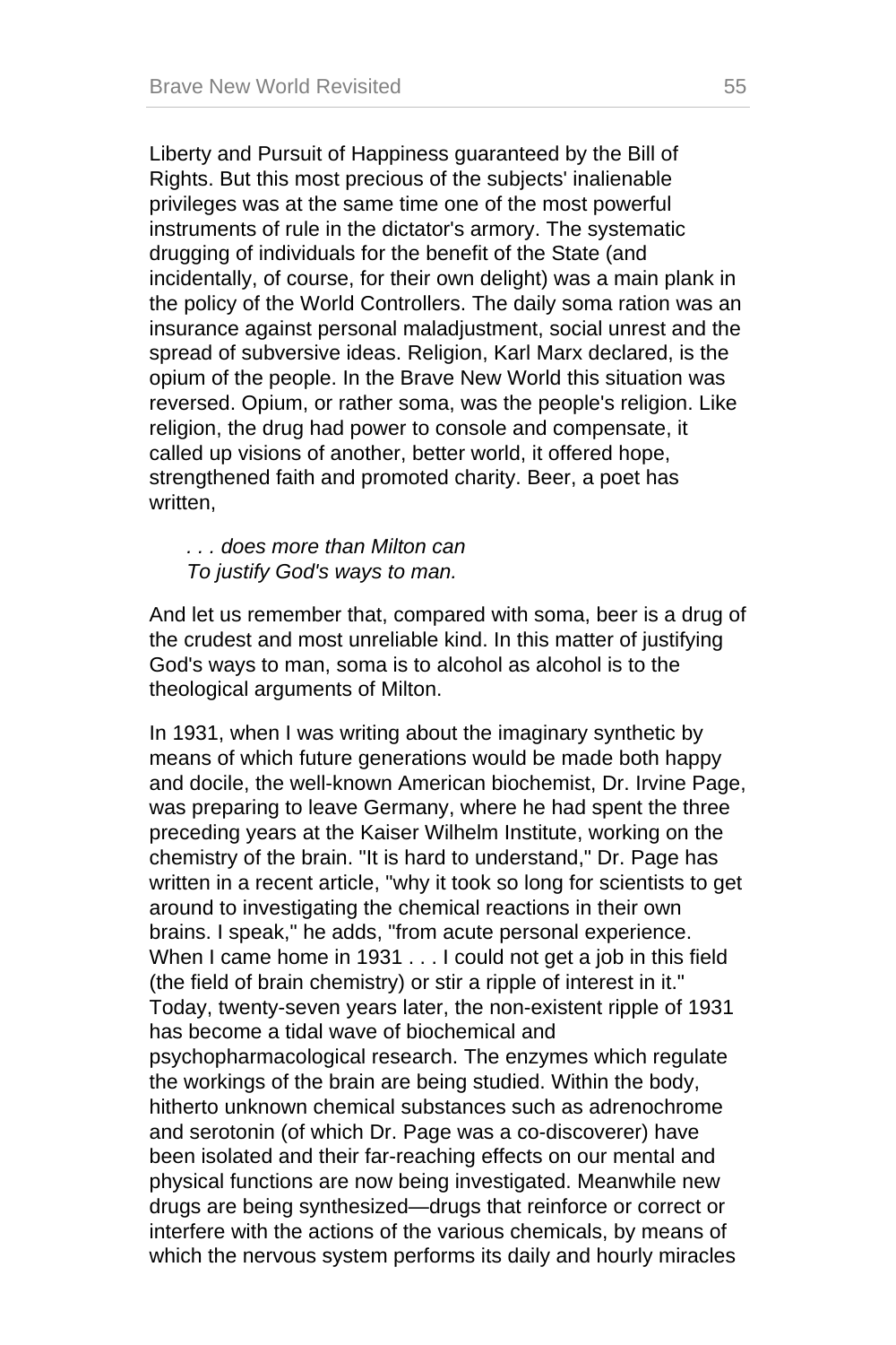Liberty and Pursuit of Happiness guaranteed by the Bill of Rights. But this most precious of the subjects' inalienable privileges was at the same time one of the most powerful instruments of rule in the dictator's armory. The systematic drugging of individuals for the benefit of the State (and incidentally, of course, for their own delight) was a main plank in the policy of the World Controllers. The daily soma ration was an insurance against personal maladjustment, social unrest and the spread of subversive ideas. Religion, Karl Marx declared, is the opium of the people. In the Brave New World this situation was reversed. Opium, or rather soma, was the people's religion. Like religion, the drug had power to console and compensate, it called up visions of another, better world, it offered hope, strengthened faith and promoted charity. Beer, a poet has written,

> *. . . does more than Milton can*
> *To justify God's ways to man.*

And let us remember that, compared with soma, beer is a drug of the crudest and most unreliable kind. In this matter of justifying God's ways to man, soma is to alcohol as alcohol is to the theological arguments of Milton.

In 1931, when I was writing about the imaginary synthetic by means of which future generations would be made both happy and docile, the well-known American biochemist, Dr. Irvine Page, was preparing to leave Germany, where he had spent the three preceding years at the Kaiser Wilhelm Institute, working on the chemistry of the brain. "It is hard to understand," Dr. Page has written in a recent article, "why it took so long for scientists to get around to investigating the chemical reactions in their own brains. I speak," he adds, "from acute personal experience. When I came home in 1931 . . . I could not get a job in this field (the field of brain chemistry) or stir a ripple of interest in it." Today, twenty-seven years later, the non-existent ripple of 1931 has become a tidal wave of biochemical and psychopharmacological research. The enzymes which regulate the workings of the brain are being studied. Within the body, hitherto unknown chemical substances such as adrenochrome and serotonin (of which Dr. Page was a co-discoverer) have been isolated and their far-reaching effects on our mental and physical functions are now being investigated. Meanwhile new drugs are being synthesized—drugs that reinforce or correct or interfere with the actions of the various chemicals, by means of which the nervous system performs its daily and hourly miracles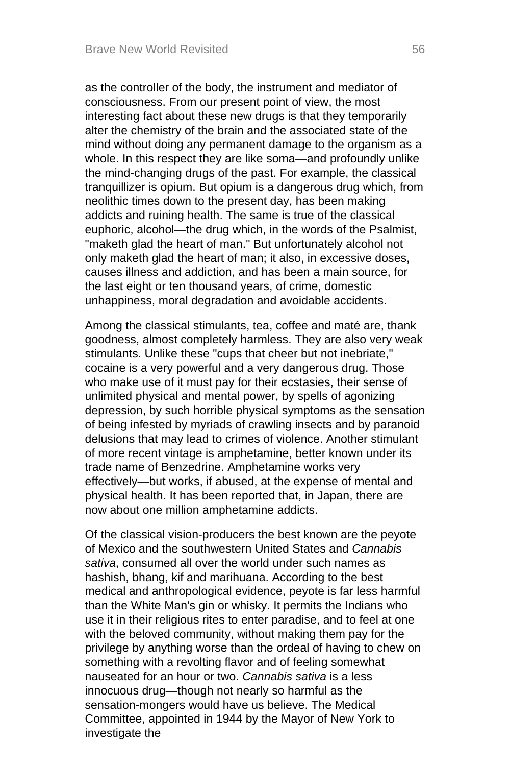as the controller of the body, the instrument and mediator of consciousness. From our present point of view, the most interesting fact about these new drugs is that they temporarily alter the chemistry of the brain and the associated state of the mind without doing any permanent damage to the organism as a whole. In this respect they are like soma—and profoundly unlike the mind-changing drugs of the past. For example, the classical tranquillizer is opium. But opium is a dangerous drug which, from neolithic times down to the present day, has been making addicts and ruining health. The same is true of the classical euphoric, alcohol—the drug which, in the words of the Psalmist, "maketh glad the heart of man." But unfortunately alcohol not only maketh glad the heart of man; it also, in excessive doses, causes illness and addiction, and has been a main source, for the last eight or ten thousand years, of crime, domestic unhappiness, moral degradation and avoidable accidents.

Among the classical stimulants, tea, coffee and maté are, thank goodness, almost completely harmless. They are also very weak stimulants. Unlike these "cups that cheer but not inebriate," cocaine is a very powerful and a very dangerous drug. Those who make use of it must pay for their ecstasies, their sense of unlimited physical and mental power, by spells of agonizing depression, by such horrible physical symptoms as the sensation of being infested by myriads of crawling insects and by paranoid delusions that may lead to crimes of violence. Another stimulant of more recent vintage is amphetamine, better known under its trade name of Benzedrine. Amphetamine works very effectively—but works, if abused, at the expense of mental and physical health. It has been reported that, in Japan, there are now about one million amphetamine addicts.

Of the classical vision-producers the best known are the peyote of Mexico and the southwestern United States and *Cannabis sativa*, consumed all over the world under such names as hashish, bhang, kif and marihuana. According to the best medical and anthropological evidence, peyote is far less harmful than the White Man's gin or whisky. It permits the Indians who use it in their religious rites to enter paradise, and to feel at one with the beloved community, without making them pay for the privilege by anything worse than the ordeal of having to chew on something with a revolting flavor and of feeling somewhat nauseated for an hour or two. *Cannabis sativa* is a less innocuous drug—though not nearly so harmful as the sensation-mongers would have us believe. The Medical Committee, appointed in 1944 by the Mayor of New York to investigate the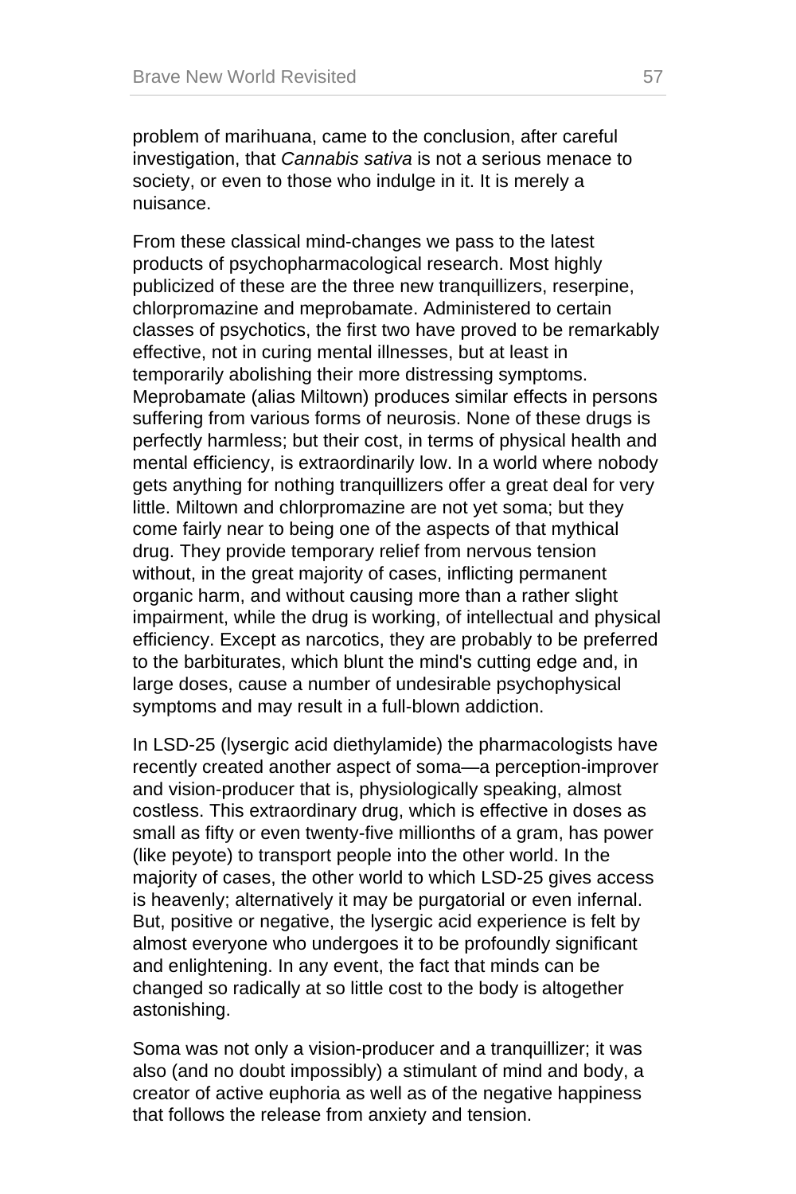problem of marihuana, came to the conclusion, after careful investigation, that *Cannabis sativa* is not a serious menace to society, or even to those who indulge in it. It is merely a nuisance.

From these classical mind-changes we pass to the latest products of psychopharmacological research. Most highly publicized of these are the three new tranquillizers, reserpine, chlorpromazine and meprobamate. Administered to certain classes of psychotics, the first two have proved to be remarkably effective, not in curing mental illnesses, but at least in temporarily abolishing their more distressing symptoms. Meprobamate (alias Miltown) produces similar effects in persons suffering from various forms of neurosis. None of these drugs is perfectly harmless; but their cost, in terms of physical health and mental efficiency, is extraordinarily low. In a world where nobody gets anything for nothing tranquillizers offer a great deal for very little. Miltown and chlorpromazine are not yet soma; but they come fairly near to being one of the aspects of that mythical drug. They provide temporary relief from nervous tension without, in the great majority of cases, inflicting permanent organic harm, and without causing more than a rather slight impairment, while the drug is working, of intellectual and physical efficiency. Except as narcotics, they are probably to be preferred to the barbiturates, which blunt the mind's cutting edge and, in large doses, cause a number of undesirable psychophysical symptoms and may result in a full-blown addiction.

In LSD-25 (lysergic acid diethylamide) the pharmacologists have recently created another aspect of soma—a perception-improver and vision-producer that is, physiologically speaking, almost costless. This extraordinary drug, which is effective in doses as small as fifty or even twenty-five millionths of a gram, has power (like peyote) to transport people into the other world. In the majority of cases, the other world to which LSD-25 gives access is heavenly; alternatively it may be purgatorial or even infernal. But, positive or negative, the lysergic acid experience is felt by almost everyone who undergoes it to be profoundly significant and enlightening. In any event, the fact that minds can be changed so radically at so little cost to the body is altogether astonishing.

Soma was not only a vision-producer and a tranquillizer; it was also (and no doubt impossibly) a stimulant of mind and body, a creator of active euphoria as well as of the negative happiness that follows the release from anxiety and tension.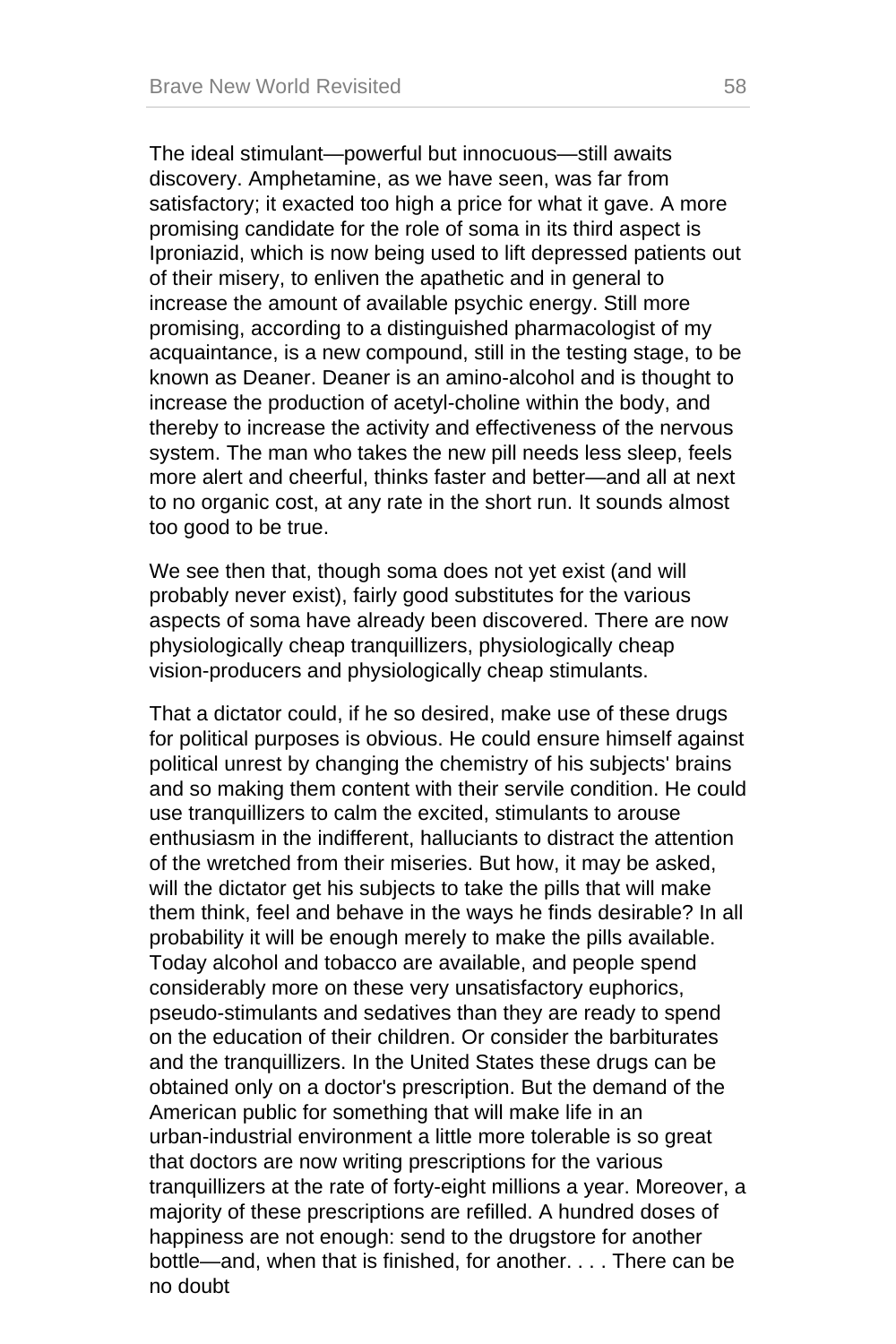The ideal stimulant—powerful but innocuous—still awaits discovery. Amphetamine, as we have seen, was far from satisfactory; it exacted too high a price for what it gave. A more promising candidate for the role of soma in its third aspect is Iproniazid, which is now being used to lift depressed patients out of their misery, to enliven the apathetic and in general to increase the amount of available psychic energy. Still more promising, according to a distinguished pharmacologist of my acquaintance, is a new compound, still in the testing stage, to be known as Deaner. Deaner is an amino-alcohol and is thought to increase the production of acetyl-choline within the body, and thereby to increase the activity and effectiveness of the nervous system. The man who takes the new pill needs less sleep, feels more alert and cheerful, thinks faster and better—and all at next to no organic cost, at any rate in the short run. It sounds almost too good to be true.

We see then that, though soma does not yet exist (and will probably never exist), fairly good substitutes for the various aspects of soma have already been discovered. There are now physiologically cheap tranquillizers, physiologically cheap vision-producers and physiologically cheap stimulants.

That a dictator could, if he so desired, make use of these drugs for political purposes is obvious. He could ensure himself against political unrest by changing the chemistry of his subjects' brains and so making them content with their servile condition. He could use tranquillizers to calm the excited, stimulants to arouse enthusiasm in the indifferent, halluciants to distract the attention of the wretched from their miseries. But how, it may be asked, will the dictator get his subjects to take the pills that will make them think, feel and behave in the ways he finds desirable? In all probability it will be enough merely to make the pills available. Today alcohol and tobacco are available, and people spend considerably more on these very unsatisfactory euphorics, pseudo-stimulants and sedatives than they are ready to spend on the education of their children. Or consider the barbiturates and the tranquillizers. In the United States these drugs can be obtained only on a doctor's prescription. But the demand of the American public for something that will make life in an urban-industrial environment a little more tolerable is so great that doctors are now writing prescriptions for the various tranquillizers at the rate of forty-eight millions a year. Moreover, a majority of these prescriptions are refilled. A hundred doses of happiness are not enough: send to the drugstore for another bottle—and, when that is finished, for another. . . . There can be no doubt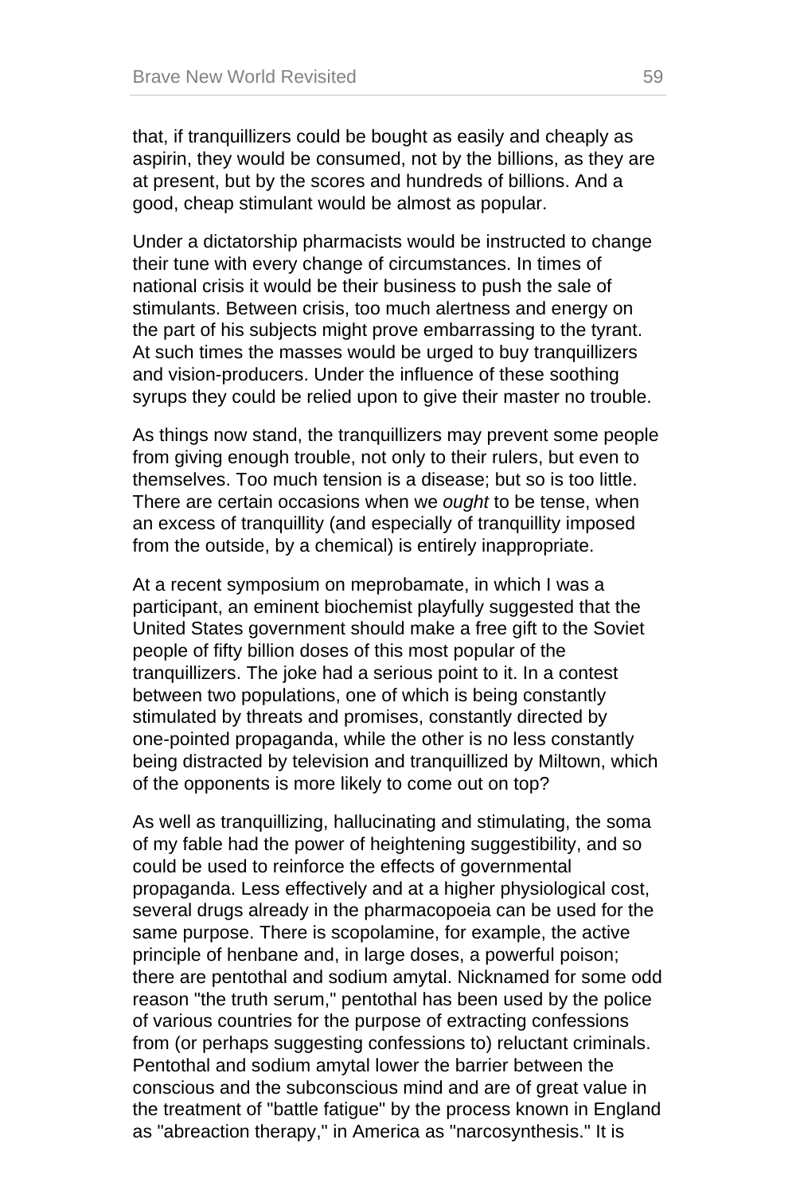that, if tranquillizers could be bought as easily and cheaply as aspirin, they would be consumed, not by the billions, as they are at present, but by the scores and hundreds of billions. And a good, cheap stimulant would be almost as popular.

Under a dictatorship pharmacists would be instructed to change their tune with every change of circumstances. In times of national crisis it would be their business to push the sale of stimulants. Between crisis, too much alertness and energy on the part of his subjects might prove embarrassing to the tyrant. At such times the masses would be urged to buy tranquillizers and vision-producers. Under the influence of these soothing syrups they could be relied upon to give their master no trouble.

As things now stand, the tranquillizers may prevent some people from giving enough trouble, not only to their rulers, but even to themselves. Too much tension is a disease; but so is too little. There are certain occasions when we *ought* to be tense, when an excess of tranquillity (and especially of tranquillity imposed from the outside, by a chemical) is entirely inappropriate.

At a recent symposium on meprobamate, in which I was a participant, an eminent biochemist playfully suggested that the United States government should make a free gift to the Soviet people of fifty billion doses of this most popular of the tranquillizers. The joke had a serious point to it. In a contest between two populations, one of which is being constantly stimulated by threats and promises, constantly directed by one-pointed propaganda, while the other is no less constantly being distracted by television and tranquillized by Miltown, which of the opponents is more likely to come out on top?

As well as tranquillizing, hallucinating and stimulating, the soma of my fable had the power of heightening suggestibility, and so could be used to reinforce the effects of governmental propaganda. Less effectively and at a higher physiological cost, several drugs already in the pharmacopoeia can be used for the same purpose. There is scopolamine, for example, the active principle of henbane and, in large doses, a powerful poison; there are pentothal and sodium amytal. Nicknamed for some odd reason "the truth serum," pentothal has been used by the police of various countries for the purpose of extracting confessions from (or perhaps suggesting confessions to) reluctant criminals. Pentothal and sodium amytal lower the barrier between the conscious and the subconscious mind and are of great value in the treatment of "battle fatigue" by the process known in England as "abreaction therapy," in America as "narcosynthesis." It is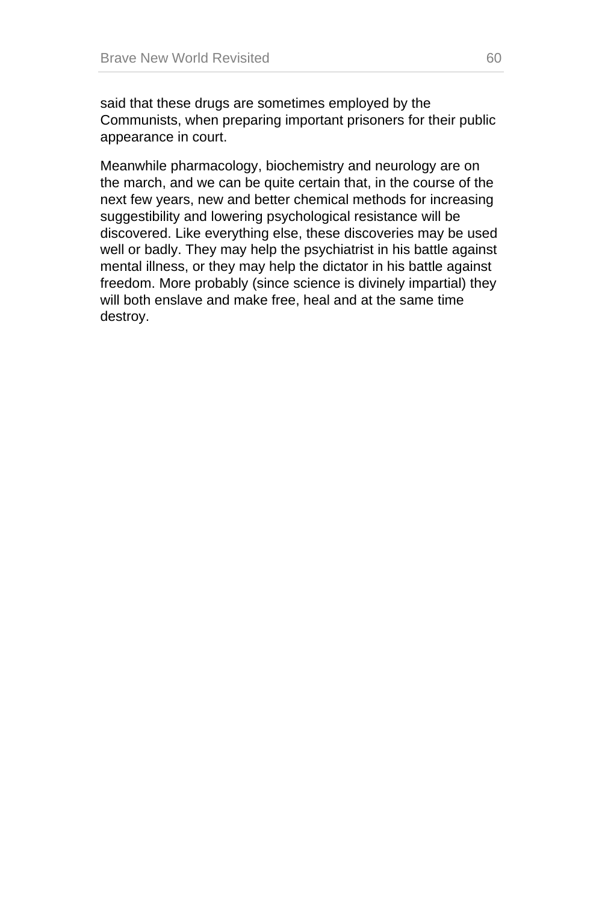said that these drugs are sometimes employed by the Communists, when preparing important prisoners for their public appearance in court.

Meanwhile pharmacology, biochemistry and neurology are on the march, and we can be quite certain that, in the course of the next few years, new and better chemical methods for increasing suggestibility and lowering psychological resistance will be discovered. Like everything else, these discoveries may be used well or badly. They may help the psychiatrist in his battle against mental illness, or they may help the dictator in his battle against freedom. More probably (since science is divinely impartial) they will both enslave and make free, heal and at the same time destroy.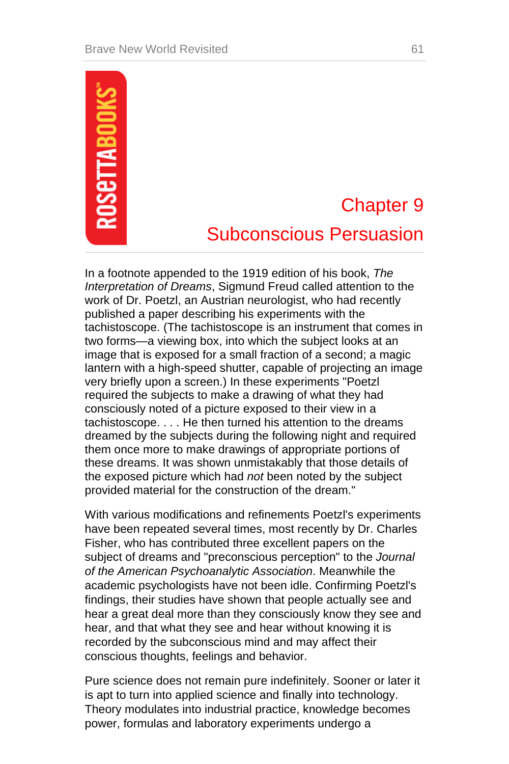# Chapter 9
# Subconscious Persuasion

In a footnote appended to the 1919 edition of his book, *The Interpretation of Dreams*, Sigmund Freud called attention to the work of Dr. Poetzl, an Austrian neurologist, who had recently published a paper describing his experiments with the tachistoscope. (The tachistoscope is an instrument that comes in two forms—a viewing box, into which the subject looks at an image that is exposed for a small fraction of a second; a magic lantern with a high-speed shutter, capable of projecting an image very briefly upon a screen.) In these experiments "Poetzl required the subjects to make a drawing of what they had consciously noted of a picture exposed to their view in a tachistoscope. . . . He then turned his attention to the dreams dreamed by the subjects during the following night and required them once more to make drawings of appropriate portions of these dreams. It was shown unmistakably that those details of the exposed picture which had *not* been noted by the subject provided material for the construction of the dream."

With various modifications and refinements Poetzl's experiments have been repeated several times, most recently by Dr. Charles Fisher, who has contributed three excellent papers on the subject of dreams and "preconscious perception" to the *Journal of the American Psychoanalytic Association*. Meanwhile the academic psychologists have not been idle. Confirming Poetzl's findings, their studies have shown that people actually see and hear a great deal more than they consciously know they see and hear, and that what they see and hear without knowing it is recorded by the subconscious mind and may affect their conscious thoughts, feelings and behavior.

Pure science does not remain pure indefinitely. Sooner or later it is apt to turn into applied science and finally into technology. Theory modulates into industrial practice, knowledge becomes power, formulas and laboratory experiments undergo a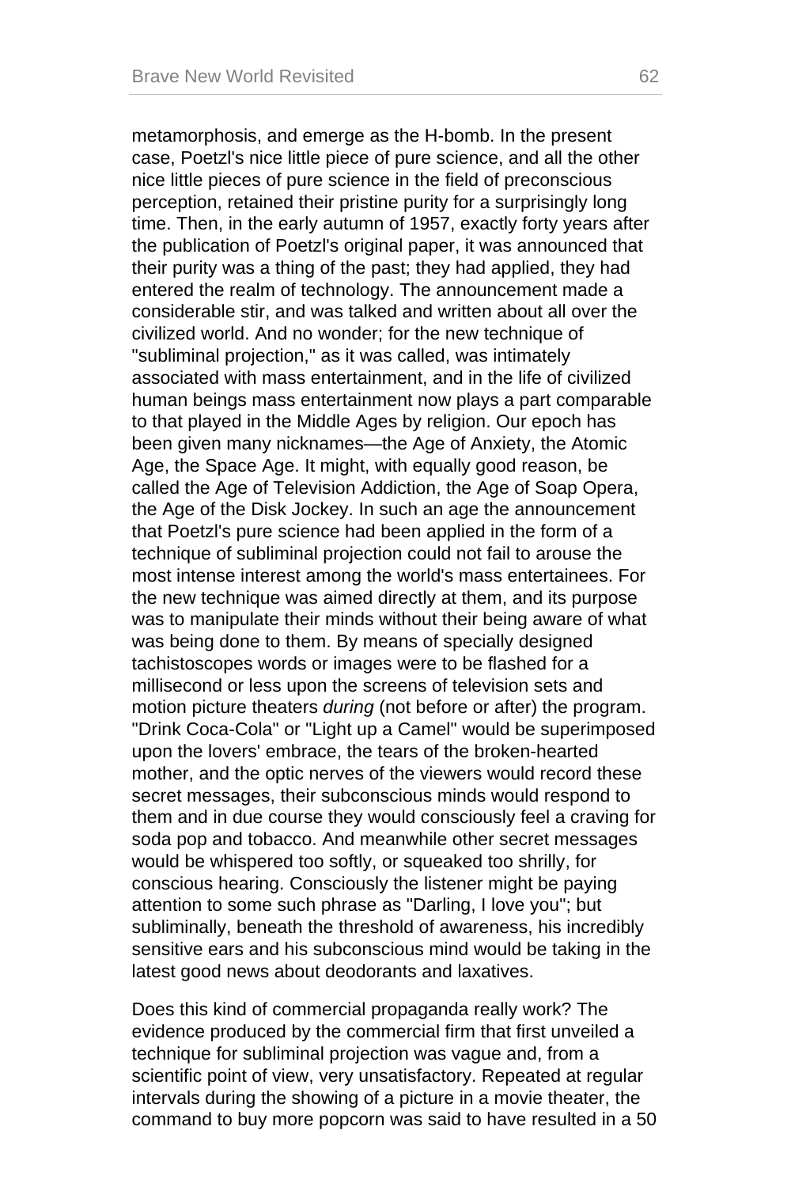metamorphosis, and emerge as the H-bomb. In the present case, Poetzl's nice little piece of pure science, and all the other nice little pieces of pure science in the field of preconscious perception, retained their pristine purity for a surprisingly long time. Then, in the early autumn of 1957, exactly forty years after the publication of Poetzl's original paper, it was announced that their purity was a thing of the past; they had applied, they had entered the realm of technology. The announcement made a considerable stir, and was talked and written about all over the civilized world. And no wonder; for the new technique of "subliminal projection," as it was called, was intimately associated with mass entertainment, and in the life of civilized human beings mass entertainment now plays a part comparable to that played in the Middle Ages by religion. Our epoch has been given many nicknames—the Age of Anxiety, the Atomic Age, the Space Age. It might, with equally good reason, be called the Age of Television Addiction, the Age of Soap Opera, the Age of the Disk Jockey. In such an age the announcement that Poetzl's pure science had been applied in the form of a technique of subliminal projection could not fail to arouse the most intense interest among the world's mass entertainees. For the new technique was aimed directly at them, and its purpose was to manipulate their minds without their being aware of what was being done to them. By means of specially designed tachistoscopes words or images were to be flashed for a millisecond or less upon the screens of television sets and motion picture theaters *during* (not before or after) the program. "Drink Coca-Cola" or "Light up a Camel" would be superimposed upon the lovers' embrace, the tears of the broken-hearted mother, and the optic nerves of the viewers would record these secret messages, their subconscious minds would respond to them and in due course they would consciously feel a craving for soda pop and tobacco. And meanwhile other secret messages would be whispered too softly, or squeaked too shrilly, for conscious hearing. Consciously the listener might be paying attention to some such phrase as "Darling, I love you"; but subliminally, beneath the threshold of awareness, his incredibly sensitive ears and his subconscious mind would be taking in the latest good news about deodorants and laxatives.

Does this kind of commercial propaganda really work? The evidence produced by the commercial firm that first unveiled a technique for subliminal projection was vague and, from a scientific point of view, very unsatisfactory. Repeated at regular intervals during the showing of a picture in a movie theater, the command to buy more popcorn was said to have resulted in a 50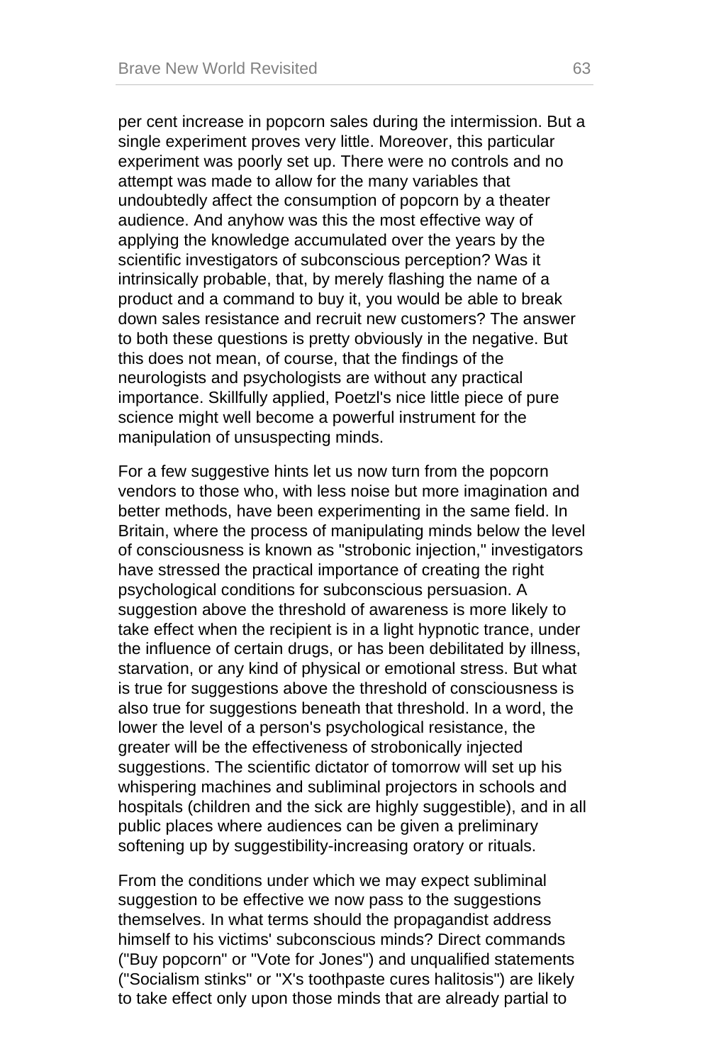per cent increase in popcorn sales during the intermission. But a single experiment proves very little. Moreover, this particular experiment was poorly set up. There were no controls and no attempt was made to allow for the many variables that undoubtedly affect the consumption of popcorn by a theater audience. And anyhow was this the most effective way of applying the knowledge accumulated over the years by the scientific investigators of subconscious perception? Was it intrinsically probable, that, by merely flashing the name of a product and a command to buy it, you would be able to break down sales resistance and recruit new customers? The answer to both these questions is pretty obviously in the negative. But this does not mean, of course, that the findings of the neurologists and psychologists are without any practical importance. Skillfully applied, Poetzl's nice little piece of pure science might well become a powerful instrument for the manipulation of unsuspecting minds.

For a few suggestive hints let us now turn from the popcorn vendors to those who, with less noise but more imagination and better methods, have been experimenting in the same field. In Britain, where the process of manipulating minds below the level of consciousness is known as "strobonic injection," investigators have stressed the practical importance of creating the right psychological conditions for subconscious persuasion. A suggestion above the threshold of awareness is more likely to take effect when the recipient is in a light hypnotic trance, under the influence of certain drugs, or has been debilitated by illness, starvation, or any kind of physical or emotional stress. But what is true for suggestions above the threshold of consciousness is also true for suggestions beneath that threshold. In a word, the lower the level of a person's psychological resistance, the greater will be the effectiveness of strobonically injected suggestions. The scientific dictator of tomorrow will set up his whispering machines and subliminal projectors in schools and hospitals (children and the sick are highly suggestible), and in all public places where audiences can be given a preliminary softening up by suggestibility-increasing oratory or rituals.

From the conditions under which we may expect subliminal suggestion to be effective we now pass to the suggestions themselves. In what terms should the propagandist address himself to his victims' subconscious minds? Direct commands ("Buy popcorn" or "Vote for Jones") and unqualified statements ("Socialism stinks" or "X's toothpaste cures halitosis") are likely to take effect only upon those minds that are already partial to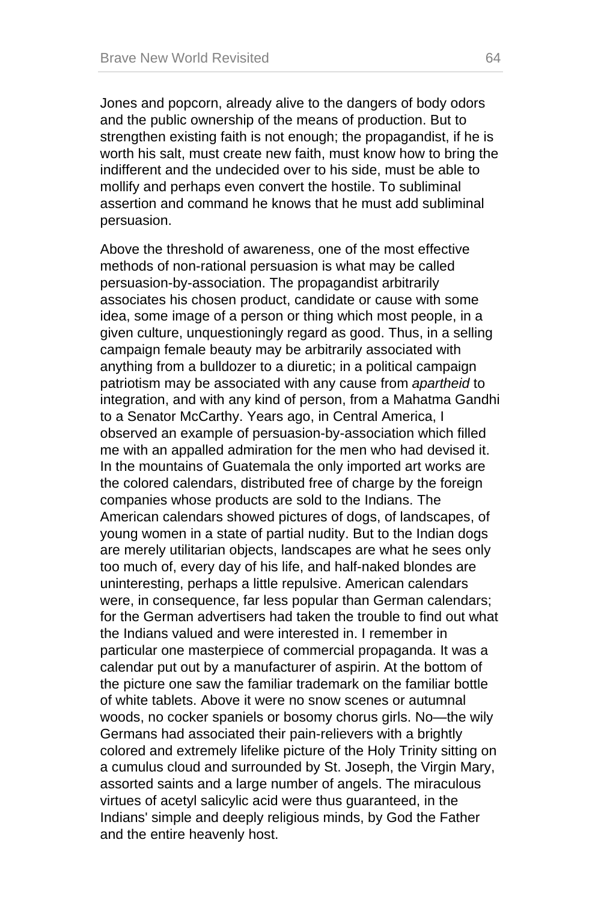Jones and popcorn, already alive to the dangers of body odors and the public ownership of the means of production. But to strengthen existing faith is not enough; the propagandist, if he is worth his salt, must create new faith, must know how to bring the indifferent and the undecided over to his side, must be able to mollify and perhaps even convert the hostile. To subliminal assertion and command he knows that he must add subliminal persuasion.

Above the threshold of awareness, one of the most effective methods of non-rational persuasion is what may be called persuasion-by-association. The propagandist arbitrarily associates his chosen product, candidate or cause with some idea, some image of a person or thing which most people, in a given culture, unquestioningly regard as good. Thus, in a selling campaign female beauty may be arbitrarily associated with anything from a bulldozer to a diuretic; in a political campaign patriotism may be associated with any cause from *apartheid* to integration, and with any kind of person, from a Mahatma Gandhi to a Senator McCarthy. Years ago, in Central America, I observed an example of persuasion-by-association which filled me with an appalled admiration for the men who had devised it. In the mountains of Guatemala the only imported art works are the colored calendars, distributed free of charge by the foreign companies whose products are sold to the Indians. The American calendars showed pictures of dogs, of landscapes, of young women in a state of partial nudity. But to the Indian dogs are merely utilitarian objects, landscapes are what he sees only too much of, every day of his life, and half-naked blondes are uninteresting, perhaps a little repulsive. American calendars were, in consequence, far less popular than German calendars; for the German advertisers had taken the trouble to find out what the Indians valued and were interested in. I remember in particular one masterpiece of commercial propaganda. It was a calendar put out by a manufacturer of aspirin. At the bottom of the picture one saw the familiar trademark on the familiar bottle of white tablets. Above it were no snow scenes or autumnal woods, no cocker spaniels or bosomy chorus girls. No—the wily Germans had associated their pain-relievers with a brightly colored and extremely lifelike picture of the Holy Trinity sitting on a cumulus cloud and surrounded by St. Joseph, the Virgin Mary, assorted saints and a large number of angels. The miraculous virtues of acetyl salicylic acid were thus guaranteed, in the Indians' simple and deeply religious minds, by God the Father and the entire heavenly host.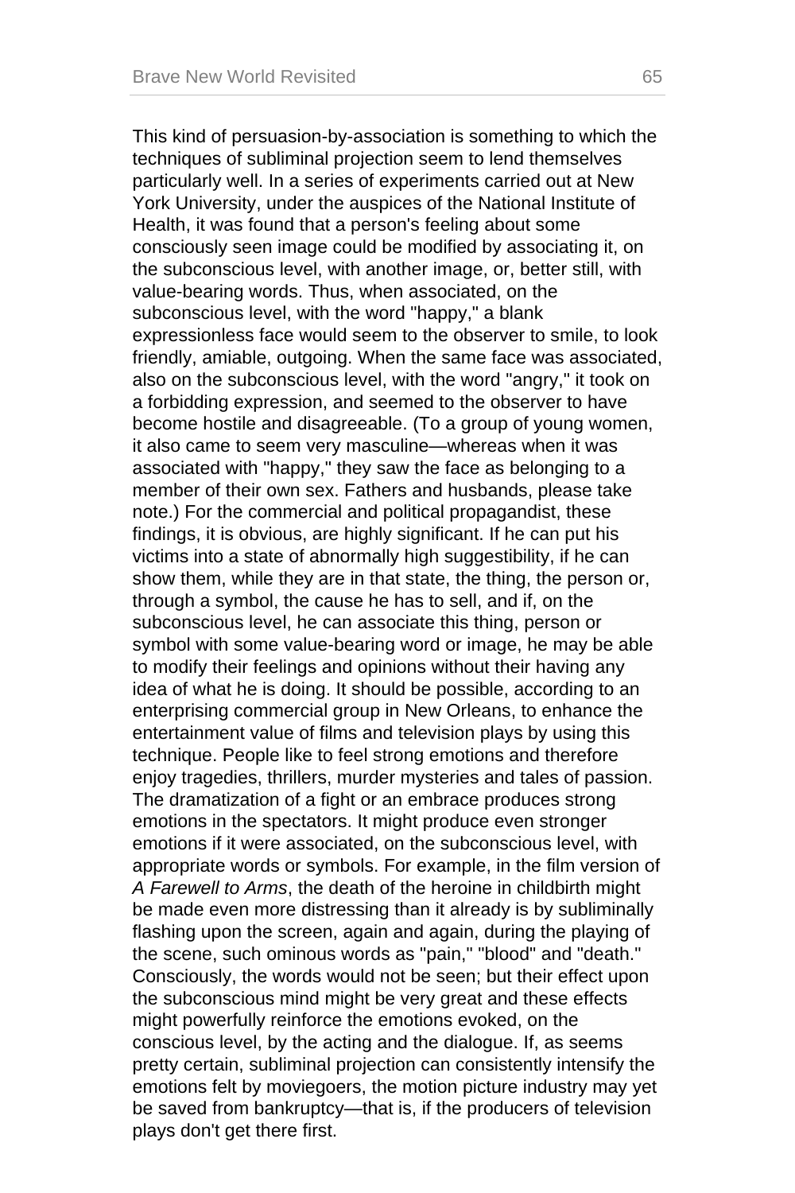This kind of persuasion-by-association is something to which the techniques of subliminal projection seem to lend themselves particularly well. In a series of experiments carried out at New York University, under the auspices of the National Institute of Health, it was found that a person's feeling about some consciously seen image could be modified by associating it, on the subconscious level, with another image, or, better still, with value-bearing words. Thus, when associated, on the subconscious level, with the word "happy," a blank expressionless face would seem to the observer to smile, to look friendly, amiable, outgoing. When the same face was associated, also on the subconscious level, with the word "angry," it took on a forbidding expression, and seemed to the observer to have become hostile and disagreeable. (To a group of young women, it also came to seem very masculine—whereas when it was associated with "happy," they saw the face as belonging to a member of their own sex. Fathers and husbands, please take note.) For the commercial and political propagandist, these findings, it is obvious, are highly significant. If he can put his victims into a state of abnormally high suggestibility, if he can show them, while they are in that state, the thing, the person or, through a symbol, the cause he has to sell, and if, on the subconscious level, he can associate this thing, person or symbol with some value-bearing word or image, he may be able to modify their feelings and opinions without their having any idea of what he is doing. It should be possible, according to an enterprising commercial group in New Orleans, to enhance the entertainment value of films and television plays by using this technique. People like to feel strong emotions and therefore enjoy tragedies, thrillers, murder mysteries and tales of passion. The dramatization of a fight or an embrace produces strong emotions in the spectators. It might produce even stronger emotions if it were associated, on the subconscious level, with appropriate words or symbols. For example, in the film version of *A Farewell to Arms*, the death of the heroine in childbirth might be made even more distressing than it already is by subliminally flashing upon the screen, again and again, during the playing of the scene, such ominous words as "pain," "blood" and "death." Consciously, the words would not be seen; but their effect upon the subconscious mind might be very great and these effects might powerfully reinforce the emotions evoked, on the conscious level, by the acting and the dialogue. If, as seems pretty certain, subliminal projection can consistently intensify the emotions felt by moviegoers, the motion picture industry may yet be saved from bankruptcy—that is, if the producers of television plays don't get there first.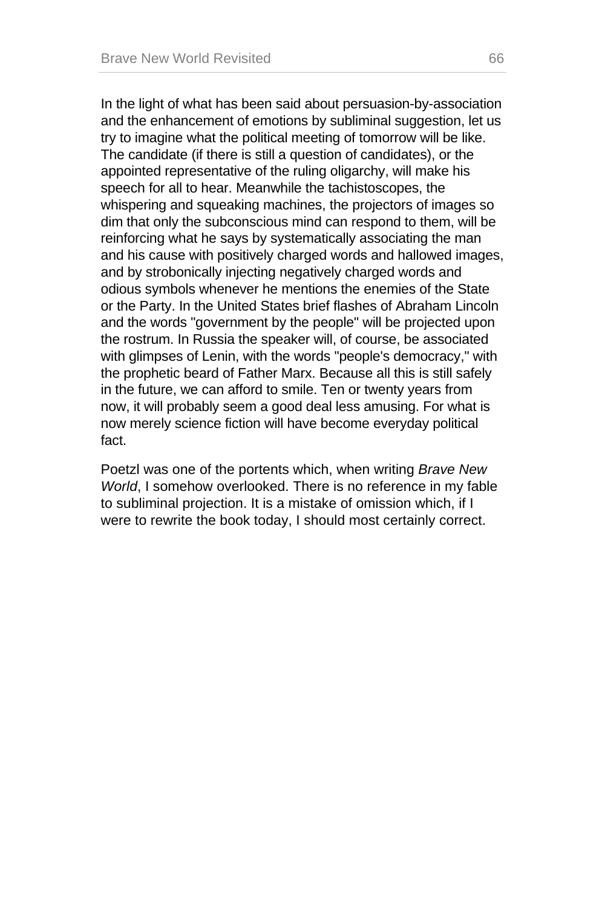In the light of what has been said about persuasion-by-association and the enhancement of emotions by subliminal suggestion, let us try to imagine what the political meeting of tomorrow will be like. The candidate (if there is still a question of candidates), or the appointed representative of the ruling oligarchy, will make his speech for all to hear. Meanwhile the tachistoscopes, the whispering and squeaking machines, the projectors of images so dim that only the subconscious mind can respond to them, will be reinforcing what he says by systematically associating the man and his cause with positively charged words and hallowed images, and by strobonically injecting negatively charged words and odious symbols whenever he mentions the enemies of the State or the Party. In the United States brief flashes of Abraham Lincoln and the words "government by the people" will be projected upon the rostrum. In Russia the speaker will, of course, be associated with glimpses of Lenin, with the words "people's democracy," with the prophetic beard of Father Marx. Because all this is still safely in the future, we can afford to smile. Ten or twenty years from now, it will probably seem a good deal less amusing. For what is now merely science fiction will have become everyday political fact.

Poetzl was one of the portents which, when writing *Brave New World*, I somehow overlooked. There is no reference in my fable to subliminal projection. It is a mistake of omission which, if I were to rewrite the book today, I should most certainly correct.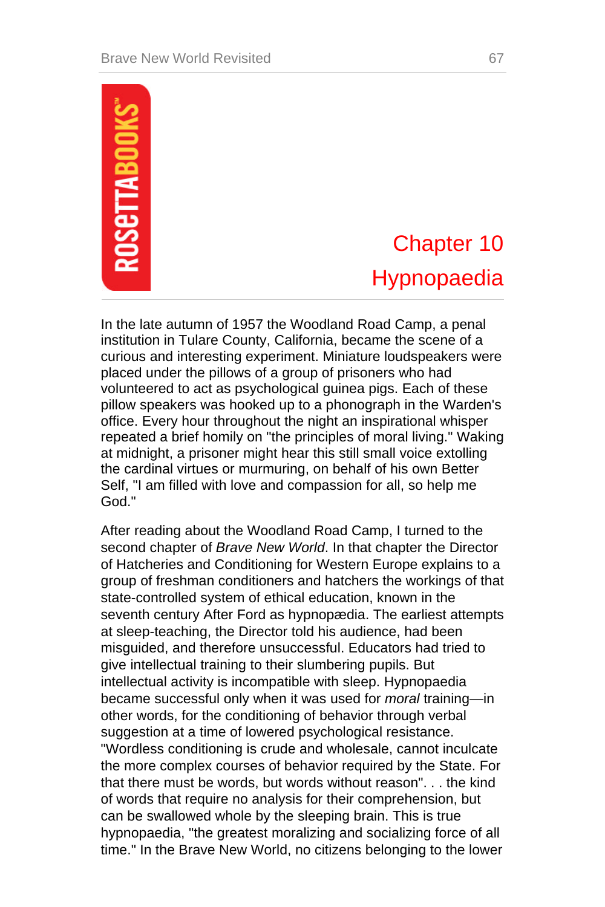# Chapter 10
## Hypnopaedia

In the late autumn of 1957 the Woodland Road Camp, a penal institution in Tulare County, California, became the scene of a curious and interesting experiment. Miniature loudspeakers were placed under the pillows of a group of prisoners who had volunteered to act as psychological guinea pigs. Each of these pillow speakers was hooked up to a phonograph in the Warden's office. Every hour throughout the night an inspirational whisper repeated a brief homily on "the principles of moral living." Waking at midnight, a prisoner might hear this still small voice extolling the cardinal virtues or murmuring, on behalf of his own Better Self, "I am filled with love and compassion for all, so help me God."

After reading about the Woodland Road Camp, I turned to the second chapter of *Brave New World*. In that chapter the Director of Hatcheries and Conditioning for Western Europe explains to a group of freshman conditioners and hatchers the workings of that state-controlled system of ethical education, known in the seventh century After Ford as hypnopædia. The earliest attempts at sleep-teaching, the Director told his audience, had been misguided, and therefore unsuccessful. Educators had tried to give intellectual training to their slumbering pupils. But intellectual activity is incompatible with sleep. Hypnopaedia became successful only when it was used for *moral* training—in other words, for the conditioning of behavior through verbal suggestion at a time of lowered psychological resistance. "Wordless conditioning is crude and wholesale, cannot inculcate the more complex courses of behavior required by the State. For that there must be words, but words without reason". . . the kind of words that require no analysis for their comprehension, but can be swallowed whole by the sleeping brain. This is true hypnopaedia, "the greatest moralizing and socializing force of all time." In the Brave New World, no citizens belonging to the lower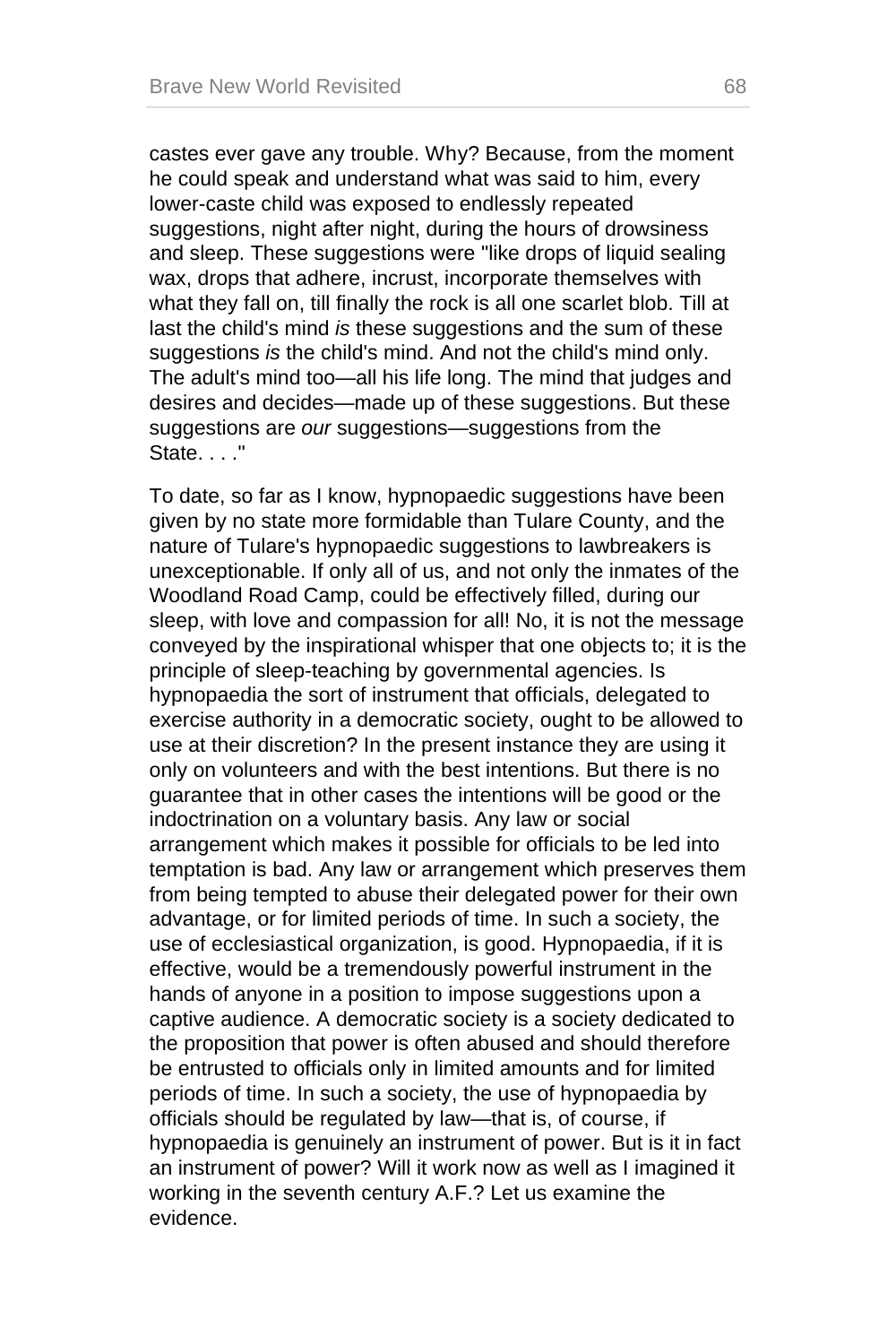castes ever gave any trouble. Why? Because, from the moment he could speak and understand what was said to him, every lower-caste child was exposed to endlessly repeated suggestions, night after night, during the hours of drowsiness and sleep. These suggestions were "like drops of liquid sealing wax, drops that adhere, incrust, incorporate themselves with what they fall on, till finally the rock is all one scarlet blob. Till at last the child's mind *is* these suggestions and the sum of these suggestions *is* the child's mind. And not the child's mind only. The adult's mind too—all his life long. The mind that judges and desires and decides—made up of these suggestions. But these suggestions are *our* suggestions—suggestions from the State. . . ."

To date, so far as I know, hypnopaedic suggestions have been given by no state more formidable than Tulare County, and the nature of Tulare's hypnopaedic suggestions to lawbreakers is unexceptionable. If only all of us, and not only the inmates of the Woodland Road Camp, could be effectively filled, during our sleep, with love and compassion for all! No, it is not the message conveyed by the inspirational whisper that one objects to; it is the principle of sleep-teaching by governmental agencies. Is hypnopaedia the sort of instrument that officials, delegated to exercise authority in a democratic society, ought to be allowed to use at their discretion? In the present instance they are using it only on volunteers and with the best intentions. But there is no guarantee that in other cases the intentions will be good or the indoctrination on a voluntary basis. Any law or social arrangement which makes it possible for officials to be led into temptation is bad. Any law or arrangement which preserves them from being tempted to abuse their delegated power for their own advantage, or for limited periods of time. In such a society, the use of ecclesiastical organization, is good. Hypnopaedia, if it is effective, would be a tremendously powerful instrument in the hands of anyone in a position to impose suggestions upon a captive audience. A democratic society is a society dedicated to the proposition that power is often abused and should therefore be entrusted to officials only in limited amounts and for limited periods of time. In such a society, the use of hypnopaedia by officials should be regulated by law—that is, of course, if hypnopaedia is genuinely an instrument of power. But is it in fact an instrument of power? Will it work now as well as I imagined it working in the seventh century A.F.? Let us examine the evidence.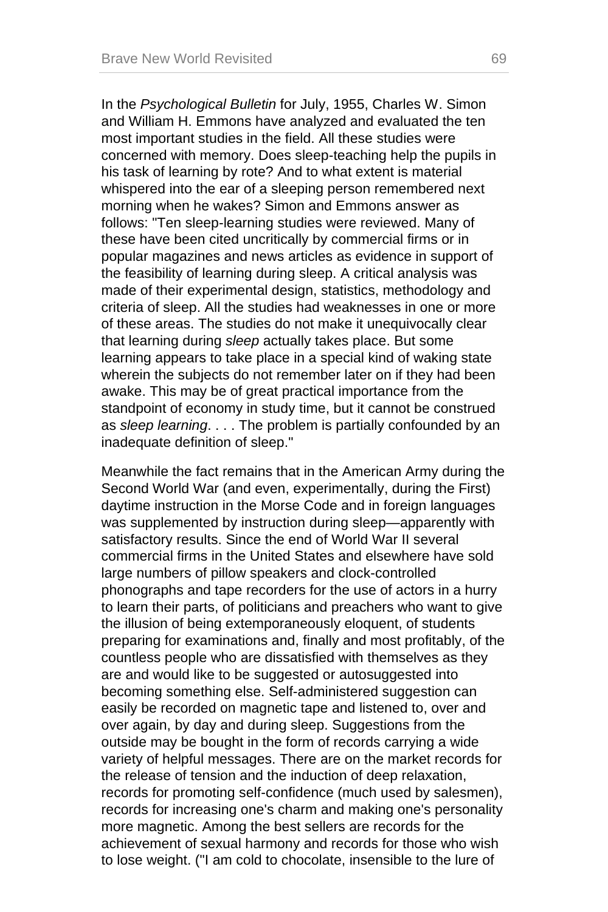In the *Psychological Bulletin* for July, 1955, Charles W. Simon and William H. Emmons have analyzed and evaluated the ten most important studies in the field. All these studies were concerned with memory. Does sleep-teaching help the pupils in his task of learning by rote? And to what extent is material whispered into the ear of a sleeping person remembered next morning when he wakes? Simon and Emmons answer as follows: "Ten sleep-learning studies were reviewed. Many of these have been cited uncritically by commercial firms or in popular magazines and news articles as evidence in support of the feasibility of learning during sleep. A critical analysis was made of their experimental design, statistics, methodology and criteria of sleep. All the studies had weaknesses in one or more of these areas. The studies do not make it unequivocally clear that learning during *sleep* actually takes place. But some learning appears to take place in a special kind of waking state wherein the subjects do not remember later on if they had been awake. This may be of great practical importance from the standpoint of economy in study time, but it cannot be construed as *sleep learning*. . . . The problem is partially confounded by an inadequate definition of sleep."

Meanwhile the fact remains that in the American Army during the Second World War (and even, experimentally, during the First) daytime instruction in the Morse Code and in foreign languages was supplemented by instruction during sleep—apparently with satisfactory results. Since the end of World War II several commercial firms in the United States and elsewhere have sold large numbers of pillow speakers and clock-controlled phonographs and tape recorders for the use of actors in a hurry to learn their parts, of politicians and preachers who want to give the illusion of being extemporaneously eloquent, of students preparing for examinations and, finally and most profitably, of the countless people who are dissatisfied with themselves as they are and would like to be suggested or autosuggested into becoming something else. Self-administered suggestion can easily be recorded on magnetic tape and listened to, over and over again, by day and during sleep. Suggestions from the outside may be bought in the form of records carrying a wide variety of helpful messages. There are on the market records for the release of tension and the induction of deep relaxation, records for promoting self-confidence (much used by salesmen), records for increasing one's charm and making one's personality more magnetic. Among the best sellers are records for the achievement of sexual harmony and records for those who wish to lose weight. ("I am cold to chocolate, insensible to the lure of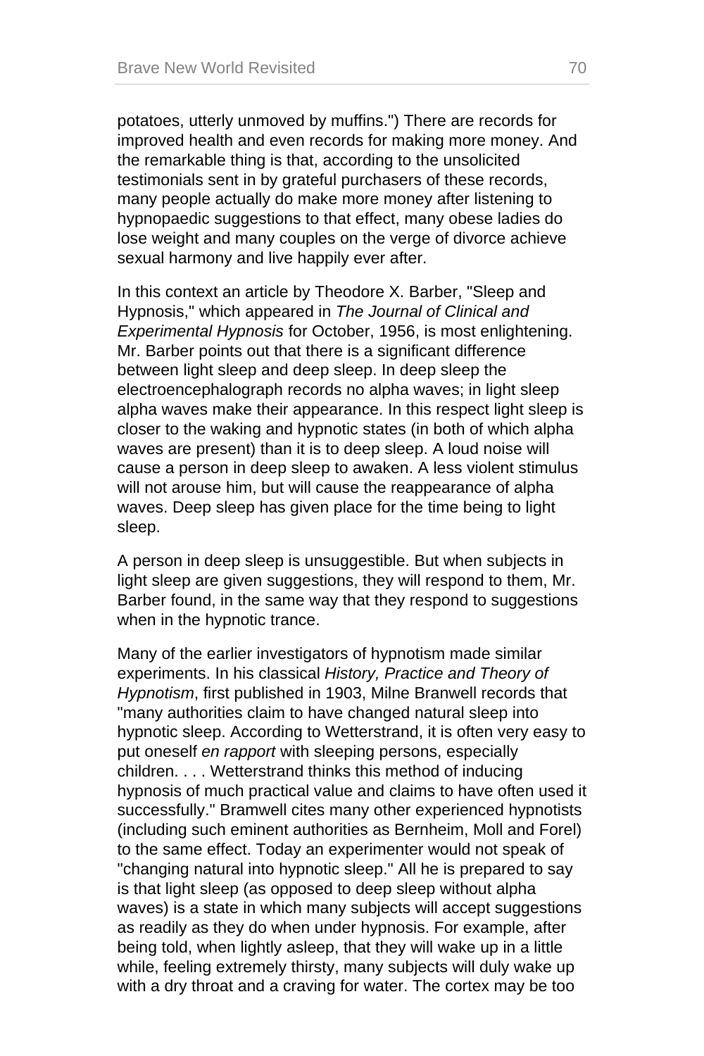potatoes, utterly unmoved by muffins.") There are records for improved health and even records for making more money. And the remarkable thing is that, according to the unsolicited testimonials sent in by grateful purchasers of these records, many people actually do make more money after listening to hypnopaedic suggestions to that effect, many obese ladies do lose weight and many couples on the verge of divorce achieve sexual harmony and live happily ever after.

In this context an article by Theodore X. Barber, "Sleep and Hypnosis," which appeared in *The Journal of Clinical and Experimental Hypnosis* for October, 1956, is most enlightening. Mr. Barber points out that there is a significant difference between light sleep and deep sleep. In deep sleep the electroencephalograph records no alpha waves; in light sleep alpha waves make their appearance. In this respect light sleep is closer to the waking and hypnotic states (in both of which alpha waves are present) than it is to deep sleep. A loud noise will cause a person in deep sleep to awaken. A less violent stimulus will not arouse him, but will cause the reappearance of alpha waves. Deep sleep has given place for the time being to light sleep.

A person in deep sleep is unsuggestible. But when subjects in light sleep are given suggestions, they will respond to them, Mr. Barber found, in the same way that they respond to suggestions when in the hypnotic trance.

Many of the earlier investigators of hypnotism made similar experiments. In his classical *History, Practice and Theory of Hypnotism*, first published in 1903, Milne Branwell records that "many authorities claim to have changed natural sleep into hypnotic sleep. According to Wetterstrand, it is often very easy to put oneself *en rapport* with sleeping persons, especially children. . . . Wetterstrand thinks this method of inducing hypnosis of much practical value and claims to have often used it successfully." Bramwell cites many other experienced hypnotists (including such eminent authorities as Bernheim, Moll and Forel) to the same effect. Today an experimenter would not speak of "changing natural into hypnotic sleep." All he is prepared to say is that light sleep (as opposed to deep sleep without alpha waves) is a state in which many subjects will accept suggestions as readily as they do when under hypnosis. For example, after being told, when lightly asleep, that they will wake up in a little while, feeling extremely thirsty, many subjects will duly wake up with a dry throat and a craving for water. The cortex may be too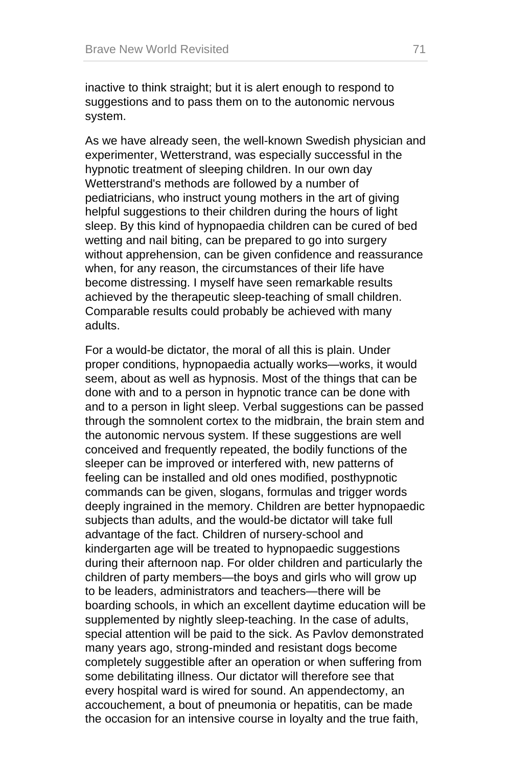inactive to think straight; but it is alert enough to respond to suggestions and to pass them on to the autonomic nervous system.

As we have already seen, the well-known Swedish physician and experimenter, Wetterstrand, was especially successful in the hypnotic treatment of sleeping children. In our own day Wetterstrand's methods are followed by a number of pediatricians, who instruct young mothers in the art of giving helpful suggestions to their children during the hours of light sleep. By this kind of hypnopaedia children can be cured of bed wetting and nail biting, can be prepared to go into surgery without apprehension, can be given confidence and reassurance when, for any reason, the circumstances of their life have become distressing. I myself have seen remarkable results achieved by the therapeutic sleep-teaching of small children. Comparable results could probably be achieved with many adults.

For a would-be dictator, the moral of all this is plain. Under proper conditions, hypnopaedia actually works—works, it would seem, about as well as hypnosis. Most of the things that can be done with and to a person in hypnotic trance can be done with and to a person in light sleep. Verbal suggestions can be passed through the somnolent cortex to the midbrain, the brain stem and the autonomic nervous system. If these suggestions are well conceived and frequently repeated, the bodily functions of the sleeper can be improved or interfered with, new patterns of feeling can be installed and old ones modified, posthypnotic commands can be given, slogans, formulas and trigger words deeply ingrained in the memory. Children are better hypnopaedic subjects than adults, and the would-be dictator will take full advantage of the fact. Children of nursery-school and kindergarten age will be treated to hypnopaedic suggestions during their afternoon nap. For older children and particularly the children of party members—the boys and girls who will grow up to be leaders, administrators and teachers—there will be boarding schools, in which an excellent daytime education will be supplemented by nightly sleep-teaching. In the case of adults, special attention will be paid to the sick. As Pavlov demonstrated many years ago, strong-minded and resistant dogs become completely suggestible after an operation or when suffering from some debilitating illness. Our dictator will therefore see that every hospital ward is wired for sound. An appendectomy, an accouchement, a bout of pneumonia or hepatitis, can be made the occasion for an intensive course in loyalty and the true faith,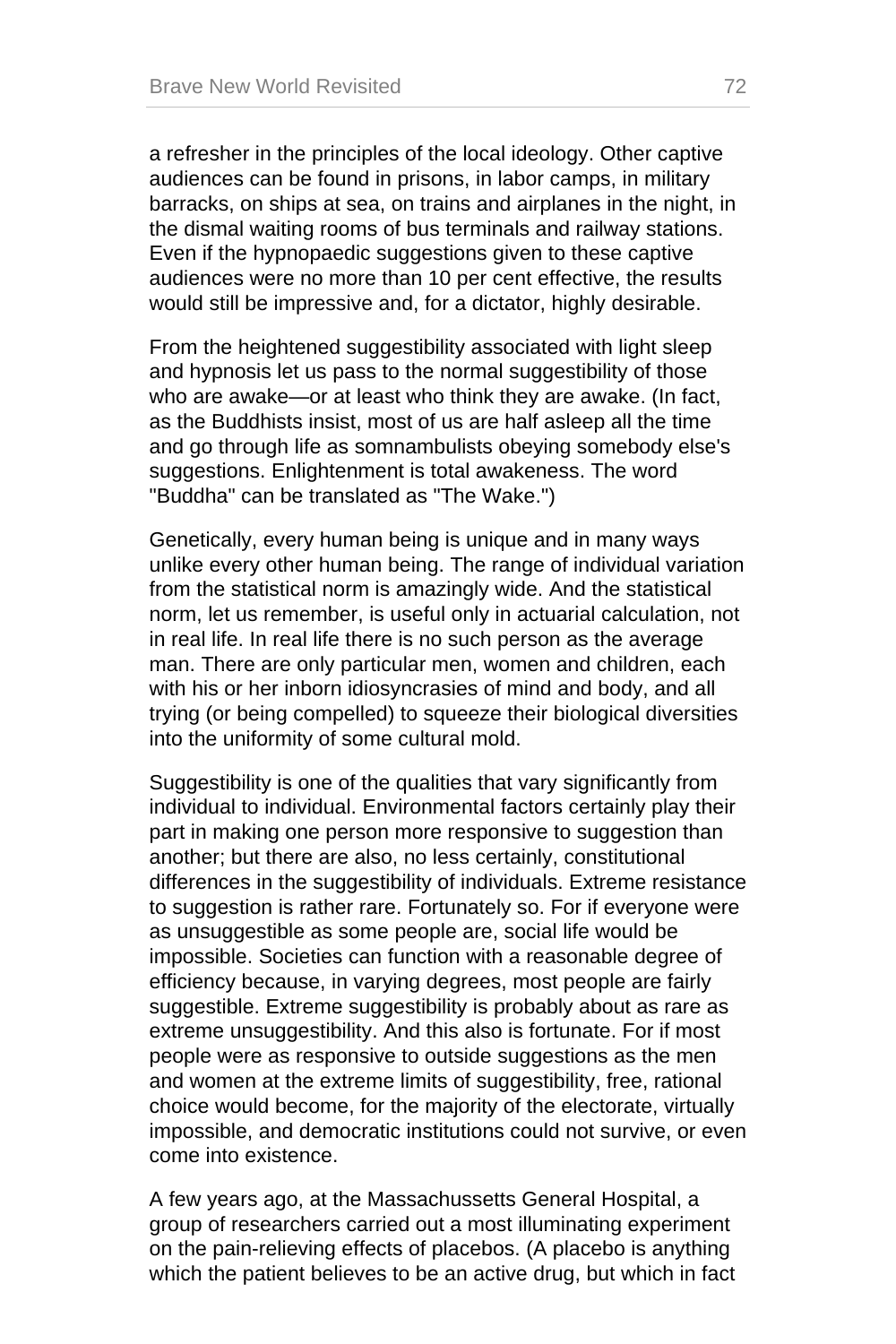a refresher in the principles of the local ideology. Other captive audiences can be found in prisons, in labor camps, in military barracks, on ships at sea, on trains and airplanes in the night, in the dismal waiting rooms of bus terminals and railway stations. Even if the hypnopaedic suggestions given to these captive audiences were no more than 10 per cent effective, the results would still be impressive and, for a dictator, highly desirable.

From the heightened suggestibility associated with light sleep and hypnosis let us pass to the normal suggestibility of those who are awake—or at least who think they are awake. (In fact, as the Buddhists insist, most of us are half asleep all the time and go through life as somnambulists obeying somebody else's suggestions. Enlightenment is total awakeness. The word "Buddha" can be translated as "The Wake.")

Genetically, every human being is unique and in many ways unlike every other human being. The range of individual variation from the statistical norm is amazingly wide. And the statistical norm, let us remember, is useful only in actuarial calculation, not in real life. In real life there is no such person as the average man. There are only particular men, women and children, each with his or her inborn idiosyncrasies of mind and body, and all trying (or being compelled) to squeeze their biological diversities into the uniformity of some cultural mold.

Suggestibility is one of the qualities that vary significantly from individual to individual. Environmental factors certainly play their part in making one person more responsive to suggestion than another; but there are also, no less certainly, constitutional differences in the suggestibility of individuals. Extreme resistance to suggestion is rather rare. Fortunately so. For if everyone were as unsuggestible as some people are, social life would be impossible. Societies can function with a reasonable degree of efficiency because, in varying degrees, most people are fairly suggestible. Extreme suggestibility is probably about as rare as extreme unsuggestibility. And this also is fortunate. For if most people were as responsive to outside suggestions as the men and women at the extreme limits of suggestibility, free, rational choice would become, for the majority of the electorate, virtually impossible, and democratic institutions could not survive, or even come into existence.

A few years ago, at the Massachussetts General Hospital, a group of researchers carried out a most illuminating experiment on the pain-relieving effects of placebos. (A placebo is anything which the patient believes to be an active drug, but which in fact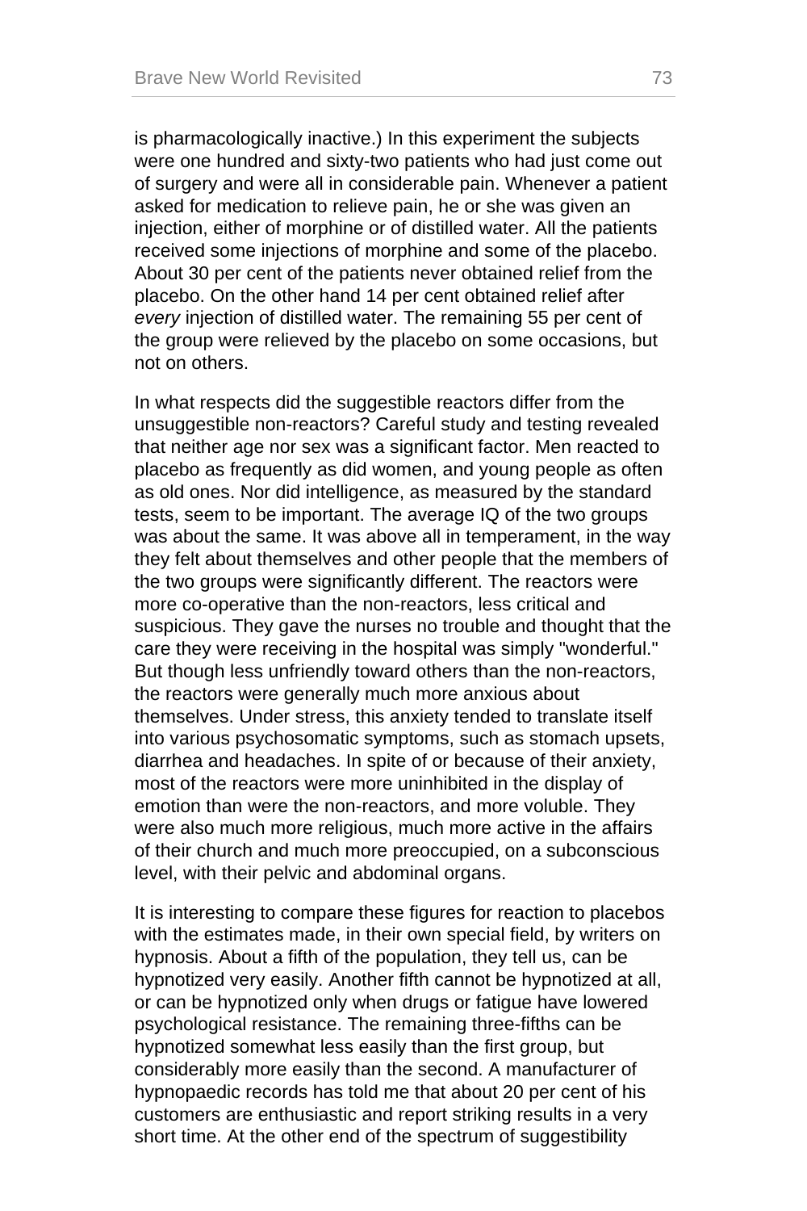is pharmacologically inactive.) In this experiment the subjects were one hundred and sixty-two patients who had just come out of surgery and were all in considerable pain. Whenever a patient asked for medication to relieve pain, he or she was given an injection, either of morphine or of distilled water. All the patients received some injections of morphine and some of the placebo. About 30 per cent of the patients never obtained relief from the placebo. On the other hand 14 per cent obtained relief after *every* injection of distilled water. The remaining 55 per cent of the group were relieved by the placebo on some occasions, but not on others.

In what respects did the suggestible reactors differ from the unsuggestible non-reactors? Careful study and testing revealed that neither age nor sex was a significant factor. Men reacted to placebo as frequently as did women, and young people as often as old ones. Nor did intelligence, as measured by the standard tests, seem to be important. The average IQ of the two groups was about the same. It was above all in temperament, in the way they felt about themselves and other people that the members of the two groups were significantly different. The reactors were more co-operative than the non-reactors, less critical and suspicious. They gave the nurses no trouble and thought that the care they were receiving in the hospital was simply "wonderful." But though less unfriendly toward others than the non-reactors, the reactors were generally much more anxious about themselves. Under stress, this anxiety tended to translate itself into various psychosomatic symptoms, such as stomach upsets, diarrhea and headaches. In spite of or because of their anxiety, most of the reactors were more uninhibited in the display of emotion than were the non-reactors, and more voluble. They were also much more religious, much more active in the affairs of their church and much more preoccupied, on a subconscious level, with their pelvic and abdominal organs.

It is interesting to compare these figures for reaction to placebos with the estimates made, in their own special field, by writers on hypnosis. About a fifth of the population, they tell us, can be hypnotized very easily. Another fifth cannot be hypnotized at all, or can be hypnotized only when drugs or fatigue have lowered psychological resistance. The remaining three-fifths can be hypnotized somewhat less easily than the first group, but considerably more easily than the second. A manufacturer of hypnopaedic records has told me that about 20 per cent of his customers are enthusiastic and report striking results in a very short time. At the other end of the spectrum of suggestibility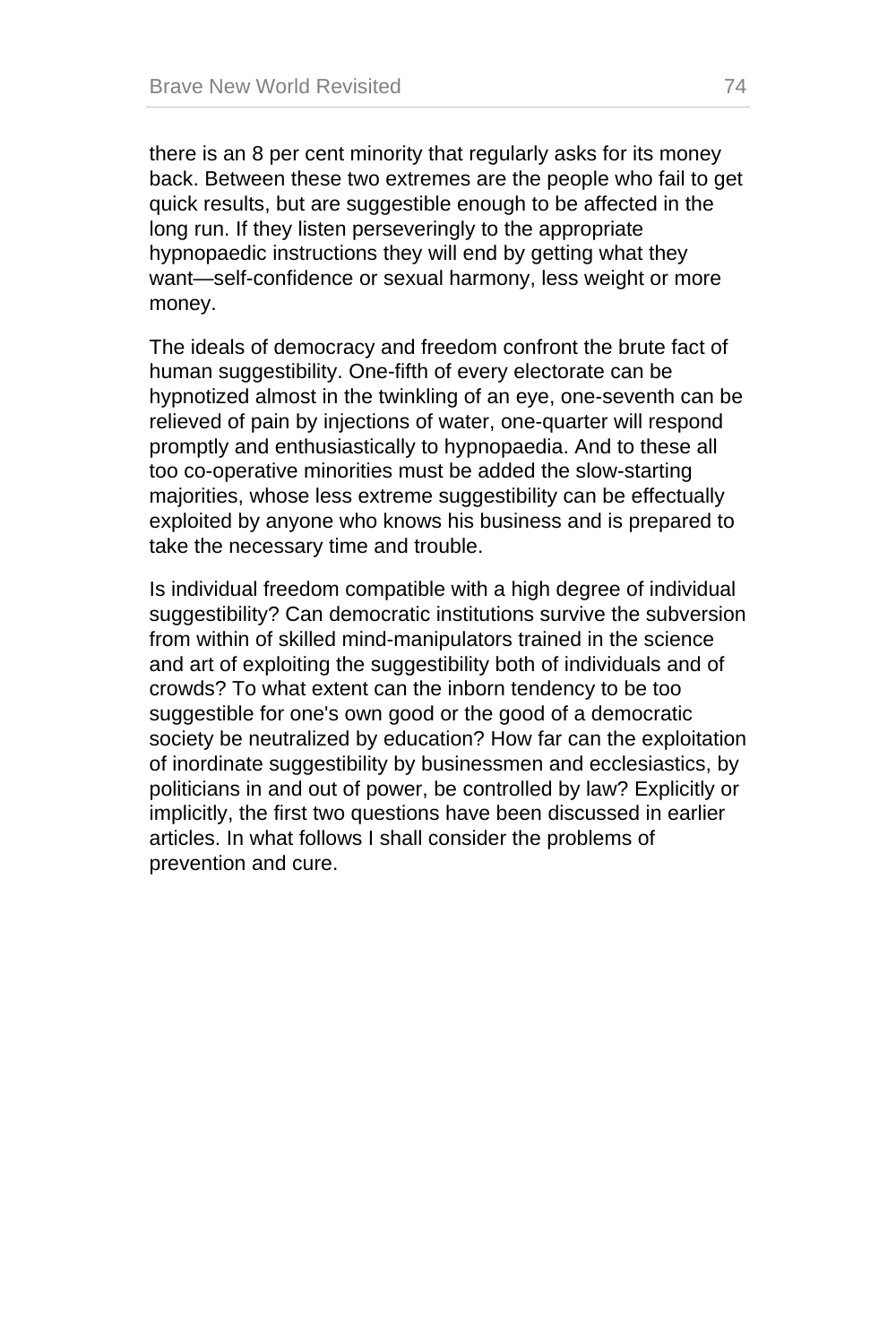there is an 8 per cent minority that regularly asks for its money back. Between these two extremes are the people who fail to get quick results, but are suggestible enough to be affected in the long run. If they listen perseveringly to the appropriate hypnopaedic instructions they will end by getting what they want—self-confidence or sexual harmony, less weight or more money.

The ideals of democracy and freedom confront the brute fact of human suggestibility. One-fifth of every electorate can be hypnotized almost in the twinkling of an eye, one-seventh can be relieved of pain by injections of water, one-quarter will respond promptly and enthusiastically to hypnopaedia. And to these all too co-operative minorities must be added the slow-starting majorities, whose less extreme suggestibility can be effectually exploited by anyone who knows his business and is prepared to take the necessary time and trouble.

Is individual freedom compatible with a high degree of individual suggestibility? Can democratic institutions survive the subversion from within of skilled mind-manipulators trained in the science and art of exploiting the suggestibility both of individuals and of crowds? To what extent can the inborn tendency to be too suggestible for one's own good or the good of a democratic society be neutralized by education? How far can the exploitation of inordinate suggestibility by businessmen and ecclesiastics, by politicians in and out of power, be controlled by law? Explicitly or implicitly, the first two questions have been discussed in earlier articles. In what follows I shall consider the problems of prevention and cure.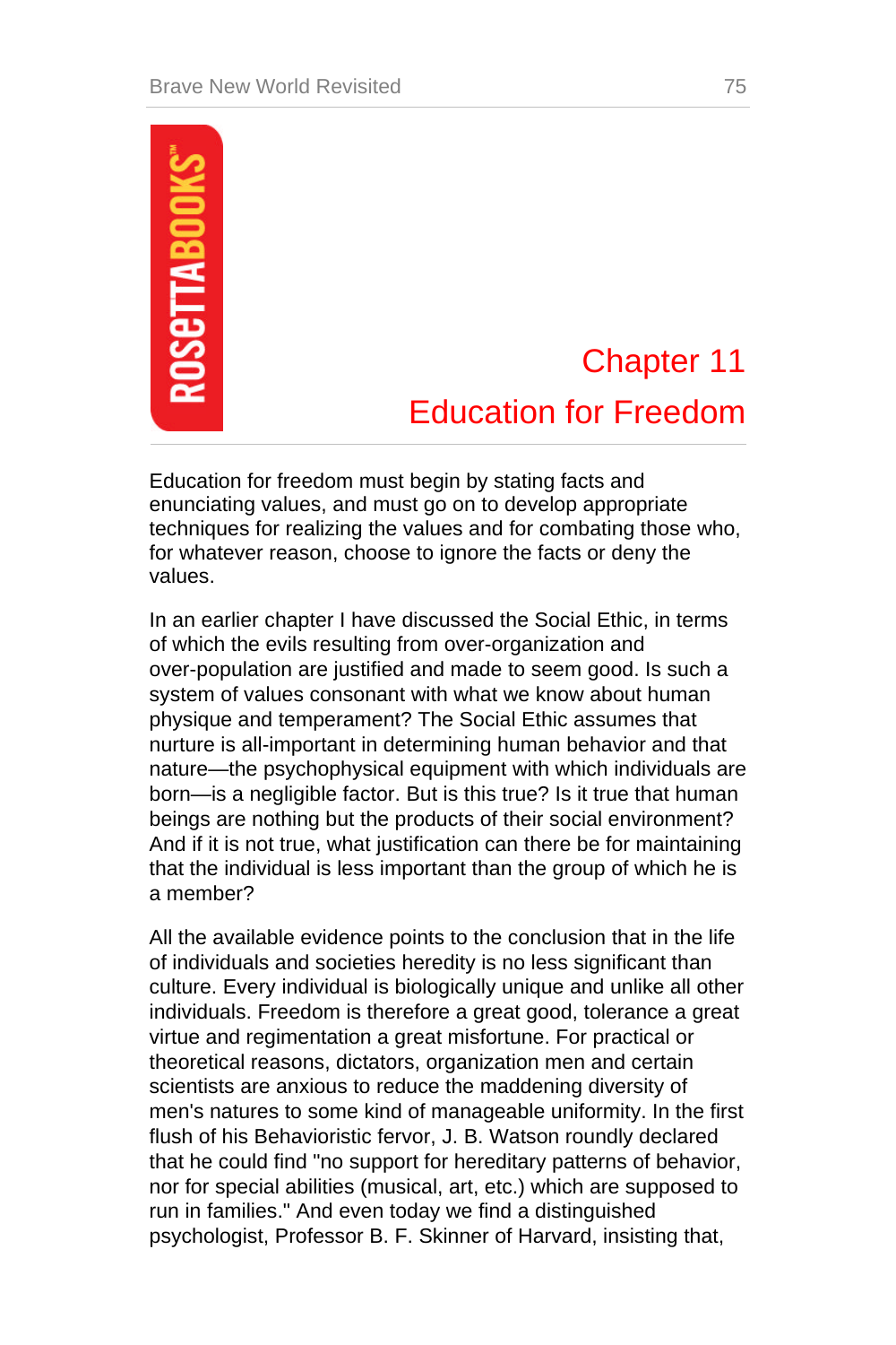# Chapter 11
# Education for Freedom

Education for freedom must begin by stating facts and enunciating values, and must go on to develop appropriate techniques for realizing the values and for combating those who, for whatever reason, choose to ignore the facts or deny the values.

In an earlier chapter I have discussed the Social Ethic, in terms of which the evils resulting from over-organization and over-population are justified and made to seem good. Is such a system of values consonant with what we know about human physique and temperament? The Social Ethic assumes that nurture is all-important in determining human behavior and that nature—the psychophysical equipment with which individuals are born—is a negligible factor. But is this true? Is it true that human beings are nothing but the products of their social environment? And if it is not true, what justification can there be for maintaining that the individual is less important than the group of which he is a member?

All the available evidence points to the conclusion that in the life of individuals and societies heredity is no less significant than culture. Every individual is biologically unique and unlike all other individuals. Freedom is therefore a great good, tolerance a great virtue and regimentation a great misfortune. For practical or theoretical reasons, dictators, organization men and certain scientists are anxious to reduce the maddening diversity of men's natures to some kind of manageable uniformity. In the first flush of his Behavioristic fervor, J. B. Watson roundly declared that he could find "no support for hereditary patterns of behavior, nor for special abilities (musical, art, etc.) which are supposed to run in families." And even today we find a distinguished psychologist, Professor B. F. Skinner of Harvard, insisting that,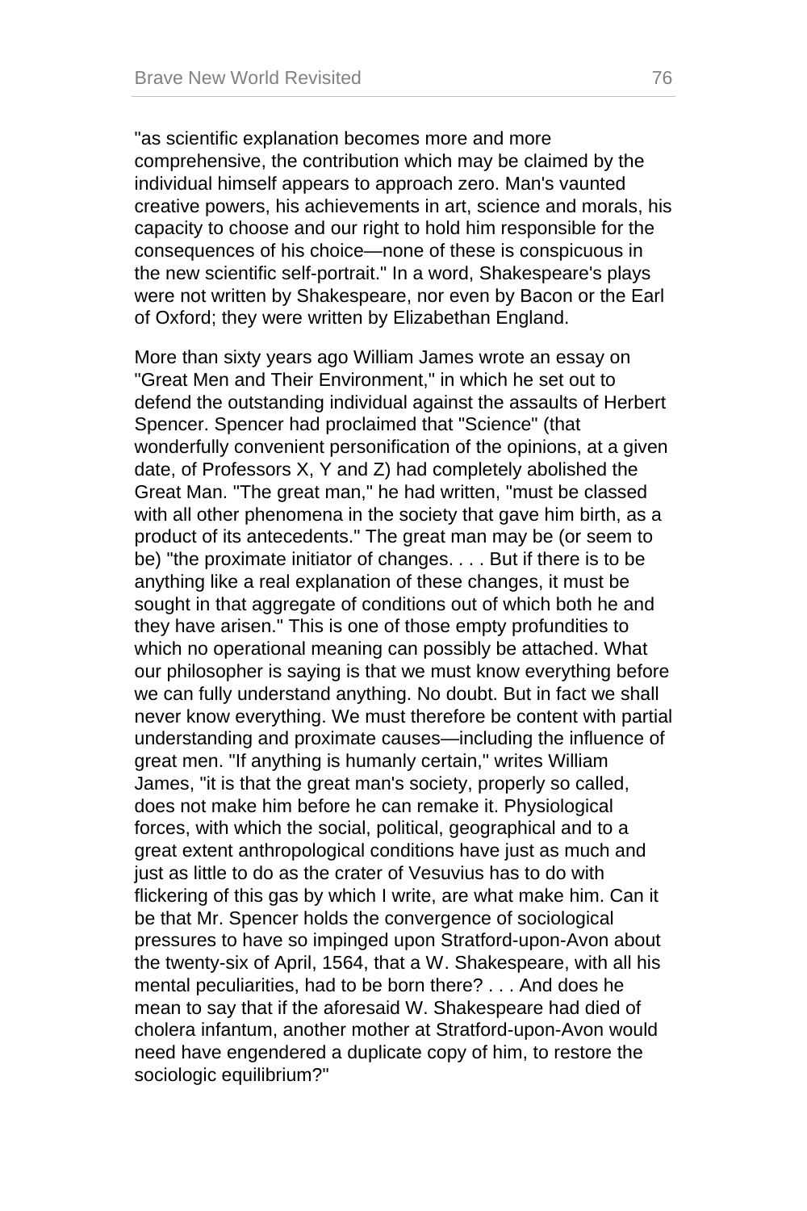"as scientific explanation becomes more and more comprehensive, the contribution which may be claimed by the individual himself appears to approach zero. Man's vaunted creative powers, his achievements in art, science and morals, his capacity to choose and our right to hold him responsible for the consequences of his choice—none of these is conspicuous in the new scientific self-portrait." In a word, Shakespeare's plays were not written by Shakespeare, nor even by Bacon or the Earl of Oxford; they were written by Elizabethan England.

More than sixty years ago William James wrote an essay on "Great Men and Their Environment," in which he set out to defend the outstanding individual against the assaults of Herbert Spencer. Spencer had proclaimed that "Science" (that wonderfully convenient personification of the opinions, at a given date, of Professors X, Y and Z) had completely abolished the Great Man. "The great man," he had written, "must be classed with all other phenomena in the society that gave him birth, as a product of its antecedents." The great man may be (or seem to be) "the proximate initiator of changes. . . . But if there is to be anything like a real explanation of these changes, it must be sought in that aggregate of conditions out of which both he and they have arisen." This is one of those empty profundities to which no operational meaning can possibly be attached. What our philosopher is saying is that we must know everything before we can fully understand anything. No doubt. But in fact we shall never know everything. We must therefore be content with partial understanding and proximate causes—including the influence of great men. "If anything is humanly certain," writes William James, "it is that the great man's society, properly so called, does not make him before he can remake it. Physiological forces, with which the social, political, geographical and to a great extent anthropological conditions have just as much and just as little to do as the crater of Vesuvius has to do with flickering of this gas by which I write, are what make him. Can it be that Mr. Spencer holds the convergence of sociological pressures to have so impinged upon Stratford-upon-Avon about the twenty-six of April, 1564, that a W. Shakespeare, with all his mental peculiarities, had to be born there? . . . And does he mean to say that if the aforesaid W. Shakespeare had died of cholera infantum, another mother at Stratford-upon-Avon would need have engendered a duplicate copy of him, to restore the sociologic equilibrium?"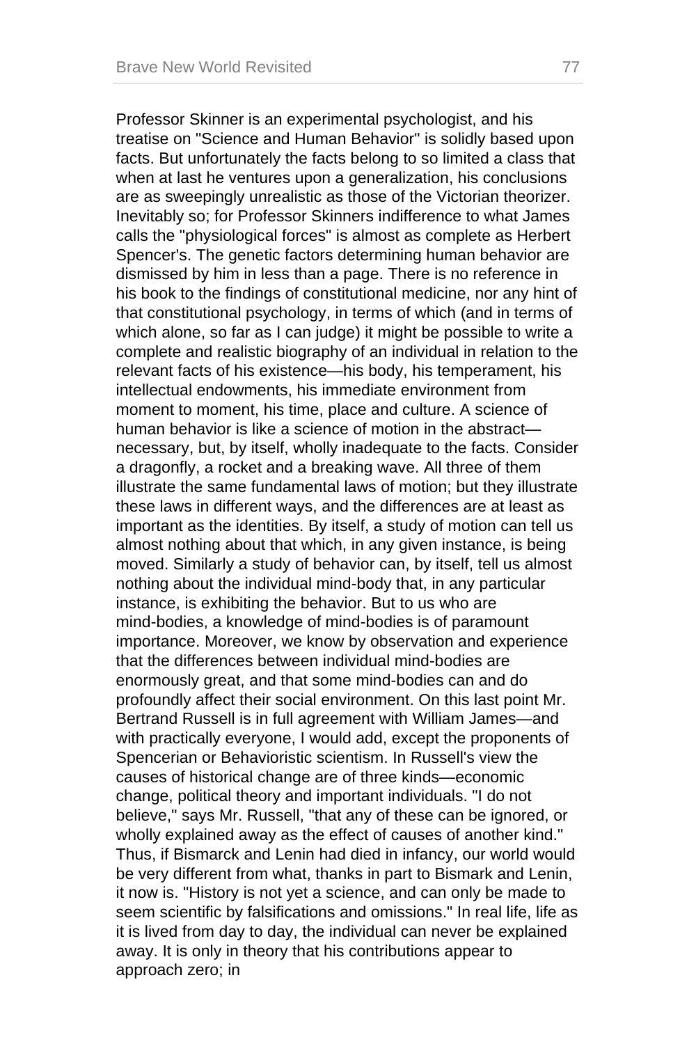Professor Skinner is an experimental psychologist, and his treatise on "Science and Human Behavior" is solidly based upon facts. But unfortunately the facts belong to so limited a class that when at last he ventures upon a generalization, his conclusions are as sweepingly unrealistic as those of the Victorian theorizer. Inevitably so; for Professor Skinners indifference to what James calls the "physiological forces" is almost as complete as Herbert Spencer's. The genetic factors determining human behavior are dismissed by him in less than a page. There is no reference in his book to the findings of constitutional medicine, nor any hint of that constitutional psychology, in terms of which (and in terms of which alone, so far as I can judge) it might be possible to write a complete and realistic biography of an individual in relation to the relevant facts of his existence—his body, his temperament, his intellectual endowments, his immediate environment from moment to moment, his time, place and culture. A science of human behavior is like a science of motion in the abstract—necessary, but, by itself, wholly inadequate to the facts. Consider a dragonfly, a rocket and a breaking wave. All three of them illustrate the same fundamental laws of motion; but they illustrate these laws in different ways, and the differences are at least as important as the identities. By itself, a study of motion can tell us almost nothing about that which, in any given instance, is being moved. Similarly a study of behavior can, by itself, tell us almost nothing about the individual mind-body that, in any particular instance, is exhibiting the behavior. But to us who are mind-bodies, a knowledge of mind-bodies is of paramount importance. Moreover, we know by observation and experience that the differences between individual mind-bodies are enormously great, and that some mind-bodies can and do profoundly affect their social environment. On this last point Mr. Bertrand Russell is in full agreement with William James—and with practically everyone, I would add, except the proponents of Spencerian or Behavioristic scientism. In Russell's view the causes of historical change are of three kinds—economic change, political theory and important individuals. "I do not believe," says Mr. Russell, "that any of these can be ignored, or wholly explained away as the effect of causes of another kind." Thus, if Bismarck and Lenin had died in infancy, our world would be very different from what, thanks in part to Bismark and Lenin, it now is. "History is not yet a science, and can only be made to seem scientific by falsifications and omissions." In real life, life as it is lived from day to day, the individual can never be explained away. It is only in theory that his contributions appear to approach zero; in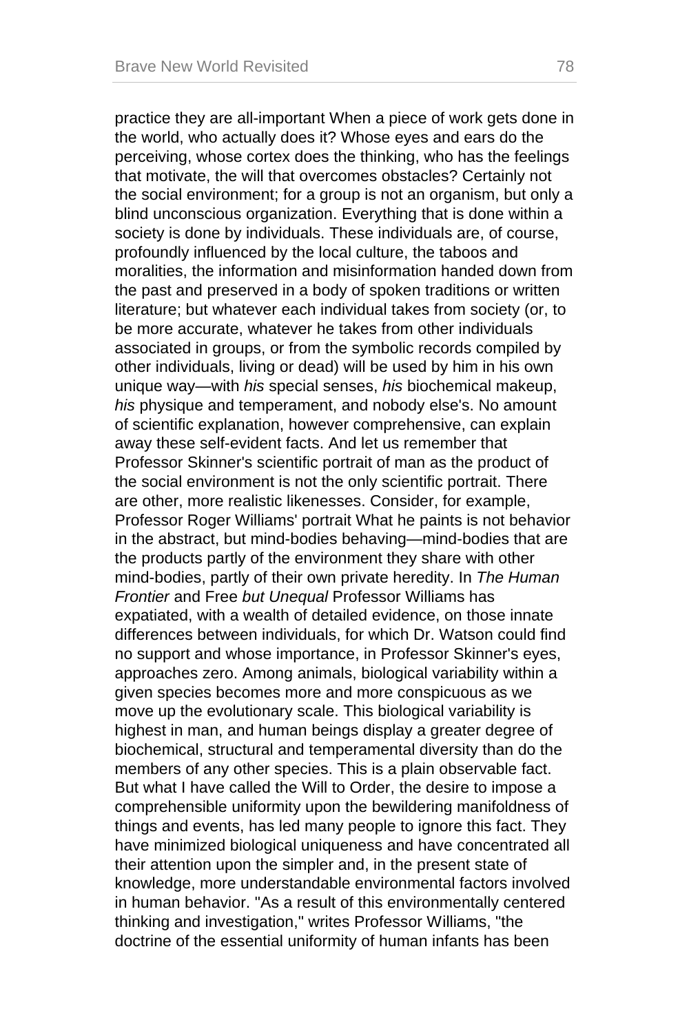practice they are all-important When a piece of work gets done in the world, who actually does it? Whose eyes and ears do the perceiving, whose cortex does the thinking, who has the feelings that motivate, the will that overcomes obstacles? Certainly not the social environment; for a group is not an organism, but only a blind unconscious organization. Everything that is done within a society is done by individuals. These individuals are, of course, profoundly influenced by the local culture, the taboos and moralities, the information and misinformation handed down from the past and preserved in a body of spoken traditions or written literature; but whatever each individual takes from society (or, to be more accurate, whatever he takes from other individuals associated in groups, or from the symbolic records compiled by other individuals, living or dead) will be used by him in his own unique way—with *his* special senses, *his* biochemical makeup, *his* physique and temperament, and nobody else's. No amount of scientific explanation, however comprehensive, can explain away these self-evident facts. And let us remember that Professor Skinner's scientific portrait of man as the product of the social environment is not the only scientific portrait. There are other, more realistic likenesses. Consider, for example, Professor Roger Williams' portrait What he paints is not behavior in the abstract, but mind-bodies behaving—mind-bodies that are the products partly of the environment they share with other mind-bodies, partly of their own private heredity. In *The Human Frontier* and Free *but Unequal* Professor Williams has expatiated, with a wealth of detailed evidence, on those innate differences between individuals, for which Dr. Watson could find no support and whose importance, in Professor Skinner's eyes, approaches zero. Among animals, biological variability within a given species becomes more and more conspicuous as we move up the evolutionary scale. This biological variability is highest in man, and human beings display a greater degree of biochemical, structural and temperamental diversity than do the members of any other species. This is a plain observable fact. But what I have called the Will to Order, the desire to impose a comprehensible uniformity upon the bewildering manifoldness of things and events, has led many people to ignore this fact. They have minimized biological uniqueness and have concentrated all their attention upon the simpler and, in the present state of knowledge, more understandable environmental factors involved in human behavior. "As a result of this environmentally centered thinking and investigation," writes Professor Williams, "the doctrine of the essential uniformity of human infants has been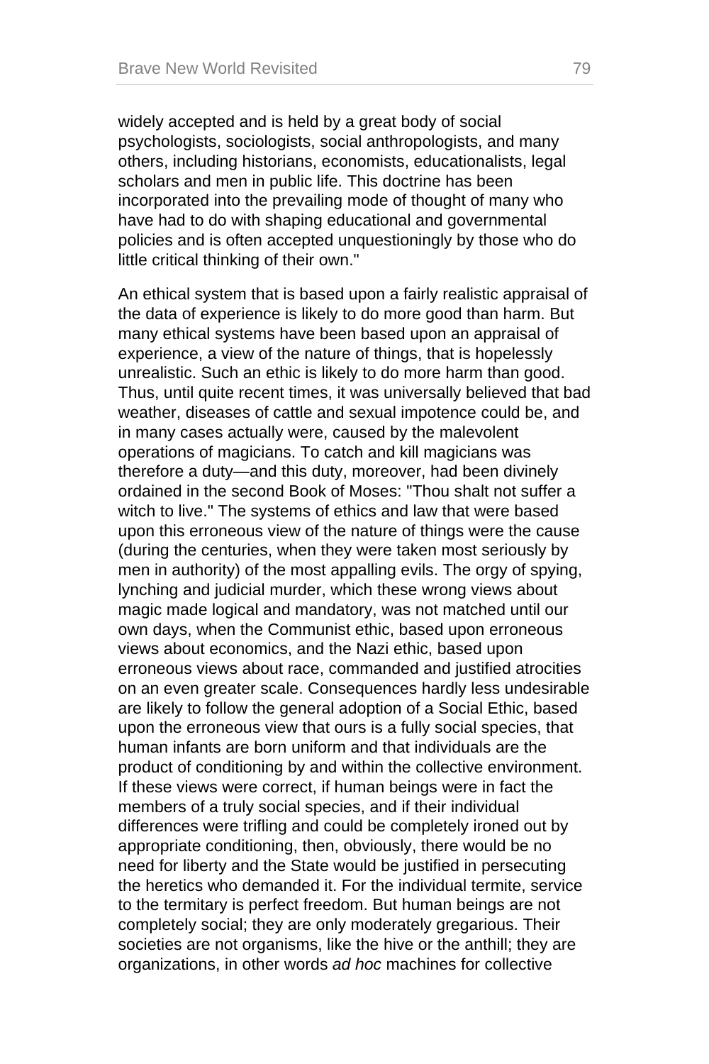widely accepted and is held by a great body of social psychologists, sociologists, social anthropologists, and many others, including historians, economists, educationalists, legal scholars and men in public life. This doctrine has been incorporated into the prevailing mode of thought of many who have had to do with shaping educational and governmental policies and is often accepted unquestioningly by those who do little critical thinking of their own."

An ethical system that is based upon a fairly realistic appraisal of the data of experience is likely to do more good than harm. But many ethical systems have been based upon an appraisal of experience, a view of the nature of things, that is hopelessly unrealistic. Such an ethic is likely to do more harm than good. Thus, until quite recent times, it was universally believed that bad weather, diseases of cattle and sexual impotence could be, and in many cases actually were, caused by the malevolent operations of magicians. To catch and kill magicians was therefore a duty—and this duty, moreover, had been divinely ordained in the second Book of Moses: "Thou shalt not suffer a witch to live." The systems of ethics and law that were based upon this erroneous view of the nature of things were the cause (during the centuries, when they were taken most seriously by men in authority) of the most appalling evils. The orgy of spying, lynching and judicial murder, which these wrong views about magic made logical and mandatory, was not matched until our own days, when the Communist ethic, based upon erroneous views about economics, and the Nazi ethic, based upon erroneous views about race, commanded and justified atrocities on an even greater scale. Consequences hardly less undesirable are likely to follow the general adoption of a Social Ethic, based upon the erroneous view that ours is a fully social species, that human infants are born uniform and that individuals are the product of conditioning by and within the collective environment. If these views were correct, if human beings were in fact the members of a truly social species, and if their individual differences were trifling and could be completely ironed out by appropriate conditioning, then, obviously, there would be no need for liberty and the State would be justified in persecuting the heretics who demanded it. For the individual termite, service to the termitary is perfect freedom. But human beings are not completely social; they are only moderately gregarious. Their societies are not organisms, like the hive or the anthill; they are organizations, in other words *ad hoc* machines for collective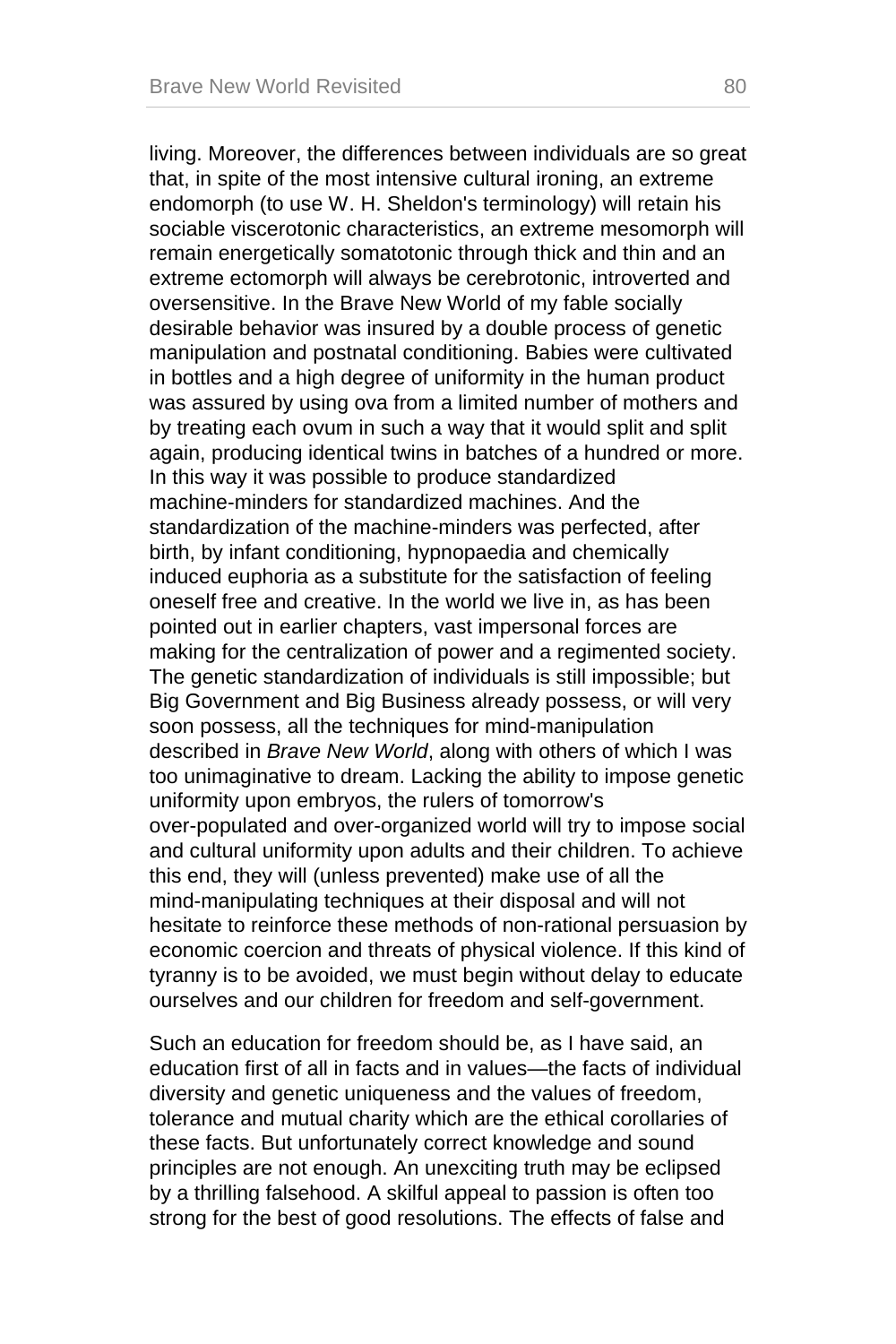living. Moreover, the differences between individuals are so great that, in spite of the most intensive cultural ironing, an extreme endomorph (to use W. H. Sheldon's terminology) will retain his sociable viscerotonic characteristics, an extreme mesomorph will remain energetically somatotonic through thick and thin and an extreme ectomorph will always be cerebrotonic, introverted and oversensitive. In the Brave New World of my fable socially desirable behavior was insured by a double process of genetic manipulation and postnatal conditioning. Babies were cultivated in bottles and a high degree of uniformity in the human product was assured by using ova from a limited number of mothers and by treating each ovum in such a way that it would split and split again, producing identical twins in batches of a hundred or more. In this way it was possible to produce standardized machine-minders for standardized machines. And the standardization of the machine-minders was perfected, after birth, by infant conditioning, hypnopaedia and chemically induced euphoria as a substitute for the satisfaction of feeling oneself free and creative. In the world we live in, as has been pointed out in earlier chapters, vast impersonal forces are making for the centralization of power and a regimented society. The genetic standardization of individuals is still impossible; but Big Government and Big Business already possess, or will very soon possess, all the techniques for mind-manipulation described in *Brave New World*, along with others of which I was too unimaginative to dream. Lacking the ability to impose genetic uniformity upon embryos, the rulers of tomorrow's over-populated and over-organized world will try to impose social and cultural uniformity upon adults and their children. To achieve this end, they will (unless prevented) make use of all the mind-manipulating techniques at their disposal and will not hesitate to reinforce these methods of non-rational persuasion by economic coercion and threats of physical violence. If this kind of tyranny is to be avoided, we must begin without delay to educate ourselves and our children for freedom and self-government.

Such an education for freedom should be, as I have said, an education first of all in facts and in values—the facts of individual diversity and genetic uniqueness and the values of freedom, tolerance and mutual charity which are the ethical corollaries of these facts. But unfortunately correct knowledge and sound principles are not enough. An unexciting truth may be eclipsed by a thrilling falsehood. A skilful appeal to passion is often too strong for the best of good resolutions. The effects of false and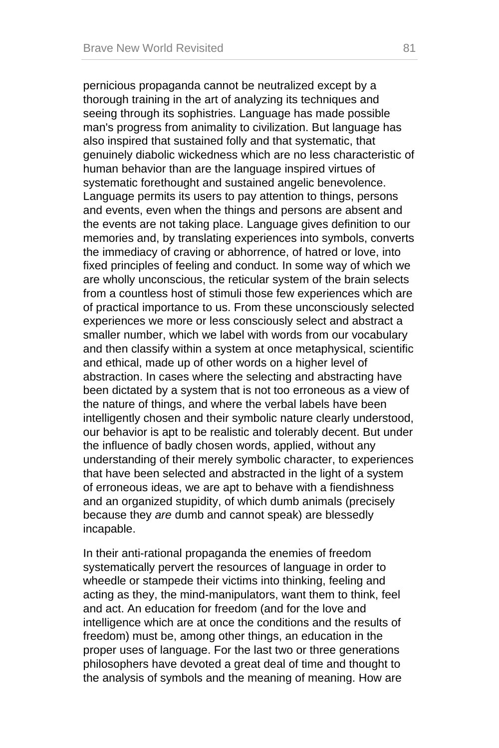pernicious propaganda cannot be neutralized except by a thorough training in the art of analyzing its techniques and seeing through its sophistries. Language has made possible man's progress from animality to civilization. But language has also inspired that sustained folly and that systematic, that genuinely diabolic wickedness which are no less characteristic of human behavior than are the language inspired virtues of systematic forethought and sustained angelic benevolence. Language permits its users to pay attention to things, persons and events, even when the things and persons are absent and the events are not taking place. Language gives definition to our memories and, by translating experiences into symbols, converts the immediacy of craving or abhorrence, of hatred or love, into fixed principles of feeling and conduct. In some way of which we are wholly unconscious, the reticular system of the brain selects from a countless host of stimuli those few experiences which are of practical importance to us. From these unconsciously selected experiences we more or less consciously select and abstract a smaller number, which we label with words from our vocabulary and then classify within a system at once metaphysical, scientific and ethical, made up of other words on a higher level of abstraction. In cases where the selecting and abstracting have been dictated by a system that is not too erroneous as a view of the nature of things, and where the verbal labels have been intelligently chosen and their symbolic nature clearly understood, our behavior is apt to be realistic and tolerably decent. But under the influence of badly chosen words, applied, without any understanding of their merely symbolic character, to experiences that have been selected and abstracted in the light of a system of erroneous ideas, we are apt to behave with a fiendishness and an organized stupidity, of which dumb animals (precisely because they *are* dumb and cannot speak) are blessedly incapable.

In their anti-rational propaganda the enemies of freedom systematically pervert the resources of language in order to wheedle or stampede their victims into thinking, feeling and acting as they, the mind-manipulators, want them to think, feel and act. An education for freedom (and for the love and intelligence which are at once the conditions and the results of freedom) must be, among other things, an education in the proper uses of language. For the last two or three generations philosophers have devoted a great deal of time and thought to the analysis of symbols and the meaning of meaning. How are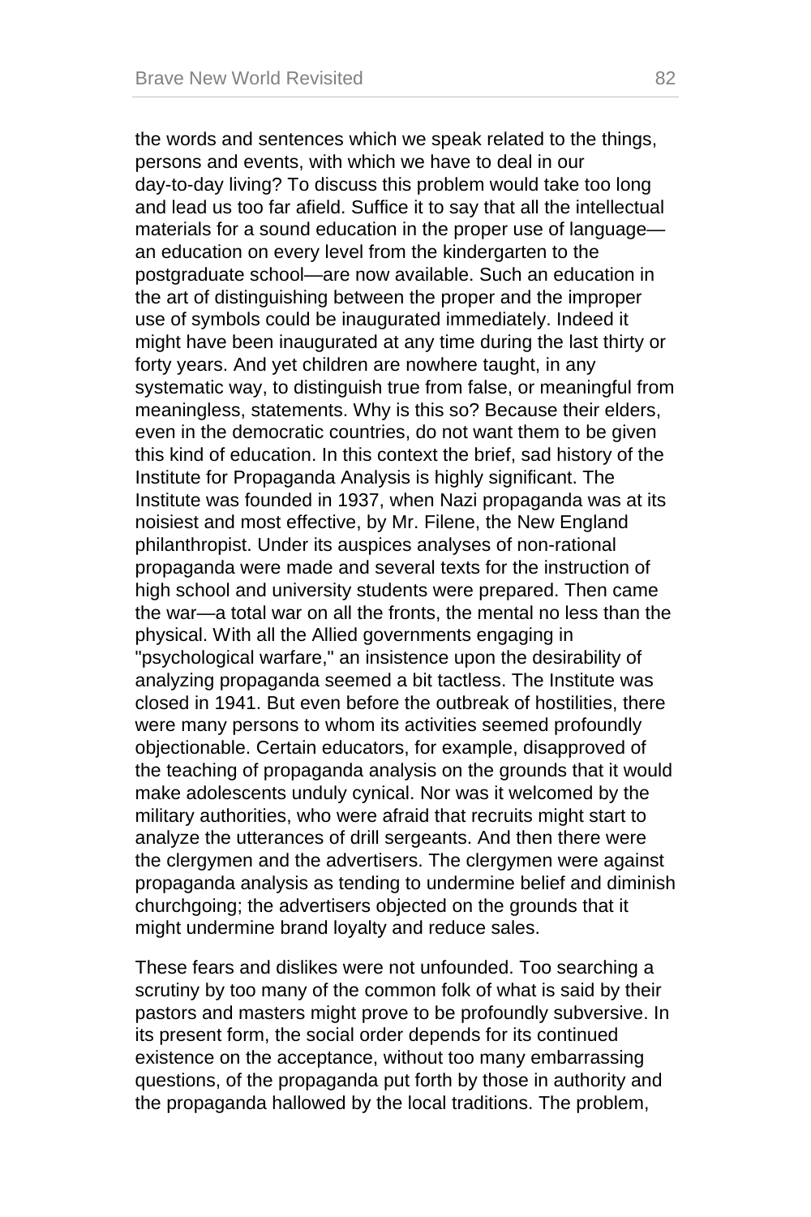the words and sentences which we speak related to the things, persons and events, with which we have to deal in our day-to-day living? To discuss this problem would take too long and lead us too far afield. Suffice it to say that all the intellectual materials for a sound education in the proper use of language—an education on every level from the kindergarten to the postgraduate school—are now available. Such an education in the art of distinguishing between the proper and the improper use of symbols could be inaugurated immediately. Indeed it might have been inaugurated at any time during the last thirty or forty years. And yet children are nowhere taught, in any systematic way, to distinguish true from false, or meaningful from meaningless, statements. Why is this so? Because their elders, even in the democratic countries, do not want them to be given this kind of education. In this context the brief, sad history of the Institute for Propaganda Analysis is highly significant. The Institute was founded in 1937, when Nazi propaganda was at its noisiest and most effective, by Mr. Filene, the New England philanthropist. Under its auspices analyses of non-rational propaganda were made and several texts for the instruction of high school and university students were prepared. Then came the war—a total war on all the fronts, the mental no less than the physical. With all the Allied governments engaging in "psychological warfare," an insistence upon the desirability of analyzing propaganda seemed a bit tactless. The Institute was closed in 1941. But even before the outbreak of hostilities, there were many persons to whom its activities seemed profoundly objectionable. Certain educators, for example, disapproved of the teaching of propaganda analysis on the grounds that it would make adolescents unduly cynical. Nor was it welcomed by the military authorities, who were afraid that recruits might start to analyze the utterances of drill sergeants. And then there were the clergymen and the advertisers. The clergymen were against propaganda analysis as tending to undermine belief and diminish churchgoing; the advertisers objected on the grounds that it might undermine brand loyalty and reduce sales.

These fears and dislikes were not unfounded. Too searching a scrutiny by too many of the common folk of what is said by their pastors and masters might prove to be profoundly subversive. In its present form, the social order depends for its continued existence on the acceptance, without too many embarrassing questions, of the propaganda put forth by those in authority and the propaganda hallowed by the local traditions. The problem,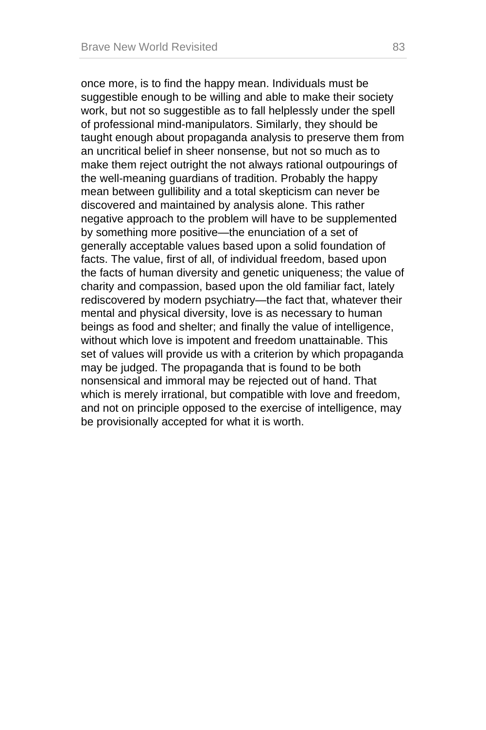once more, is to find the happy mean. Individuals must be suggestible enough to be willing and able to make their society work, but not so suggestible as to fall helplessly under the spell of professional mind-manipulators. Similarly, they should be taught enough about propaganda analysis to preserve them from an uncritical belief in sheer nonsense, but not so much as to make them reject outright the not always rational outpourings of the well-meaning guardians of tradition. Probably the happy mean between gullibility and a total skepticism can never be discovered and maintained by analysis alone. This rather negative approach to the problem will have to be supplemented by something more positive—the enunciation of a set of generally acceptable values based upon a solid foundation of facts. The value, first of all, of individual freedom, based upon the facts of human diversity and genetic uniqueness; the value of charity and compassion, based upon the old familiar fact, lately rediscovered by modern psychiatry—the fact that, whatever their mental and physical diversity, love is as necessary to human beings as food and shelter; and finally the value of intelligence, without which love is impotent and freedom unattainable. This set of values will provide us with a criterion by which propaganda may be judged. The propaganda that is found to be both nonsensical and immoral may be rejected out of hand. That which is merely irrational, but compatible with love and freedom, and not on principle opposed to the exercise of intelligence, may be provisionally accepted for what it is worth.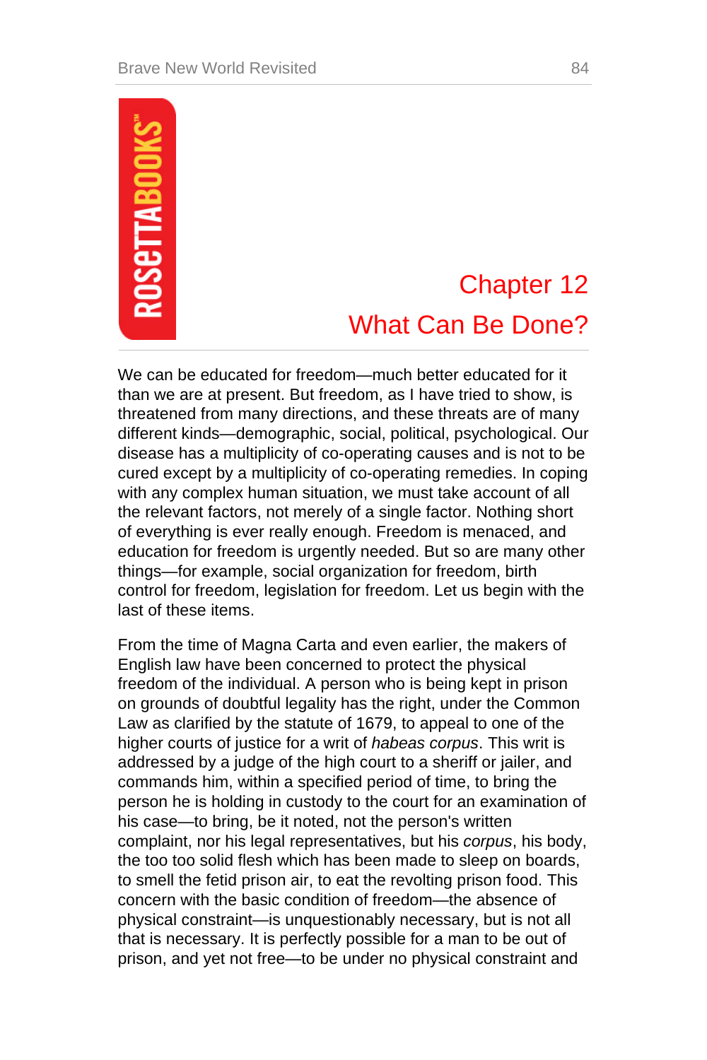# Chapter 12
## What Can Be Done?

We can be educated for freedom—much better educated for it than we are at present. But freedom, as I have tried to show, is threatened from many directions, and these threats are of many different kinds—demographic, social, political, psychological. Our disease has a multiplicity of co-operating causes and is not to be cured except by a multiplicity of co-operating remedies. In coping with any complex human situation, we must take account of all the relevant factors, not merely of a single factor. Nothing short of everything is ever really enough. Freedom is menaced, and education for freedom is urgently needed. But so are many other things—for example, social organization for freedom, birth control for freedom, legislation for freedom. Let us begin with the last of these items.

From the time of Magna Carta and even earlier, the makers of English law have been concerned to protect the physical freedom of the individual. A person who is being kept in prison on grounds of doubtful legality has the right, under the Common Law as clarified by the statute of 1679, to appeal to one of the higher courts of justice for a writ of *habeas corpus*. This writ is addressed by a judge of the high court to a sheriff or jailer, and commands him, within a specified period of time, to bring the person he is holding in custody to the court for an examination of his case—to bring, be it noted, not the person's written complaint, nor his legal representatives, but his *corpus*, his body, the too too solid flesh which has been made to sleep on boards, to smell the fetid prison air, to eat the revolting prison food. This concern with the basic condition of freedom—the absence of physical constraint—is unquestionably necessary, but is not all that is necessary. It is perfectly possible for a man to be out of prison, and yet not free—to be under no physical constraint and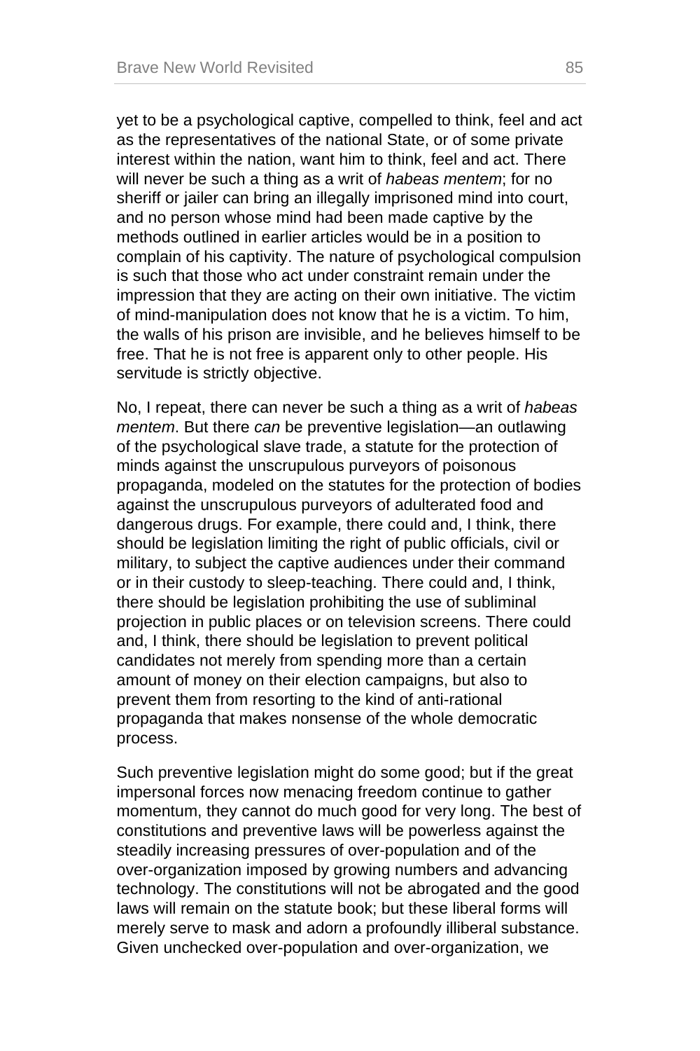yet to be a psychological captive, compelled to think, feel and act as the representatives of the national State, or of some private interest within the nation, want him to think, feel and act. There will never be such a thing as a writ of *habeas mentem*; for no sheriff or jailer can bring an illegally imprisoned mind into court, and no person whose mind had been made captive by the methods outlined in earlier articles would be in a position to complain of his captivity. The nature of psychological compulsion is such that those who act under constraint remain under the impression that they are acting on their own initiative. The victim of mind-manipulation does not know that he is a victim. To him, the walls of his prison are invisible, and he believes himself to be free. That he is not free is apparent only to other people. His servitude is strictly objective.

No, I repeat, there can never be such a thing as a writ of *habeas mentem*. But there *can* be preventive legislation—an outlawing of the psychological slave trade, a statute for the protection of minds against the unscrupulous purveyors of poisonous propaganda, modeled on the statutes for the protection of bodies against the unscrupulous purveyors of adulterated food and dangerous drugs. For example, there could and, I think, there should be legislation limiting the right of public officials, civil or military, to subject the captive audiences under their command or in their custody to sleep-teaching. There could and, I think, there should be legislation prohibiting the use of subliminal projection in public places or on television screens. There could and, I think, there should be legislation to prevent political candidates not merely from spending more than a certain amount of money on their election campaigns, but also to prevent them from resorting to the kind of anti-rational propaganda that makes nonsense of the whole democratic process.

Such preventive legislation might do some good; but if the great impersonal forces now menacing freedom continue to gather momentum, they cannot do much good for very long. The best of constitutions and preventive laws will be powerless against the steadily increasing pressures of over-population and of the over-organization imposed by growing numbers and advancing technology. The constitutions will not be abrogated and the good laws will remain on the statute book; but these liberal forms will merely serve to mask and adorn a profoundly illiberal substance. Given unchecked over-population and over-organization, we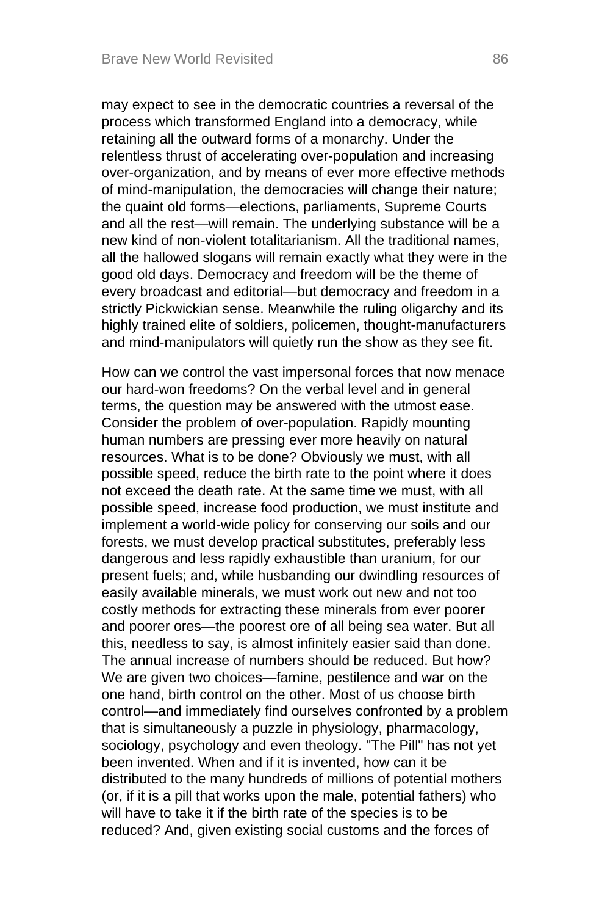may expect to see in the democratic countries a reversal of the process which transformed England into a democracy, while retaining all the outward forms of a monarchy. Under the relentless thrust of accelerating over-population and increasing over-organization, and by means of ever more effective methods of mind-manipulation, the democracies will change their nature; the quaint old forms—elections, parliaments, Supreme Courts and all the rest—will remain. The underlying substance will be a new kind of non-violent totalitarianism. All the traditional names, all the hallowed slogans will remain exactly what they were in the good old days. Democracy and freedom will be the theme of every broadcast and editorial—but democracy and freedom in a strictly Pickwickian sense. Meanwhile the ruling oligarchy and its highly trained elite of soldiers, policemen, thought-manufacturers and mind-manipulators will quietly run the show as they see fit.

How can we control the vast impersonal forces that now menace our hard-won freedoms? On the verbal level and in general terms, the question may be answered with the utmost ease. Consider the problem of over-population. Rapidly mounting human numbers are pressing ever more heavily on natural resources. What is to be done? Obviously we must, with all possible speed, reduce the birth rate to the point where it does not exceed the death rate. At the same time we must, with all possible speed, increase food production, we must institute and implement a world-wide policy for conserving our soils and our forests, we must develop practical substitutes, preferably less dangerous and less rapidly exhaustible than uranium, for our present fuels; and, while husbanding our dwindling resources of easily available minerals, we must work out new and not too costly methods for extracting these minerals from ever poorer and poorer ores—the poorest ore of all being sea water. But all this, needless to say, is almost infinitely easier said than done. The annual increase of numbers should be reduced. But how? We are given two choices—famine, pestilence and war on the one hand, birth control on the other. Most of us choose birth control—and immediately find ourselves confronted by a problem that is simultaneously a puzzle in physiology, pharmacology, sociology, psychology and even theology. "The Pill" has not yet been invented. When and if it is invented, how can it be distributed to the many hundreds of millions of potential mothers (or, if it is a pill that works upon the male, potential fathers) who will have to take it if the birth rate of the species is to be reduced? And, given existing social customs and the forces of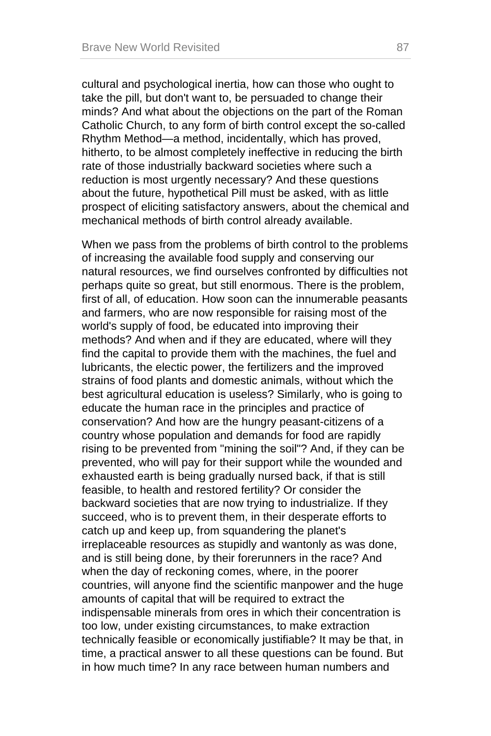cultural and psychological inertia, how can those who ought to take the pill, but don't want to, be persuaded to change their minds? And what about the objections on the part of the Roman Catholic Church, to any form of birth control except the so-called Rhythm Method—a method, incidentally, which has proved, hitherto, to be almost completely ineffective in reducing the birth rate of those industrially backward societies where such a reduction is most urgently necessary? And these questions about the future, hypothetical Pill must be asked, with as little prospect of eliciting satisfactory answers, about the chemical and mechanical methods of birth control already available.

When we pass from the problems of birth control to the problems of increasing the available food supply and conserving our natural resources, we find ourselves confronted by difficulties not perhaps quite so great, but still enormous. There is the problem, first of all, of education. How soon can the innumerable peasants and farmers, who are now responsible for raising most of the world's supply of food, be educated into improving their methods? And when and if they are educated, where will they find the capital to provide them with the machines, the fuel and lubricants, the electic power, the fertilizers and the improved strains of food plants and domestic animals, without which the best agricultural education is useless? Similarly, who is going to educate the human race in the principles and practice of conservation? And how are the hungry peasant-citizens of a country whose population and demands for food are rapidly rising to be prevented from "mining the soil"? And, if they can be prevented, who will pay for their support while the wounded and exhausted earth is being gradually nursed back, if that is still feasible, to health and restored fertility? Or consider the backward societies that are now trying to industrialize. If they succeed, who is to prevent them, in their desperate efforts to catch up and keep up, from squandering the planet's irreplaceable resources as stupidly and wantonly as was done, and is still being done, by their forerunners in the race? And when the day of reckoning comes, where, in the poorer countries, will anyone find the scientific manpower and the huge amounts of capital that will be required to extract the indispensable minerals from ores in which their concentration is too low, under existing circumstances, to make extraction technically feasible or economically justifiable? It may be that, in time, a practical answer to all these questions can be found. But in how much time? In any race between human numbers and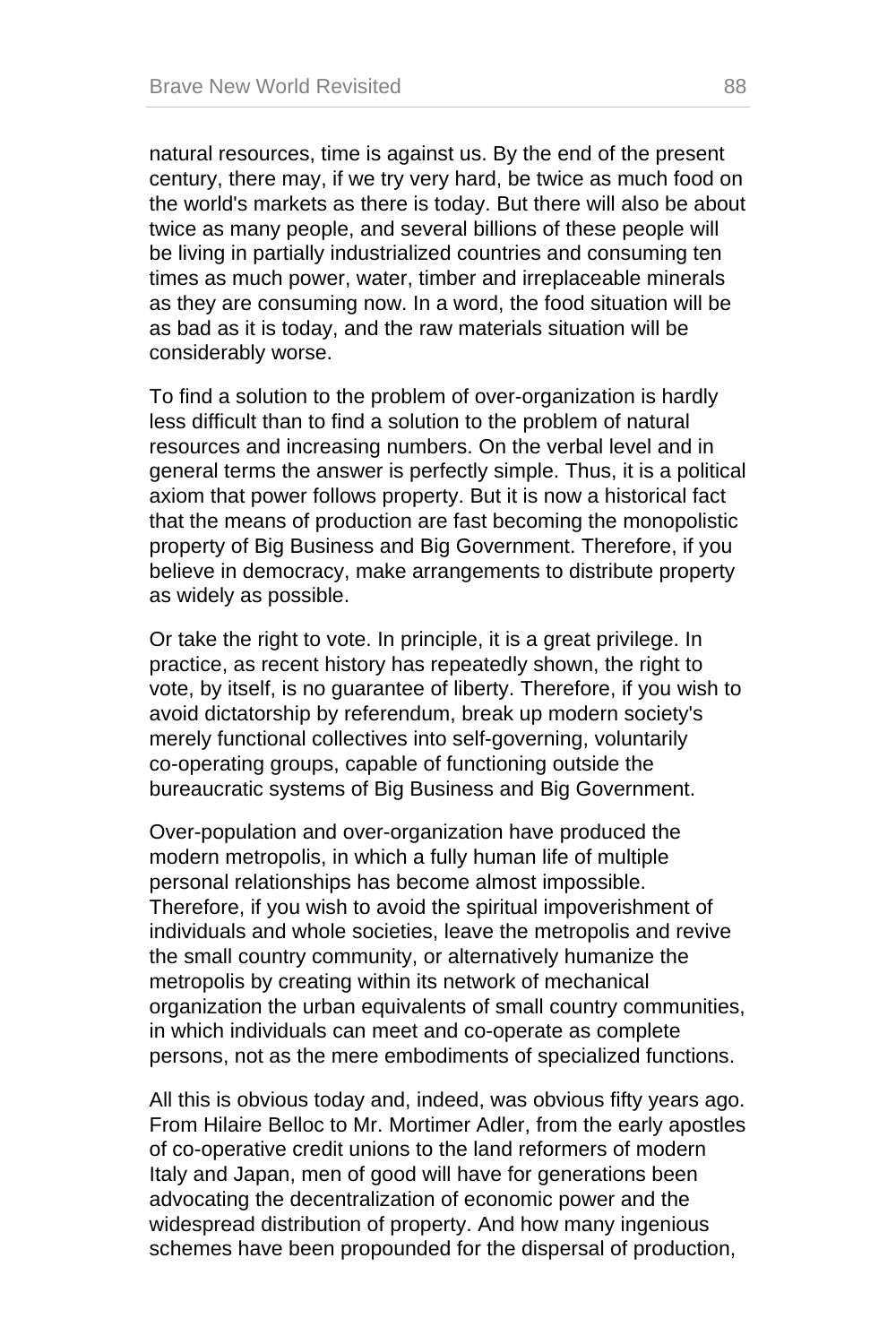natural resources, time is against us. By the end of the present century, there may, if we try very hard, be twice as much food on the world's markets as there is today. But there will also be about twice as many people, and several billions of these people will be living in partially industrialized countries and consuming ten times as much power, water, timber and irreplaceable minerals as they are consuming now. In a word, the food situation will be as bad as it is today, and the raw materials situation will be considerably worse.

To find a solution to the problem of over-organization is hardly less difficult than to find a solution to the problem of natural resources and increasing numbers. On the verbal level and in general terms the answer is perfectly simple. Thus, it is a political axiom that power follows property. But it is now a historical fact that the means of production are fast becoming the monopolistic property of Big Business and Big Government. Therefore, if you believe in democracy, make arrangements to distribute property as widely as possible.

Or take the right to vote. In principle, it is a great privilege. In practice, as recent history has repeatedly shown, the right to vote, by itself, is no guarantee of liberty. Therefore, if you wish to avoid dictatorship by referendum, break up modern society's merely functional collectives into self-governing, voluntarily co-operating groups, capable of functioning outside the bureaucratic systems of Big Business and Big Government.

Over-population and over-organization have produced the modern metropolis, in which a fully human life of multiple personal relationships has become almost impossible. Therefore, if you wish to avoid the spiritual impoverishment of individuals and whole societies, leave the metropolis and revive the small country community, or alternatively humanize the metropolis by creating within its network of mechanical organization the urban equivalents of small country communities, in which individuals can meet and co-operate as complete persons, not as the mere embodiments of specialized functions.

All this is obvious today and, indeed, was obvious fifty years ago. From Hilaire Belloc to Mr. Mortimer Adler, from the early apostles of co-operative credit unions to the land reformers of modern Italy and Japan, men of good will have for generations been advocating the decentralization of economic power and the widespread distribution of property. And how many ingenious schemes have been propounded for the dispersal of production,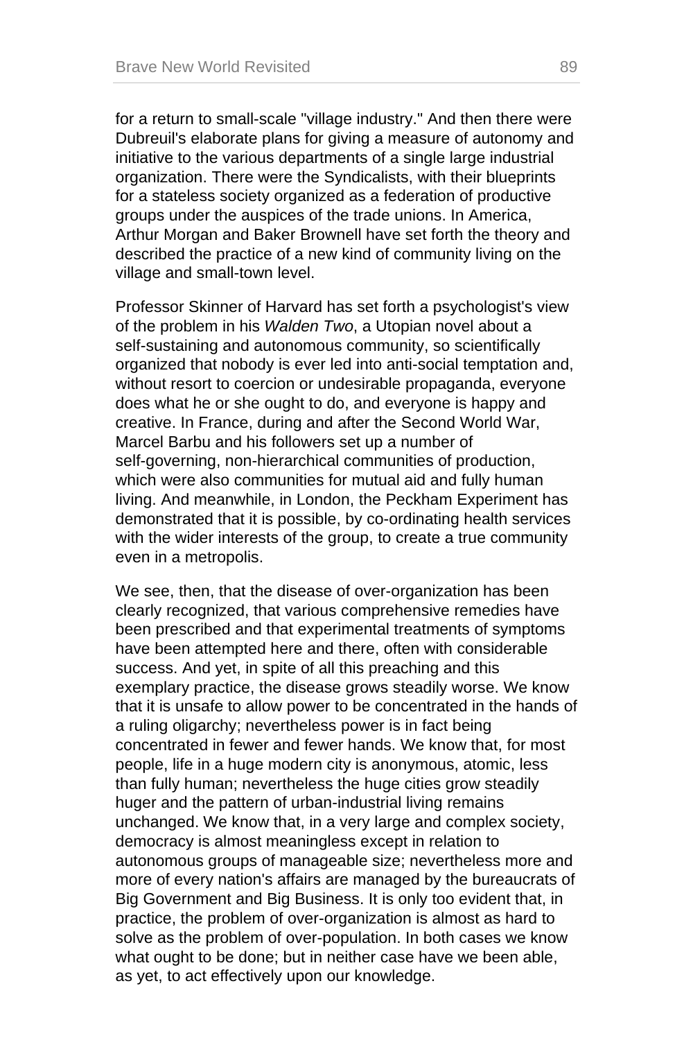for a return to small-scale "village industry." And then there were Dubreuil's elaborate plans for giving a measure of autonomy and initiative to the various departments of a single large industrial organization. There were the Syndicalists, with their blueprints for a stateless society organized as a federation of productive groups under the auspices of the trade unions. In America, Arthur Morgan and Baker Brownell have set forth the theory and described the practice of a new kind of community living on the village and small-town level.

Professor Skinner of Harvard has set forth a psychologist's view of the problem in his *Walden Two*, a Utopian novel about a self-sustaining and autonomous community, so scientifically organized that nobody is ever led into anti-social temptation and, without resort to coercion or undesirable propaganda, everyone does what he or she ought to do, and everyone is happy and creative. In France, during and after the Second World War, Marcel Barbu and his followers set up a number of self-governing, non-hierarchical communities of production, which were also communities for mutual aid and fully human living. And meanwhile, in London, the Peckham Experiment has demonstrated that it is possible, by co-ordinating health services with the wider interests of the group, to create a true community even in a metropolis.

We see, then, that the disease of over-organization has been clearly recognized, that various comprehensive remedies have been prescribed and that experimental treatments of symptoms have been attempted here and there, often with considerable success. And yet, in spite of all this preaching and this exemplary practice, the disease grows steadily worse. We know that it is unsafe to allow power to be concentrated in the hands of a ruling oligarchy; nevertheless power is in fact being concentrated in fewer and fewer hands. We know that, for most people, life in a huge modern city is anonymous, atomic, less than fully human; nevertheless the huge cities grow steadily huger and the pattern of urban-industrial living remains unchanged. We know that, in a very large and complex society, democracy is almost meaningless except in relation to autonomous groups of manageable size; nevertheless more and more of every nation's affairs are managed by the bureaucrats of Big Government and Big Business. It is only too evident that, in practice, the problem of over-organization is almost as hard to solve as the problem of over-population. In both cases we know what ought to be done; but in neither case have we been able, as yet, to act effectively upon our knowledge.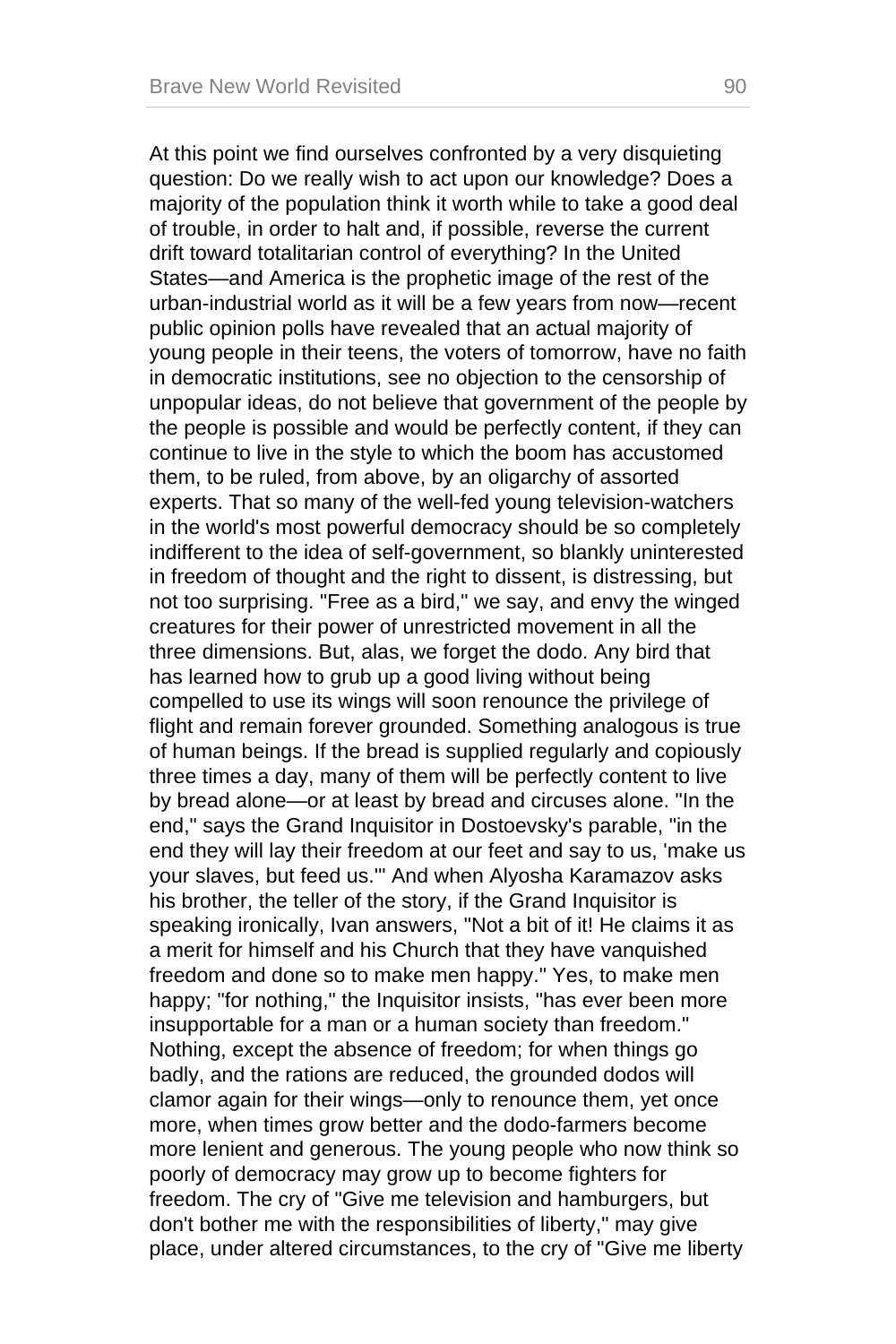At this point we find ourselves confronted by a very disquieting question: Do we really wish to act upon our knowledge? Does a majority of the population think it worth while to take a good deal of trouble, in order to halt and, if possible, reverse the current drift toward totalitarian control of everything? In the United States—and America is the prophetic image of the rest of the urban-industrial world as it will be a few years from now—recent public opinion polls have revealed that an actual majority of young people in their teens, the voters of tomorrow, have no faith in democratic institutions, see no objection to the censorship of unpopular ideas, do not believe that government of the people by the people is possible and would be perfectly content, if they can continue to live in the style to which the boom has accustomed them, to be ruled, from above, by an oligarchy of assorted experts. That so many of the well-fed young television-watchers in the world's most powerful democracy should be so completely indifferent to the idea of self-government, so blankly uninterested in freedom of thought and the right to dissent, is distressing, but not too surprising. "Free as a bird," we say, and envy the winged creatures for their power of unrestricted movement in all the three dimensions. But, alas, we forget the dodo. Any bird that has learned how to grub up a good living without being compelled to use its wings will soon renounce the privilege of flight and remain forever grounded. Something analogous is true of human beings. If the bread is supplied regularly and copiously three times a day, many of them will be perfectly content to live by bread alone—or at least by bread and circuses alone. "In the end," says the Grand Inquisitor in Dostoevsky's parable, "in the end they will lay their freedom at our feet and say to us, 'make us your slaves, but feed us.'" And when Alyosha Karamazov asks his brother, the teller of the story, if the Grand Inquisitor is speaking ironically, Ivan answers, "Not a bit of it! He claims it as a merit for himself and his Church that they have vanquished freedom and done so to make men happy." Yes, to make men happy; "for nothing," the Inquisitor insists, "has ever been more insupportable for a man or a human society than freedom." Nothing, except the absence of freedom; for when things go badly, and the rations are reduced, the grounded dodos will clamor again for their wings—only to renounce them, yet once more, when times grow better and the dodo-farmers become more lenient and generous. The young people who now think so poorly of democracy may grow up to become fighters for freedom. The cry of "Give me television and hamburgers, but don't bother me with the responsibilities of liberty," may give place, under altered circumstances, to the cry of "Give me liberty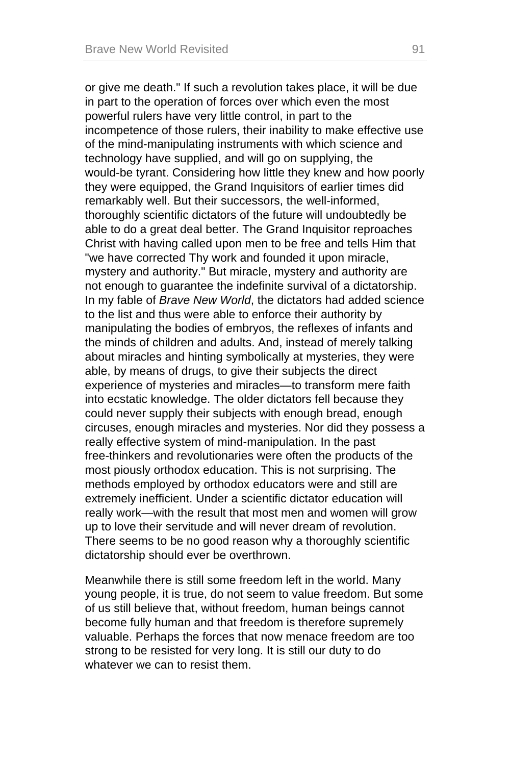or give me death." If such a revolution takes place, it will be due in part to the operation of forces over which even the most powerful rulers have very little control, in part to the incompetence of those rulers, their inability to make effective use of the mind-manipulating instruments with which science and technology have supplied, and will go on supplying, the would-be tyrant. Considering how little they knew and how poorly they were equipped, the Grand Inquisitors of earlier times did remarkably well. But their successors, the well-informed, thoroughly scientific dictators of the future will undoubtedly be able to do a great deal better. The Grand Inquisitor reproaches Christ with having called upon men to be free and tells Him that "we have corrected Thy work and founded it upon miracle, mystery and authority." But miracle, mystery and authority are not enough to guarantee the indefinite survival of a dictatorship. In my fable of *Brave New World*, the dictators had added science to the list and thus were able to enforce their authority by manipulating the bodies of embryos, the reflexes of infants and the minds of children and adults. And, instead of merely talking about miracles and hinting symbolically at mysteries, they were able, by means of drugs, to give their subjects the direct experience of mysteries and miracles—to transform mere faith into ecstatic knowledge. The older dictators fell because they could never supply their subjects with enough bread, enough circuses, enough miracles and mysteries. Nor did they possess a really effective system of mind-manipulation. In the past free-thinkers and revolutionaries were often the products of the most piously orthodox education. This is not surprising. The methods employed by orthodox educators were and still are extremely inefficient. Under a scientific dictator education will really work—with the result that most men and women will grow up to love their servitude and will never dream of revolution. There seems to be no good reason why a thoroughly scientific dictatorship should ever be overthrown.

Meanwhile there is still some freedom left in the world. Many young people, it is true, do not seem to value freedom. But some of us still believe that, without freedom, human beings cannot become fully human and that freedom is therefore supremely valuable. Perhaps the forces that now menace freedom are too strong to be resisted for very long. It is still our duty to do whatever we can to resist them.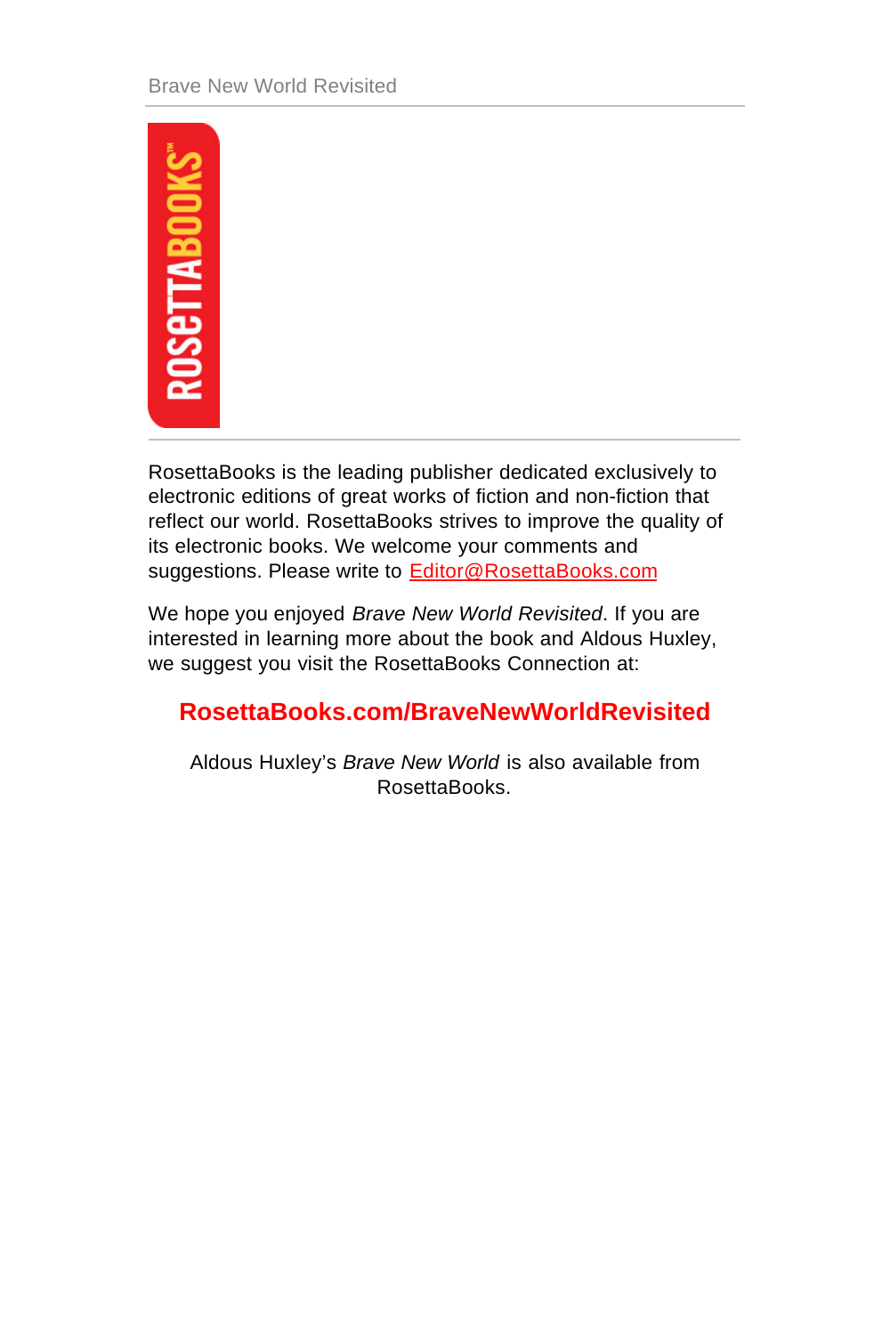RosettaBooks is the leading publisher dedicated exclusively to electronic editions of great works of fiction and non-fiction that reflect our world. RosettaBooks strives to improve the quality of its electronic books. We welcome your comments and suggestions. Please write to Editor@RosettaBooks.com

We hope you enjoyed *Brave New World Revisited*. If you are interested in learning more about the book and Aldous Huxley, we suggest you visit the RosettaBooks Connection at:

**RosettaBooks.com/BraveNewWorldRevisited**

Aldous Huxley's *Brave New World* is also available from RosettaBooks.